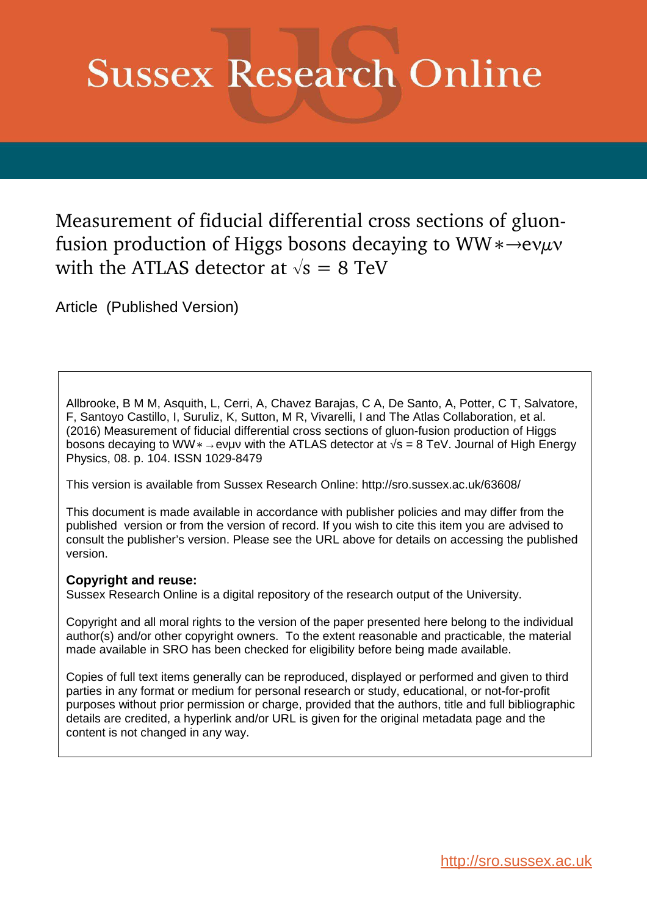# Sussex Research Online

## Measurement of fiducial differential cross sections of gluon-fusion production of Higgs bosons decaying to $WW{*}\to e\nu\mu\nu$ with the ATLAS detector at $\sqrt{s} = 8$ TeV

Article (Published Version)

Allbrooke, B M M, Asquith, L, Cerri, A, Chavez Barajas, C A, De Santo, A, Potter, C T, Salvatore, F, Santoyo Castillo, I, Suruliz, K, Sutton, M R, Vivarelli, I and The Atlas Collaboration, et al. (2016) Measurement of fiducial differential cross sections of gluon-fusion production of Higgs bosons decaying to $WW{*}\to e\nu\mu\nu$ with the ATLAS detector at $\sqrt{s} = 8$ TeV. Journal of High Energy Physics, 08. p. 104. ISSN 1029-8479

This version is available from Sussex Research Online: http://sro.sussex.ac.uk/63608/

This document is made available in accordance with publisher policies and may differ from the published version or from the version of record. If you wish to cite this item you are advised to consult the publisher's version. Please see the URL above for details on accessing the published version.

**Copyright and reuse:**
Sussex Research Online is a digital repository of the research output of the University.

Copyright and all moral rights to the version of the paper presented here belong to the individual author(s) and/or other copyright owners. To the extent reasonable and practicable, the material made available in SRO has been checked for eligibility before being made available.

Copies of full text items generally can be reproduced, displayed or performed and given to third parties in any format or medium for personal research or study, educational, or not-for-profit purposes without prior permission or charge, provided that the authors, title and full bibliographic details are credited, a hyperlink and/or URL is given for the original metadata page and the content is not changed in any way.

http://sro.sussex.ac.uk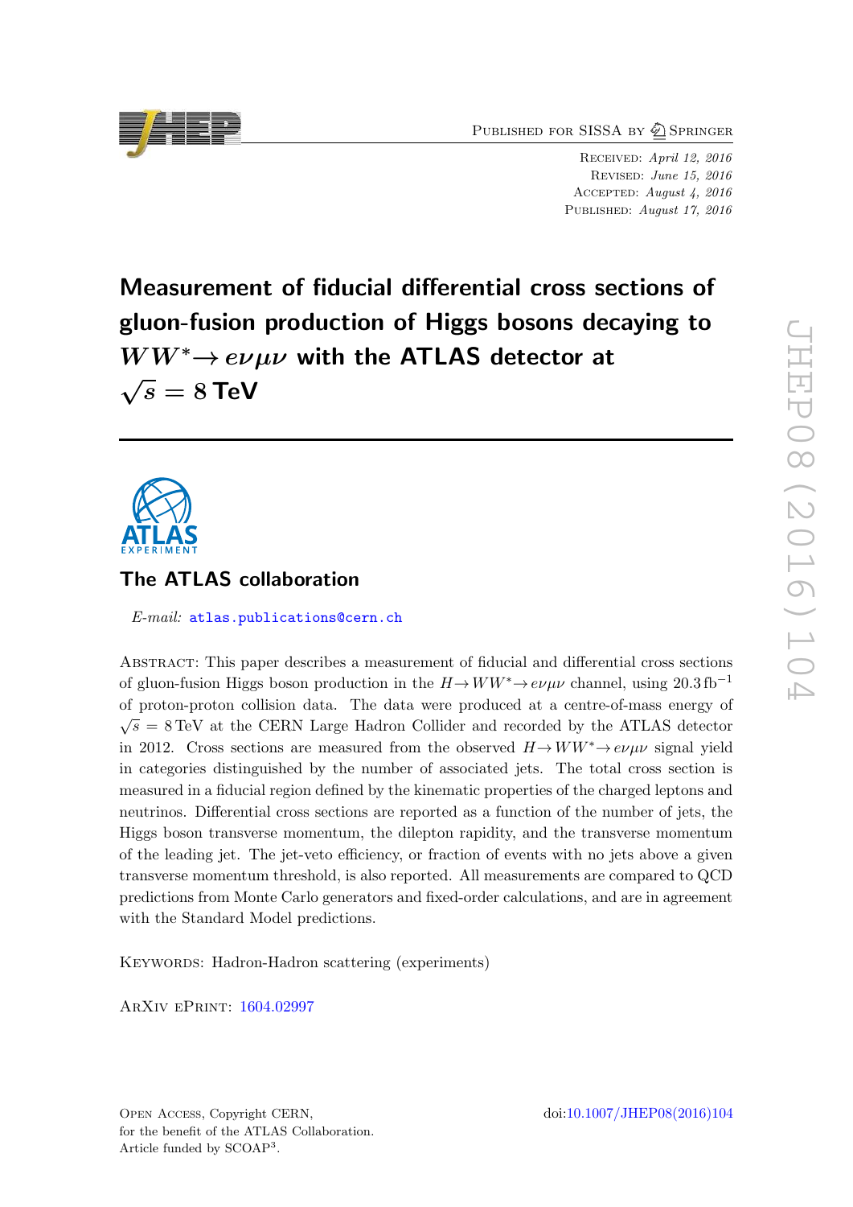Published for SISSA by Springer

Received: *April 12, 2016*
Revised: *June 15, 2016*
Accepted: *August 4, 2016*
Published: *August 17, 2016*

# Measurement of fiducial differential cross sections of gluon-fusion production of Higgs bosons decaying to $WW^{*}\rightarrow e\nu\mu\nu$ with the ATLAS detector at $\sqrt{s} = 8$ TeV

## The ATLAS collaboration

*E-mail:* atlas.publications@cern.ch

Abstract: This paper describes a measurement of fiducial and differential cross sections of gluon-fusion Higgs boson production in the $H\rightarrow WW^{*}\rightarrow e\nu\mu\nu$ channel, using $20.3\,\text{fb}^{-1}$ of proton-proton collision data. The data were produced at a centre-of-mass energy of $\sqrt{s} = 8\,\text{TeV}$ at the CERN Large Hadron Collider and recorded by the ATLAS detector in 2012. Cross sections are measured from the observed $H\rightarrow WW^{*}\rightarrow e\nu\mu\nu$ signal yield in categories distinguished by the number of associated jets. The total cross section is measured in a fiducial region defined by the kinematic properties of the charged leptons and neutrinos. Differential cross sections are reported as a function of the number of jets, the Higgs boson transverse momentum, the dilepton rapidity, and the transverse momentum of the leading jet. The jet-veto efficiency, or fraction of events with no jets above a given transverse momentum threshold, is also reported. All measurements are compared to QCD predictions from Monte Carlo generators and fixed-order calculations, and are in agreement with the Standard Model predictions.

Keywords: Hadron-Hadron scattering (experiments)

ArXiv ePrint: 1604.02997

Open Access, Copyright CERN,
for the benefit of the ATLAS Collaboration.
Article funded by SCOAP[3].

doi:10.1007/JHEP08(2016)104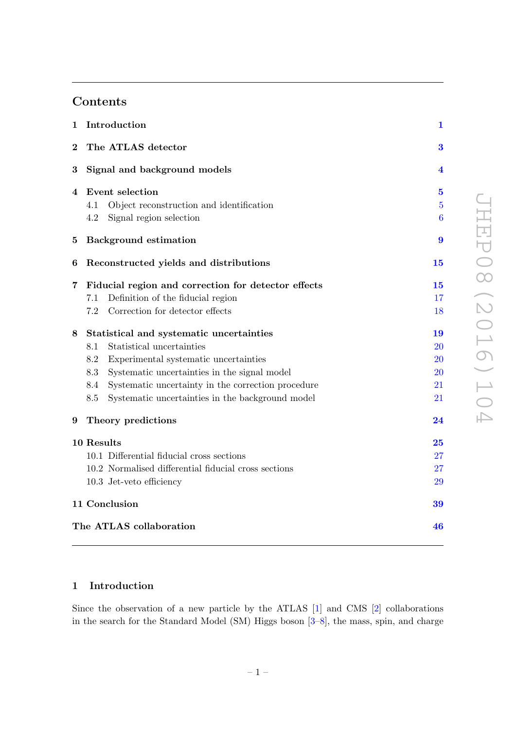## Contents

| | |
|---|---|
| **1 Introduction** | **1** |
| **2 The ATLAS detector** | **3** |
| **3 Signal and background models** | **4** |
| **4 Event selection** | **5** |
| 4.1 Object reconstruction and identification | 5 |
| 4.2 Signal region selection | 6 |
| **5 Background estimation** | **9** |
| **6 Reconstructed yields and distributions** | **15** |
| **7 Fiducial region and correction for detector effects** | **15** |
| 7.1 Definition of the fiducial region | 17 |
| 7.2 Correction for detector effects | 18 |
| **8 Statistical and systematic uncertainties** | **19** |
| 8.1 Statistical uncertainties | 20 |
| 8.2 Experimental systematic uncertainties | 20 |
| 8.3 Systematic uncertainties in the signal model | 20 |
| 8.4 Systematic uncertainty in the correction procedure | 21 |
| 8.5 Systematic uncertainties in the background model | 21 |
| **9 Theory predictions** | **24** |
| **10 Results** | **25** |
| 10.1 Differential fiducial cross sections | 27 |
| 10.2 Normalised differential fiducial cross sections | 27 |
| 10.3 Jet-veto efficiency | 29 |
| **11 Conclusion** | **39** |
| **The ATLAS collaboration** | **46** |

## 1 Introduction

Since the observation of a new particle by the ATLAS [1] and CMS [2] collaborations in the search for the Standard Model (SM) Higgs boson [3–8], the mass, spin, and charge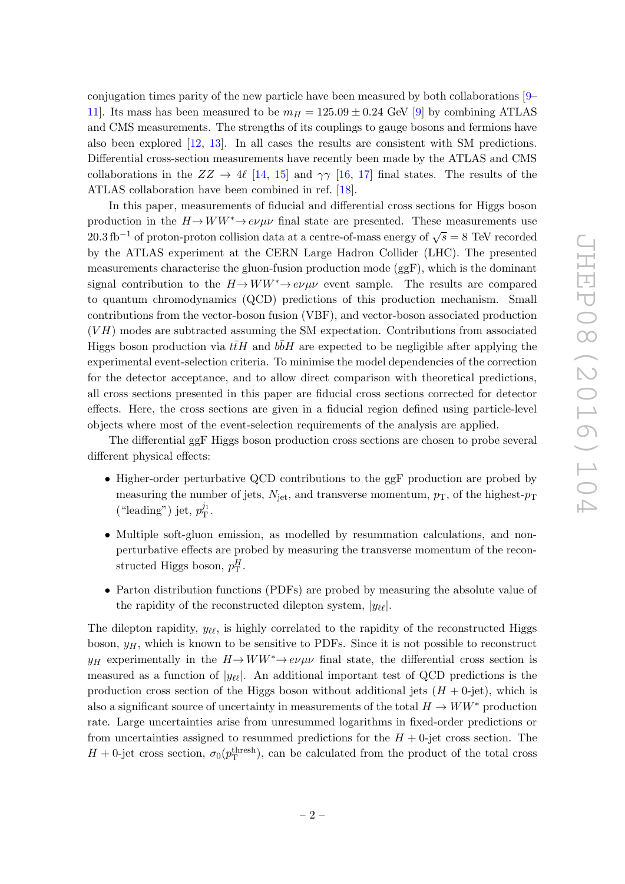conjugation times parity of the new particle have been measured by both collaborations [9–11]. Its mass has been measured to be $m_H = 125.09 \pm 0.24$ GeV [9] by combining ATLAS and CMS measurements. The strengths of its couplings to gauge bosons and fermions have also been explored [12, 13]. In all cases the results are consistent with SM predictions. Differential cross-section measurements have recently been made by the ATLAS and CMS collaborations in the $ZZ \rightarrow 4\ell$ [14, 15] and $\gamma\gamma$ [16, 17] final states. The results of the ATLAS collaboration have been combined in ref. [18].

In this paper, measurements of fiducial and differential cross sections for Higgs boson production in the $H \rightarrow WW^* \rightarrow e\nu\mu\nu$ final state are presented. These measurements use $20.3\,\text{fb}^{-1}$ of proton-proton collision data at a centre-of-mass energy of $\sqrt{s} = 8$ TeV recorded by the ATLAS experiment at the CERN Large Hadron Collider (LHC). The presented measurements characterise the gluon-fusion production mode (ggF), which is the dominant signal contribution to the $H \rightarrow WW^* \rightarrow e\nu\mu\nu$ event sample. The results are compared to quantum chromodynamics (QCD) predictions of this production mechanism. Small contributions from the vector-boson fusion (VBF), and vector-boson associated production ($VH$) modes are subtracted assuming the SM expectation. Contributions from associated Higgs boson production via $t\bar{t}H$ and $b\bar{b}H$ are expected to be negligible after applying the experimental event-selection criteria. To minimise the model dependencies of the correction for the detector acceptance, and to allow direct comparison with theoretical predictions, all cross sections presented in this paper are fiducial cross sections corrected for detector effects. Here, the cross sections are given in a fiducial region defined using particle-level objects where most of the event-selection requirements of the analysis are applied.

The differential ggF Higgs boson production cross sections are chosen to probe several different physical effects:

- Higher-order perturbative QCD contributions to the ggF production are probed by measuring the number of jets, $N_{\text{jet}}$, and transverse momentum, $p_{\text{T}}$, of the highest-$p_{\text{T}}$ ("leading") jet, $p_{\text{T}}^{j_1}$.
- Multiple soft-gluon emission, as modelled by resummation calculations, and non-perturbative effects are probed by measuring the transverse momentum of the reconstructed Higgs boson, $p_{\text{T}}^{H}$.
- Parton distribution functions (PDFs) are probed by measuring the absolute value of the rapidity of the reconstructed dilepton system, $|y_{\ell\ell}|$.

The dilepton rapidity, $y_{\ell\ell}$, is highly correlated to the rapidity of the reconstructed Higgs boson, $y_H$, which is known to be sensitive to PDFs. Since it is not possible to reconstruct $y_H$ experimentally in the $H \rightarrow WW^* \rightarrow e\nu\mu\nu$ final state, the differential cross section is measured as a function of $|y_{\ell\ell}|$. An additional important test of QCD predictions is the production cross section of the Higgs boson without additional jets ($H + 0$-jet), which is also a significant source of uncertainty in measurements of the total $H \rightarrow WW^*$ production rate. Large uncertainties arise from unresummed logarithms in fixed-order predictions or from uncertainties assigned to resummed predictions for the $H + 0$-jet cross section. The $H + 0$-jet cross section, $\sigma_0(p_{\text{T}}^{\text{thresh}})$, can be calculated from the product of the total cross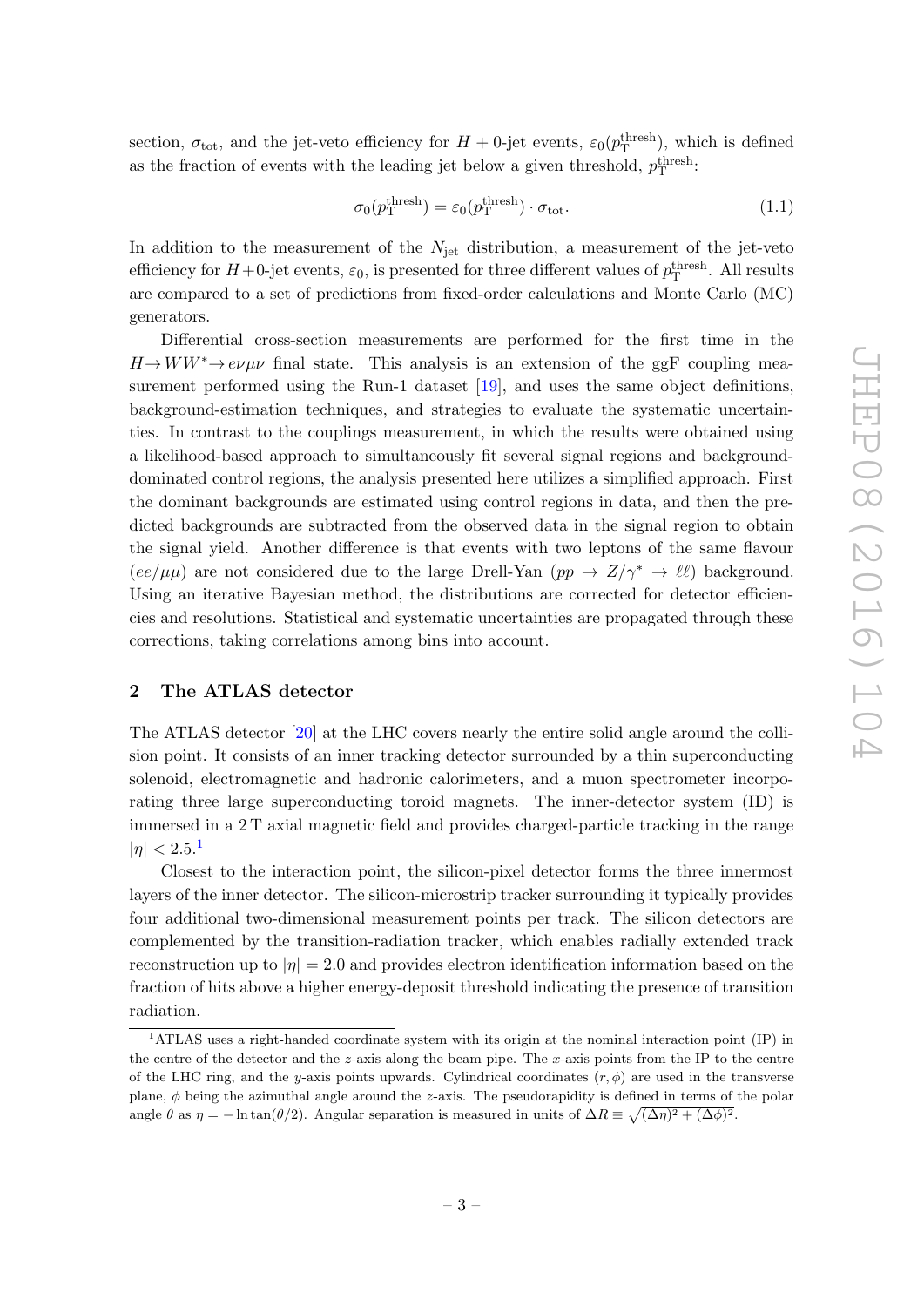section, $\sigma_{\text{tot}}$, and the jet-veto efficiency for $H + 0$-jet events, $\varepsilon_0(p_{\text{T}}^{\text{thresh}})$, which is defined as the fraction of events with the leading jet below a given threshold, $p_{\text{T}}^{\text{thresh}}$:

$$\sigma_0(p_{\text{T}}^{\text{thresh}}) = \varepsilon_0(p_{\text{T}}^{\text{thresh}}) \cdot \sigma_{\text{tot}}. \tag{1.1}$$

In addition to the measurement of the $N_{\text{jet}}$ distribution, a measurement of the jet-veto efficiency for $H+0$-jet events, $\varepsilon_0$, is presented for three different values of $p_{\text{T}}^{\text{thresh}}$. All results are compared to a set of predictions from fixed-order calculations and Monte Carlo (MC) generators.

Differential cross-section measurements are performed for the first time in the $H \to WW^* \to e\nu\mu\nu$ final state. This analysis is an extension of the ggF coupling measurement performed using the Run-1 dataset [19], and uses the same object definitions, background-estimation techniques, and strategies to evaluate the systematic uncertainties. In contrast to the couplings measurement, in which the results were obtained using a likelihood-based approach to simultaneously fit several signal regions and background-dominated control regions, the analysis presented here utilizes a simplified approach. First the dominant backgrounds are estimated using control regions in data, and then the predicted backgrounds are subtracted from the observed data in the signal region to obtain the signal yield. Another difference is that events with two leptons of the same flavour ($ee/\mu\mu$) are not considered due to the large Drell-Yan ($pp \to Z/\gamma^* \to \ell\ell$) background. Using an iterative Bayesian method, the distributions are corrected for detector efficiencies and resolutions. Statistical and systematic uncertainties are propagated through these corrections, taking correlations among bins into account.

## 2 The ATLAS detector

The ATLAS detector [20] at the LHC covers nearly the entire solid angle around the collision point. It consists of an inner tracking detector surrounded by a thin superconducting solenoid, electromagnetic and hadronic calorimeters, and a muon spectrometer incorporating three large superconducting toroid magnets. The inner-detector system (ID) is immersed in a 2 T axial magnetic field and provides charged-particle tracking in the range $|\eta| < 2.5$.[1]

Closest to the interaction point, the silicon-pixel detector forms the three innermost layers of the inner detector. The silicon-microstrip tracker surrounding it typically provides four additional two-dimensional measurement points per track. The silicon detectors are complemented by the transition-radiation tracker, which enables radially extended track reconstruction up to $|\eta| = 2.0$ and provides electron identification information based on the fraction of hits above a higher energy-deposit threshold indicating the presence of transition radiation.

[1]ATLAS uses a right-handed coordinate system with its origin at the nominal interaction point (IP) in the centre of the detector and the $z$-axis along the beam pipe. The $x$-axis points from the IP to the centre of the LHC ring, and the $y$-axis points upwards. Cylindrical coordinates $(r, \phi)$ are used in the transverse plane, $\phi$ being the azimuthal angle around the $z$-axis. The pseudorapidity is defined in terms of the polar angle $\theta$ as $\eta = -\ln\tan(\theta/2)$. Angular separation is measured in units of $\Delta R \equiv \sqrt{(\Delta\eta)^2 + (\Delta\phi)^2}$.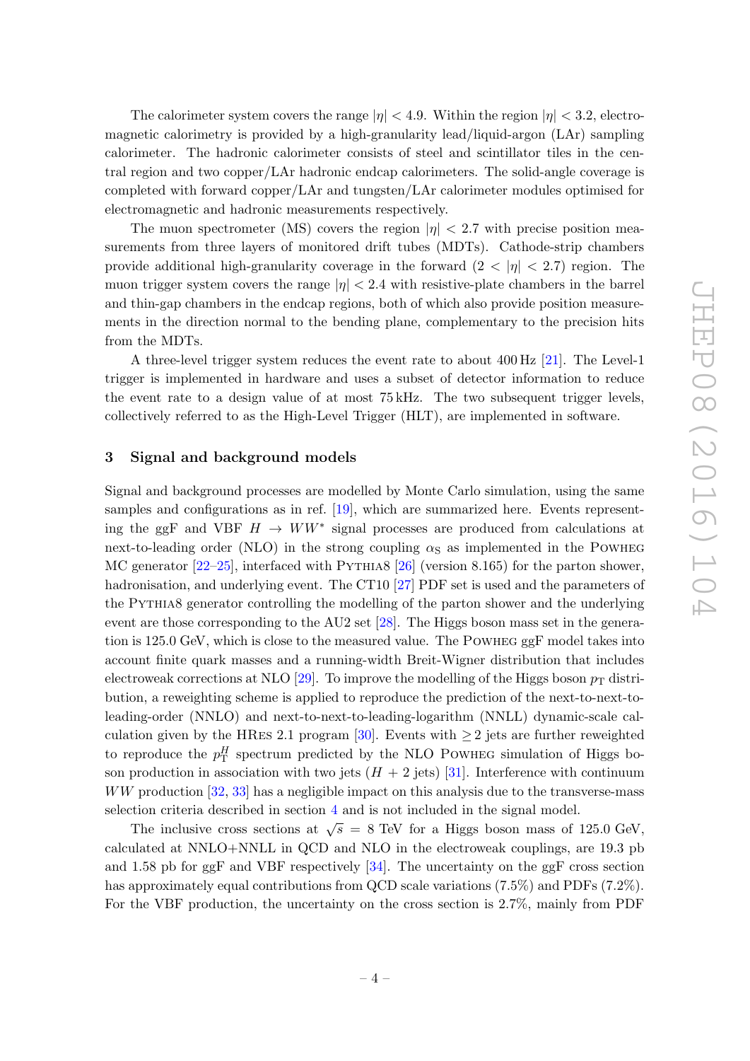The calorimeter system covers the range $|\eta| < 4.9$. Within the region $|\eta| < 3.2$, electromagnetic calorimetry is provided by a high-granularity lead/liquid-argon (LAr) sampling calorimeter. The hadronic calorimeter consists of steel and scintillator tiles in the central region and two copper/LAr hadronic endcap calorimeters. The solid-angle coverage is completed with forward copper/LAr and tungsten/LAr calorimeter modules optimised for electromagnetic and hadronic measurements respectively.

The muon spectrometer (MS) covers the region $|\eta| < 2.7$ with precise position measurements from three layers of monitored drift tubes (MDTs). Cathode-strip chambers provide additional high-granularity coverage in the forward ($2 < |\eta| < 2.7$) region. The muon trigger system covers the range $|\eta| < 2.4$ with resistive-plate chambers in the barrel and thin-gap chambers in the endcap regions, both of which also provide position measurements in the direction normal to the bending plane, complementary to the precision hits from the MDTs.

A three-level trigger system reduces the event rate to about 400 Hz [21]. The Level-1 trigger is implemented in hardware and uses a subset of detector information to reduce the event rate to a design value of at most 75 kHz. The two subsequent trigger levels, collectively referred to as the High-Level Trigger (HLT), are implemented in software.

## 3 Signal and background models

Signal and background processes are modelled by Monte Carlo simulation, using the same samples and configurations as in ref. [19], which are summarized here. Events representing the ggF and VBF $H \to WW^*$ signal processes are produced from calculations at next-to-leading order (NLO) in the strong coupling $\alpha_S$ as implemented in the Powheg MC generator [22–25], interfaced with Pythia8 [26] (version 8.165) for the parton shower, hadronisation, and underlying event. The CT10 [27] PDF set is used and the parameters of the Pythia8 generator controlling the modelling of the parton shower and the underlying event are those corresponding to the AU2 set [28]. The Higgs boson mass set in the generation is 125.0 GeV, which is close to the measured value. The Powheg ggF model takes into account finite quark masses and a running-width Breit-Wigner distribution that includes electroweak corrections at NLO [29]. To improve the modelling of the Higgs boson $p_{\mathrm{T}}$ distribution, a reweighting scheme is applied to reproduce the prediction of the next-to-next-to-leading-order (NNLO) and next-to-next-to-leading-logarithm (NNLL) dynamic-scale calculation given by the HRes 2.1 program [30]. Events with $\geq 2$ jets are further reweighted to reproduce the $p_{\mathrm{T}}^{H}$ spectrum predicted by the NLO Powheg simulation of Higgs boson production in association with two jets ($H + 2$ jets) [31]. Interference with continuum $WW$ production [32, 33] has a negligible impact on this analysis due to the transverse-mass selection criteria described in section 4 and is not included in the signal model.

The inclusive cross sections at $\sqrt{s} = 8$ TeV for a Higgs boson mass of 125.0 GeV, calculated at NNLO+NNLL in QCD and NLO in the electroweak couplings, are 19.3 pb and 1.58 pb for ggF and VBF respectively [34]. The uncertainty on the ggF cross section has approximately equal contributions from QCD scale variations (7.5%) and PDFs (7.2%). For the VBF production, the uncertainty on the cross section is 2.7%, mainly from PDF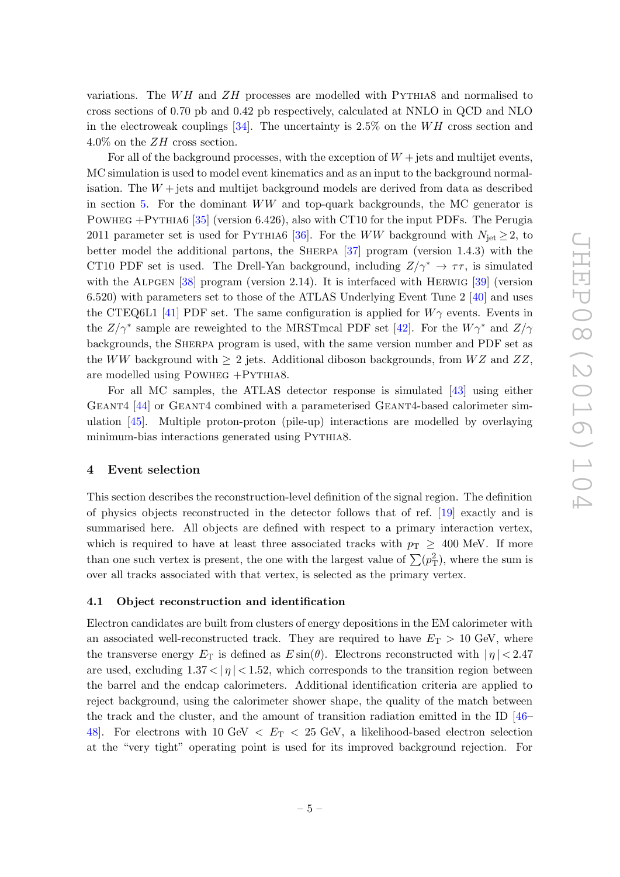variations. The $WH$ and $ZH$ processes are modelled with Pythia8 and normalised to cross sections of 0.70 pb and 0.42 pb respectively, calculated at NNLO in QCD and NLO in the electroweak couplings [34]. The uncertainty is 2.5% on the $WH$ cross section and 4.0% on the $ZH$ cross section.

For all of the background processes, with the exception of $W+$jets and multijet events, MC simulation is used to model event kinematics and as an input to the background normalisation. The $W+$jets and multijet background models are derived from data as described in section 5. For the dominant $WW$ and top-quark backgrounds, the MC generator is Powheg +Pythia6 [35] (version 6.426), also with CT10 for the input PDFs. The Perugia 2011 parameter set is used for Pythia6 [36]. For the $WW$ background with $N_{\text{jet}} \geq 2$, to better model the additional partons, the Sherpa [37] program (version 1.4.3) with the CT10 PDF set is used. The Drell-Yan background, including $Z/\gamma^* \to \tau\tau$, is simulated with the Alpgen [38] program (version 2.14). It is interfaced with Herwig [39] (version 6.520) with parameters set to those of the ATLAS Underlying Event Tune 2 [40] and uses the CTEQ6L1 [41] PDF set. The same configuration is applied for $W\gamma$ events. Events in the $Z/\gamma^*$ sample are reweighted to the MRSTmcal PDF set [42]. For the $W\gamma^*$ and $Z/\gamma$ backgrounds, the Sherpa program is used, with the same version number and PDF set as the $WW$ background with $\geq 2$ jets. Additional diboson backgrounds, from $WZ$ and $ZZ$, are modelled using Powheg +Pythia8.

For all MC samples, the ATLAS detector response is simulated [43] using either Geant4 [44] or Geant4 combined with a parameterised Geant4-based calorimeter simulation [45]. Multiple proton-proton (pile-up) interactions are modelled by overlaying minimum-bias interactions generated using Pythia8.

## 4 Event selection

This section describes the reconstruction-level definition of the signal region. The definition of physics objects reconstructed in the detector follows that of ref. [19] exactly and is summarised here. All objects are defined with respect to a primary interaction vertex, which is required to have at least three associated tracks with $p_{\text{T}} \geq 400$ MeV. If more than one such vertex is present, the one with the largest value of $\sum(p_{\text{T}}^2)$, where the sum is over all tracks associated with that vertex, is selected as the primary vertex.

### 4.1 Object reconstruction and identification

Electron candidates are built from clusters of energy depositions in the EM calorimeter with an associated well-reconstructed track. They are required to have $E_{\text{T}} > 10$ GeV, where the transverse energy $E_{\text{T}}$ is defined as $E\sin(\theta)$. Electrons reconstructed with $|\eta| < 2.47$ are used, excluding $1.37 < |\eta| < 1.52$, which corresponds to the transition region between the barrel and the endcap calorimeters. Additional identification criteria are applied to reject background, using the calorimeter shower shape, the quality of the match between the track and the cluster, and the amount of transition radiation emitted in the ID [46–48]. For electrons with 10 GeV $< E_{\text{T}} <$ 25 GeV, a likelihood-based electron selection at the "very tight" operating point is used for its improved background rejection. For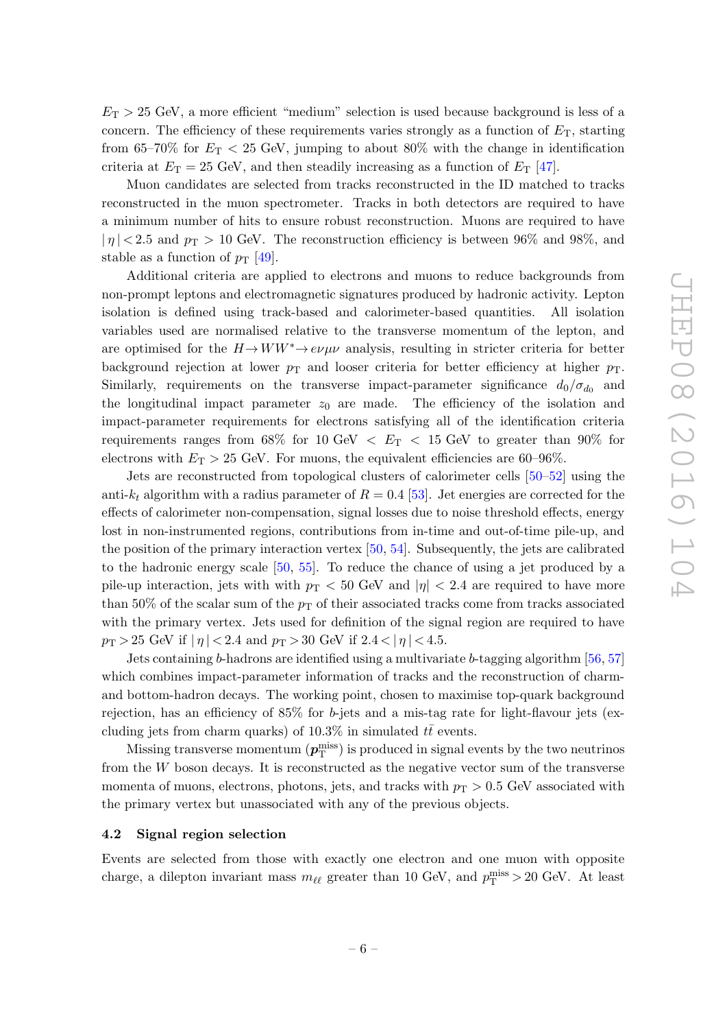$E_{\mathrm{T}} > 25$ GeV, a more efficient "medium" selection is used because background is less of a concern. The efficiency of these requirements varies strongly as a function of $E_{\mathrm{T}}$, starting from 65–70% for $E_{\mathrm{T}} < 25$ GeV, jumping to about 80% with the change in identification criteria at $E_{\mathrm{T}} = 25$ GeV, and then steadily increasing as a function of $E_{\mathrm{T}}$ [47].

Muon candidates are selected from tracks reconstructed in the ID matched to tracks reconstructed in the muon spectrometer. Tracks in both detectors are required to have a minimum number of hits to ensure robust reconstruction. Muons are required to have $|\eta| < 2.5$ and $p_{\mathrm{T}} > 10$ GeV. The reconstruction efficiency is between 96% and 98%, and stable as a function of $p_{\mathrm{T}}$ [49].

Additional criteria are applied to electrons and muons to reduce backgrounds from non-prompt leptons and electromagnetic signatures produced by hadronic activity. Lepton isolation is defined using track-based and calorimeter-based quantities. All isolation variables used are normalised relative to the transverse momentum of the lepton, and are optimised for the $H \to WW^* \to e\nu\mu\nu$ analysis, resulting in stricter criteria for better background rejection at lower $p_{\mathrm{T}}$ and looser criteria for better efficiency at higher $p_{\mathrm{T}}$. Similarly, requirements on the transverse impact-parameter significance $d_0/\sigma_{d_0}$ and the longitudinal impact parameter $z_0$ are made. The efficiency of the isolation and impact-parameter requirements for electrons satisfying all of the identification criteria requirements ranges from 68% for 10 GeV $< E_{\mathrm{T}} <$ 15 GeV to greater than 90% for electrons with $E_{\mathrm{T}} > 25$ GeV. For muons, the equivalent efficiencies are 60–96%.

Jets are reconstructed from topological clusters of calorimeter cells [50–52] using the anti-$k_t$ algorithm with a radius parameter of $R = 0.4$ [53]. Jet energies are corrected for the effects of calorimeter non-compensation, signal losses due to noise threshold effects, energy lost in non-instrumented regions, contributions from in-time and out-of-time pile-up, and the position of the primary interaction vertex [50, 54]. Subsequently, the jets are calibrated to the hadronic energy scale [50, 55]. To reduce the chance of using a jet produced by a pile-up interaction, jets with with $p_{\mathrm{T}} < 50$ GeV and $|\eta| < 2.4$ are required to have more than 50% of the scalar sum of the $p_{\mathrm{T}}$ of their associated tracks come from tracks associated with the primary vertex. Jets used for definition of the signal region are required to have $p_{\mathrm{T}} > 25$ GeV if $|\eta| < 2.4$ and $p_{\mathrm{T}} > 30$ GeV if $2.4 < |\eta| < 4.5$.

Jets containing $b$-hadrons are identified using a multivariate $b$-tagging algorithm [56, 57] which combines impact-parameter information of tracks and the reconstruction of charm- and bottom-hadron decays. The working point, chosen to maximise top-quark background rejection, has an efficiency of 85% for $b$-jets and a mis-tag rate for light-flavour jets (excluding jets from charm quarks) of 10.3% in simulated $t\bar{t}$ events.

Missing transverse momentum ($\boldsymbol{p}_{\mathrm{T}}^{\mathrm{miss}}$) is produced in signal events by the two neutrinos from the $W$ boson decays. It is reconstructed as the negative vector sum of the transverse momenta of muons, electrons, photons, jets, and tracks with $p_{\mathrm{T}} > 0.5$ GeV associated with the primary vertex but unassociated with any of the previous objects.

### 4.2 Signal region selection

Events are selected from those with exactly one electron and one muon with opposite charge, a dilepton invariant mass $m_{\ell\ell}$ greater than 10 GeV, and $p_{\mathrm{T}}^{\mathrm{miss}} > 20$ GeV. At least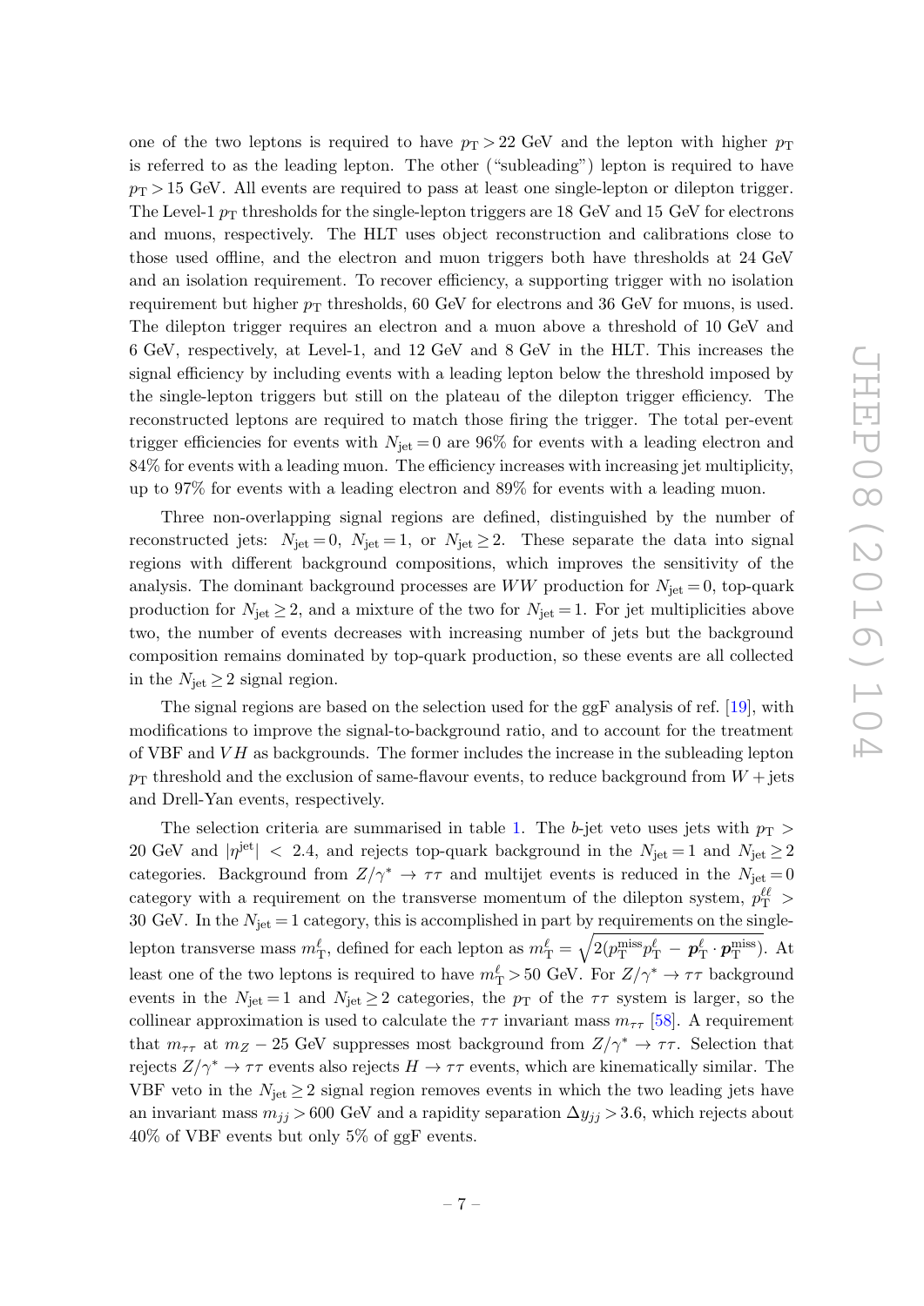one of the two leptons is required to have $p_{\mathrm{T}} > 22$ GeV and the lepton with higher $p_{\mathrm{T}}$ is referred to as the leading lepton. The other ("subleading") lepton is required to have $p_{\mathrm{T}} > 15$ GeV. All events are required to pass at least one single-lepton or dilepton trigger. The Level-1 $p_{\mathrm{T}}$ thresholds for the single-lepton triggers are 18 GeV and 15 GeV for electrons and muons, respectively. The HLT uses object reconstruction and calibrations close to those used offline, and the electron and muon triggers both have thresholds at 24 GeV and an isolation requirement. To recover efficiency, a supporting trigger with no isolation requirement but higher $p_{\mathrm{T}}$ thresholds, 60 GeV for electrons and 36 GeV for muons, is used. The dilepton trigger requires an electron and a muon above a threshold of 10 GeV and 6 GeV, respectively, at Level-1, and 12 GeV and 8 GeV in the HLT. This increases the signal efficiency by including events with a leading lepton below the threshold imposed by the single-lepton triggers but still on the plateau of the dilepton trigger efficiency. The reconstructed leptons are required to match those firing the trigger. The total per-event trigger efficiencies for events with $N_{\mathrm{jet}} = 0$ are 96% for events with a leading electron and 84% for events with a leading muon. The efficiency increases with increasing jet multiplicity, up to 97% for events with a leading electron and 89% for events with a leading muon.

Three non-overlapping signal regions are defined, distinguished by the number of reconstructed jets: $N_{\mathrm{jet}} = 0$, $N_{\mathrm{jet}} = 1$, or $N_{\mathrm{jet}} \geq 2$. These separate the data into signal regions with different background compositions, which improves the sensitivity of the analysis. The dominant background processes are $WW$ production for $N_{\mathrm{jet}} = 0$, top-quark production for $N_{\mathrm{jet}} \geq 2$, and a mixture of the two for $N_{\mathrm{jet}} = 1$. For jet multiplicities above two, the number of events decreases with increasing number of jets but the background composition remains dominated by top-quark production, so these events are all collected in the $N_{\mathrm{jet}} \geq 2$ signal region.

The signal regions are based on the selection used for the ggF analysis of ref. [19], with modifications to improve the signal-to-background ratio, and to account for the treatment of VBF and $VH$ as backgrounds. The former includes the increase in the subleading lepton $p_{\mathrm{T}}$ threshold and the exclusion of same-flavour events, to reduce background from $W+$jets and Drell-Yan events, respectively.

The selection criteria are summarised in table 1. The $b$-jet veto uses jets with $p_{\mathrm{T}} > 20$ GeV and $|\eta^{\mathrm{jet}}| < 2.4$, and rejects top-quark background in the $N_{\mathrm{jet}} = 1$ and $N_{\mathrm{jet}} \geq 2$ categories. Background from $Z/\gamma^* \to \tau\tau$ and multijet events is reduced in the $N_{\mathrm{jet}} = 0$ category with a requirement on the transverse momentum of the dilepton system, $p_{\mathrm{T}}^{\ell\ell} > 30$ GeV. In the $N_{\mathrm{jet}} = 1$ category, this is accomplished in part by requirements on the single-lepton transverse mass $m_{\mathrm{T}}^{\ell}$, defined for each lepton as $m_{\mathrm{T}}^{\ell} = \sqrt{2(p_{\mathrm{T}}^{\mathrm{miss}} p_{\mathrm{T}}^{\ell} - \boldsymbol{p}_{\mathrm{T}}^{\ell} \cdot \boldsymbol{p}_{\mathrm{T}}^{\mathrm{miss}})}$. At least one of the two leptons is required to have $m_{\mathrm{T}}^{\ell} > 50$ GeV. For $Z/\gamma^* \to \tau\tau$ background events in the $N_{\mathrm{jet}} = 1$ and $N_{\mathrm{jet}} \geq 2$ categories, the $p_{\mathrm{T}}$ of the $\tau\tau$ system is larger, so the collinear approximation is used to calculate the $\tau\tau$ invariant mass $m_{\tau\tau}$ [58]. A requirement that $m_{\tau\tau}$ at $m_Z - 25$ GeV suppresses most background from $Z/\gamma^* \to \tau\tau$. Selection that rejects $Z/\gamma^* \to \tau\tau$ events also rejects $H \to \tau\tau$ events, which are kinematically similar. The VBF veto in the $N_{\mathrm{jet}} \geq 2$ signal region removes events in which the two leading jets have an invariant mass $m_{jj} > 600$ GeV and a rapidity separation $\Delta y_{jj} > 3.6$, which rejects about 40% of VBF events but only 5% of ggF events.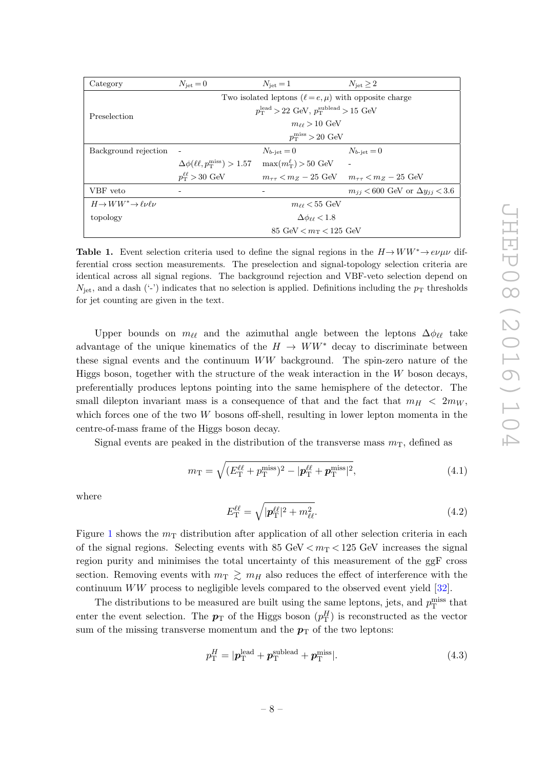| Category | $N_{\text{jet}} = 0$ | $N_{\text{jet}} = 1$ | $N_{\text{jet}} \geq 2$ |
|---|---|---|---|
| Preselection | Two isolated leptons ($\ell = e, \mu$) with opposite charge | | |
| | $p_{\text{T}}^{\text{lead}} > 22$ GeV, $p_{\text{T}}^{\text{sublead}} > 15$ GeV | | |
| | $m_{\ell\ell} > 10$ GeV | | |
| | $p_{\text{T}}^{\text{miss}} > 20$ GeV | | |
| Background rejection | - | $N_{b\text{-jet}} = 0$ | $N_{b\text{-jet}} = 0$ |
| | $\Delta\phi(\ell\ell, p_{\text{T}}^{\text{miss}}) > 1.57$ | $\max(m_{\text{T}}^{\ell}) > 50$ GeV | - |
| | $p_{\text{T}}^{\ell\ell} > 30$ GeV | $m_{\tau\tau} < m_Z - 25$ GeV | $m_{\tau\tau} < m_Z - 25$ GeV |
| VBF veto | - | - | $m_{jj} < 600$ GeV or $\Delta y_{jj} < 3.6$ |
| $H \to WW^* \to \ell\nu\ell\nu$ topology | $m_{\ell\ell} < 55$ GeV | | |
| | $\Delta\phi_{\ell\ell} < 1.8$ | | |
| | 85 GeV $< m_{\text{T}} <$ 125 GeV | | |

**Table 1.** Event selection criteria used to define the signal regions in the $H \to WW^* \to e\nu\mu\nu$ differential cross section measurements. The preselection and signal-topology selection criteria are identical across all signal regions. The background rejection and VBF-veto selection depend on $N_{\text{jet}}$, and a dash ('-') indicates that no selection is applied. Definitions including the $p_{\text{T}}$ thresholds for jet counting are given in the text.

Upper bounds on $m_{\ell\ell}$ and the azimuthal angle between the leptons $\Delta\phi_{\ell\ell}$ take advantage of the unique kinematics of the $H \to WW^*$ decay to discriminate between these signal events and the continuum $WW$ background. The spin-zero nature of the Higgs boson, together with the structure of the weak interaction in the $W$ boson decays, preferentially produces leptons pointing into the same hemisphere of the detector. The small dilepton invariant mass is a consequence of that and the fact that $m_H < 2m_W$, which forces one of the two $W$ bosons off-shell, resulting in lower lepton momenta in the centre-of-mass frame of the Higgs boson decay.

Signal events are peaked in the distribution of the transverse mass $m_{\text{T}}$, defined as

$$m_{\text{T}} = \sqrt{(E_{\text{T}}^{\ell\ell} + p_{\text{T}}^{\text{miss}})^2 - |\boldsymbol{p}_{\text{T}}^{\ell\ell} + \boldsymbol{p}_{\text{T}}^{\text{miss}}|^2}, \tag{4.1}$$

where

$$E_{\text{T}}^{\ell\ell} = \sqrt{|\boldsymbol{p}_{\text{T}}^{\ell\ell}|^2 + m_{\ell\ell}^2}. \tag{4.2}$$

Figure 1 shows the $m_{\text{T}}$ distribution after application of all other selection criteria in each of the signal regions. Selecting events with 85 GeV $< m_{\text{T}} <$ 125 GeV increases the signal region purity and minimises the total uncertainty of this measurement of the ggF cross section. Removing events with $m_{\text{T}} \gtrsim m_H$ also reduces the effect of interference with the continuum $WW$ process to negligible levels compared to the observed event yield [32].

The distributions to be measured are built using the same leptons, jets, and $p_{\text{T}}^{\text{miss}}$ that enter the event selection. The $\boldsymbol{p}_{\text{T}}$ of the Higgs boson ($p_{\text{T}}^{H}$) is reconstructed as the vector sum of the missing transverse momentum and the $\boldsymbol{p}_{\text{T}}$ of the two leptons:

$$p_{\text{T}}^{H} = |\boldsymbol{p}_{\text{T}}^{\text{lead}} + \boldsymbol{p}_{\text{T}}^{\text{sublead}} + \boldsymbol{p}_{\text{T}}^{\text{miss}}|. \tag{4.3}$$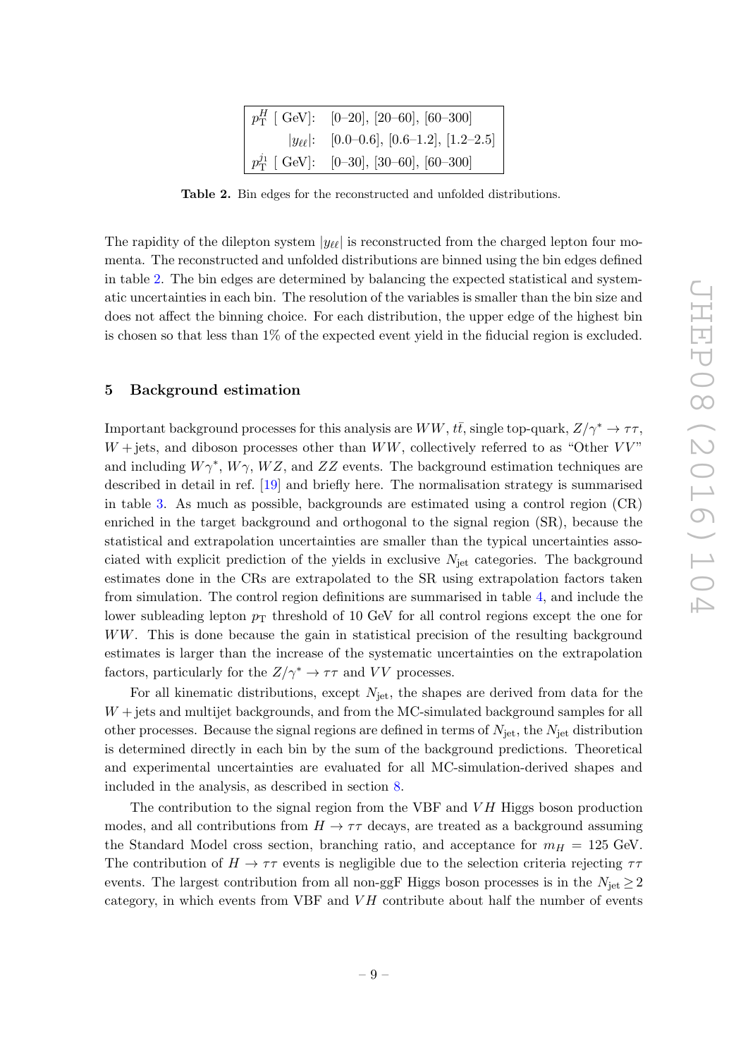| | |
|---|---|
| $p_{\mathrm{T}}^{H}$ [ GeV]: | [0–20], [20–60], [60–300] |
| $\lvert y_{\ell\ell}\rvert$: | [0.0–0.6], [0.6–1.2], [1.2–2.5] |
| $p_{\mathrm{T}}^{j_1}$ [ GeV]: | [0–30], [30–60], [60–300] |

**Table 2.** Bin edges for the reconstructed and unfolded distributions.

The rapidity of the dilepton system $|y_{\ell\ell}|$ is reconstructed from the charged lepton four momenta. The reconstructed and unfolded distributions are binned using the bin edges defined in table 2. The bin edges are determined by balancing the expected statistical and systematic uncertainties in each bin. The resolution of the variables is smaller than the bin size and does not affect the binning choice. For each distribution, the upper edge of the highest bin is chosen so that less than 1% of the expected event yield in the fiducial region is excluded.

## 5 Background estimation

Important background processes for this analysis are $WW$, $t\bar{t}$, single top-quark, $Z/\gamma^* \to \tau\tau$, $W +$jets, and diboson processes other than $WW$, collectively referred to as "Other $VV$" and including $W\gamma^*$, $W\gamma$, $WZ$, and $ZZ$ events. The background estimation techniques are described in detail in ref. [19] and briefly here. The normalisation strategy is summarised in table 3. As much as possible, backgrounds are estimated using a control region (CR) enriched in the target background and orthogonal to the signal region (SR), because the statistical and extrapolation uncertainties are smaller than the typical uncertainties associated with explicit prediction of the yields in exclusive $N_{\text{jet}}$ categories. The background estimates done in the CRs are extrapolated to the SR using extrapolation factors taken from simulation. The control region definitions are summarised in table 4, and include the lower subleading lepton $p_{\mathrm{T}}$ threshold of 10 GeV for all control regions except the one for $WW$. This is done because the gain in statistical precision of the resulting background estimates is larger than the increase of the systematic uncertainties on the extrapolation factors, particularly for the $Z/\gamma^* \to \tau\tau$ and $VV$ processes.

For all kinematic distributions, except $N_{\text{jet}}$, the shapes are derived from data for the $W +$jets and multijet backgrounds, and from the MC-simulated background samples for all other processes. Because the signal regions are defined in terms of $N_{\text{jet}}$, the $N_{\text{jet}}$ distribution is determined directly in each bin by the sum of the background predictions. Theoretical and experimental uncertainties are evaluated for all MC-simulation-derived shapes and included in the analysis, as described in section 8.

The contribution to the signal region from the VBF and $VH$ Higgs boson production modes, and all contributions from $H \to \tau\tau$ decays, are treated as a background assuming the Standard Model cross section, branching ratio, and acceptance for $m_H = 125$ GeV. The contribution of $H \to \tau\tau$ events is negligible due to the selection criteria rejecting $\tau\tau$ events. The largest contribution from all non-ggF Higgs boson processes is in the $N_{\text{jet}} \geq 2$ category, in which events from VBF and $VH$ contribute about half the number of events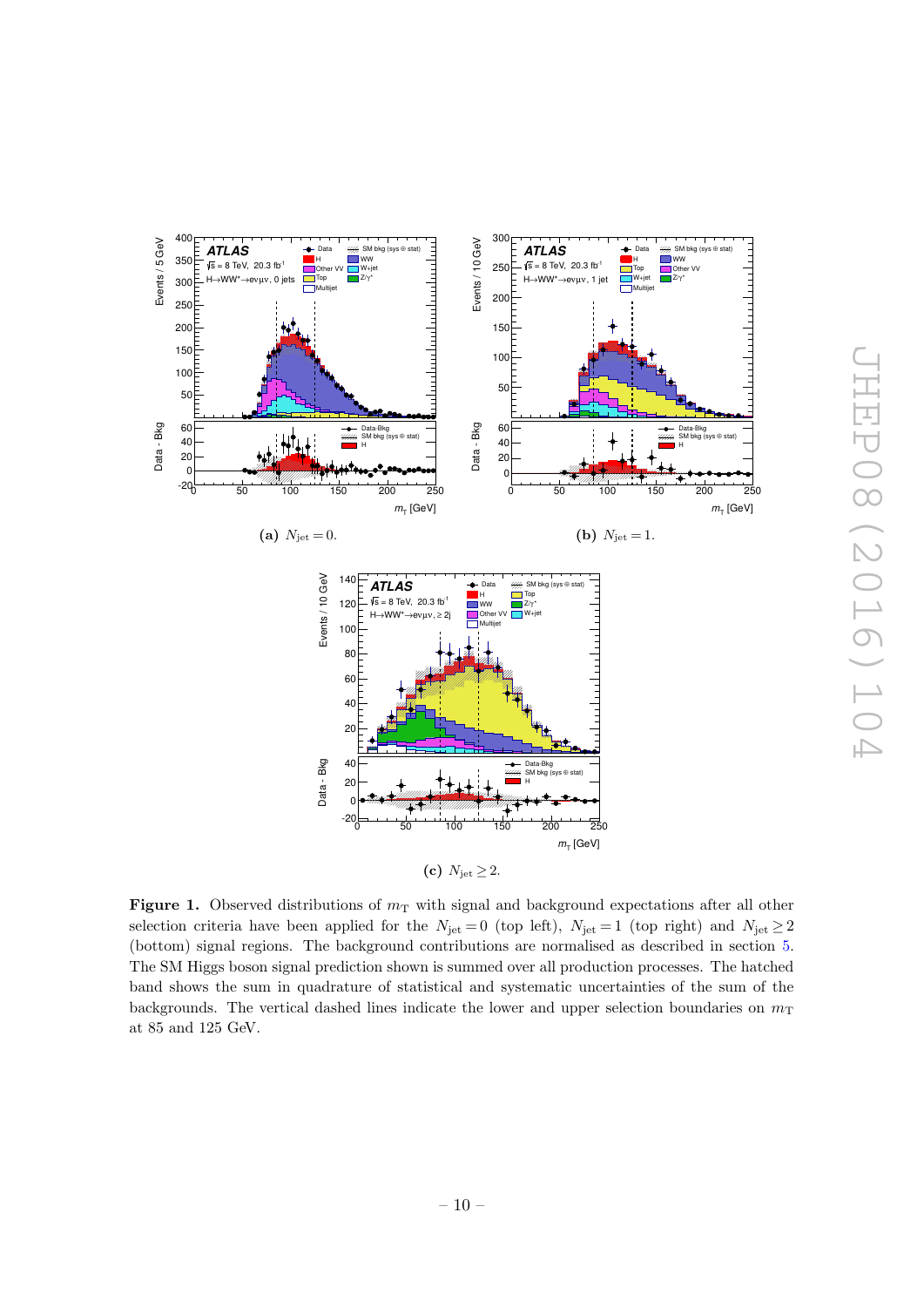**(a)** $N_{\rm jet} = 0$.

**(b)** $N_{\rm jet} = 1$.

**(c)** $N_{\rm jet} \geq 2$.

**Figure 1.** Observed distributions of $m_{\rm T}$ with signal and background expectations after all other selection criteria have been applied for the $N_{\rm jet} = 0$ (top left), $N_{\rm jet} = 1$ (top right) and $N_{\rm jet} \geq 2$ (bottom) signal regions. The background contributions are normalised as described in section 5. The SM Higgs boson signal prediction shown is summed over all production processes. The hatched band shows the sum in quadrature of statistical and systematic uncertainties of the sum of the backgrounds. The vertical dashed lines indicate the lower and upper selection boundaries on $m_{\rm T}$ at 85 and 125 GeV.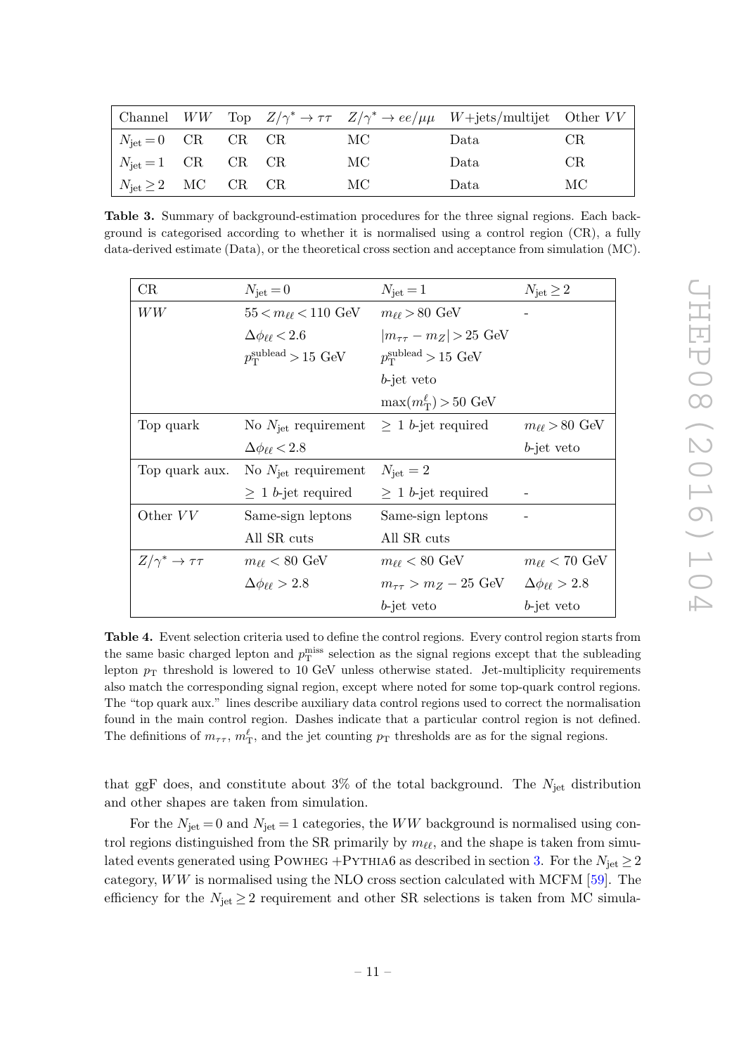| Channel | $WW$ | Top | $Z/\gamma^* \to \tau\tau$ | $Z/\gamma^* \to ee/\mu\mu$ | $W$+jets/multijet | Other $VV$ |
|---|---|---|---|---|---|---|
| $N_{\rm jet} = 0$ | CR | CR | CR | MC | Data | CR |
| $N_{\rm jet} = 1$ | CR | CR | CR | MC | Data | CR |
| $N_{\rm jet} \geq 2$ | MC | CR | CR | MC | Data | MC |

**Table 3.** Summary of background-estimation procedures for the three signal regions. Each background is categorised according to whether it is normalised using a control region (CR), a fully data-derived estimate (Data), or the theoretical cross section and acceptance from simulation (MC).

| CR | $N_{\rm jet} = 0$ | $N_{\rm jet} = 1$ | $N_{\rm jet} \geq 2$ |
|---|---|---|---|
| $WW$ | $55 < m_{\ell\ell} < 110$ GeV | $m_{\ell\ell} > 80$ GeV | - |
| | $\Delta\phi_{\ell\ell} < 2.6$ | $\lvert m_{\tau\tau} - m_Z \rvert > 25$ GeV | |
| | $p_{\rm T}^{\rm sublead} > 15$ GeV | $p_{\rm T}^{\rm sublead} > 15$ GeV | |
| | | $b$-jet veto | |
| | | $\max(m_{\rm T}^{\ell}) > 50$ GeV | |
| Top quark | No $N_{\rm jet}$ requirement | $\geq 1$ $b$-jet required | $m_{\ell\ell} > 80$ GeV |
| | $\Delta\phi_{\ell\ell} < 2.8$ | | $b$-jet veto |
| Top quark aux. | No $N_{\rm jet}$ requirement | $N_{\rm jet} = 2$ | |
| | $\geq 1$ $b$-jet required | $\geq 1$ $b$-jet required | - |
| Other $VV$ | Same-sign leptons | Same-sign leptons | - |
| | All SR cuts | All SR cuts | |
| $Z/\gamma^* \to \tau\tau$ | $m_{\ell\ell} < 80$ GeV | $m_{\ell\ell} < 80$ GeV | $m_{\ell\ell} < 70$ GeV |
| | $\Delta\phi_{\ell\ell} > 2.8$ | $m_{\tau\tau} > m_Z - 25$ GeV | $\Delta\phi_{\ell\ell} > 2.8$ |
| | | $b$-jet veto | $b$-jet veto |

**Table 4.** Event selection criteria used to define the control regions. Every control region starts from the same basic charged lepton and $p_{\rm T}^{\rm miss}$ selection as the signal regions except that the subleading lepton $p_{\rm T}$ threshold is lowered to 10 GeV unless otherwise stated. Jet-multiplicity requirements also match the corresponding signal region, except where noted for some top-quark control regions. The "top quark aux." lines describe auxiliary data control regions used to correct the normalisation found in the main control region. Dashes indicate that a particular control region is not defined. The definitions of $m_{\tau\tau}$, $m_{\rm T}^{\ell}$, and the jet counting $p_{\rm T}$ thresholds are as for the signal regions.

that ggF does, and constitute about 3% of the total background. The $N_{\rm jet}$ distribution and other shapes are taken from simulation.

For the $N_{\rm jet} = 0$ and $N_{\rm jet} = 1$ categories, the $WW$ background is normalised using control regions distinguished from the SR primarily by $m_{\ell\ell}$, and the shape is taken from simulated events generated using POWHEG +PYTHIA6 as described in section 3. For the $N_{\rm jet} \geq 2$ category, $WW$ is normalised using the NLO cross section calculated with MCFM [59]. The efficiency for the $N_{\rm jet} \geq 2$ requirement and other SR selections is taken from MC simula-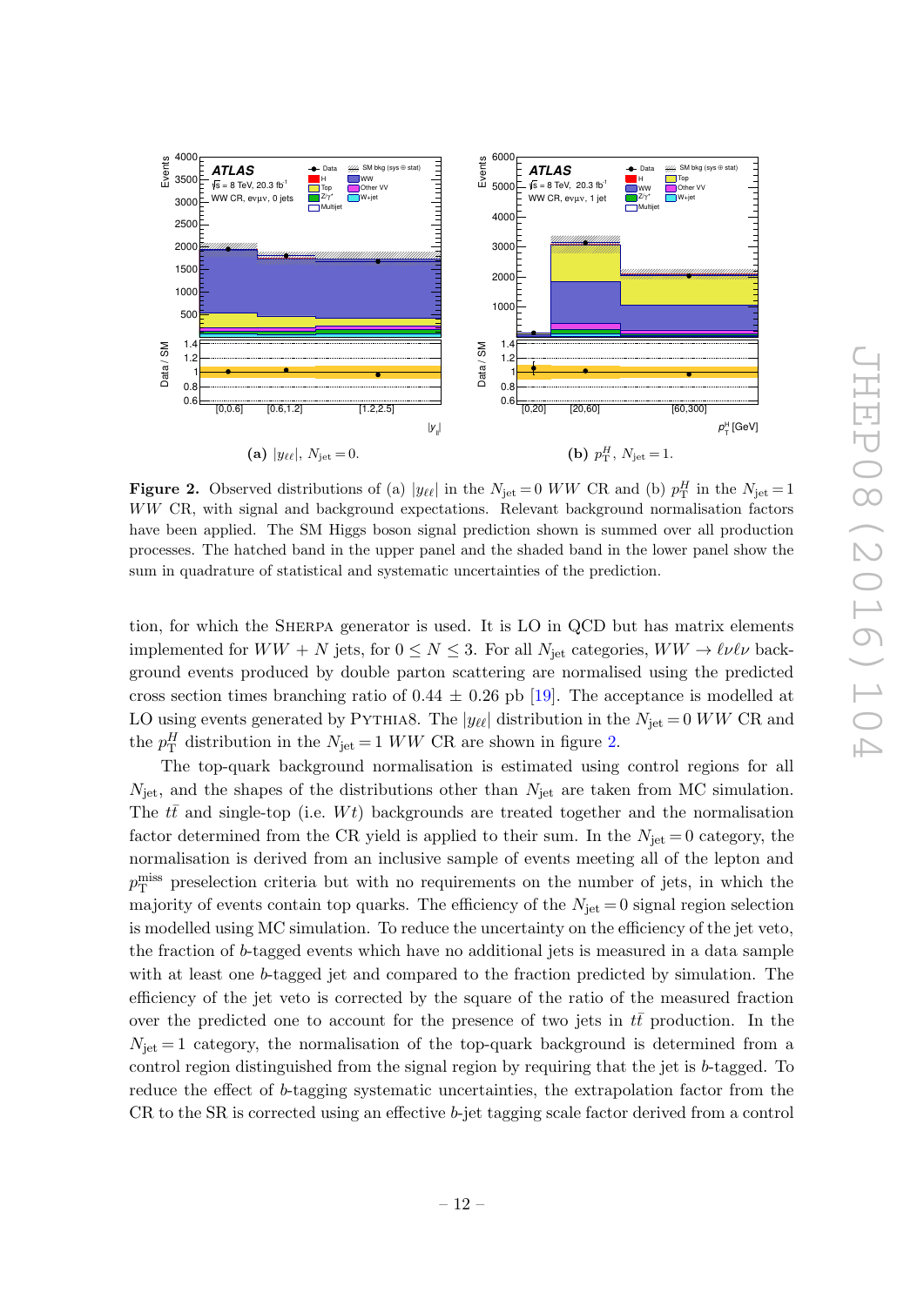**(a)** $|y_{\ell\ell}|$, $N_{\rm jet} = 0$.

**(b)** $p_{\rm T}^{H}$, $N_{\rm jet} = 1$.

**Figure 2.** Observed distributions of (a) $|y_{\ell\ell}|$ in the $N_{\rm jet} = 0$ $WW$ CR and (b) $p_{\rm T}^{H}$ in the $N_{\rm jet} = 1$ $WW$ CR, with signal and background expectations. Relevant background normalisation factors have been applied. The SM Higgs boson signal prediction shown is summed over all production processes. The hatched band in the upper panel and the shaded band in the lower panel show the sum in quadrature of statistical and systematic uncertainties of the prediction.

tion, for which the Sherpa generator is used. It is LO in QCD but has matrix elements implemented for $WW + N$ jets, for $0 \leq N \leq 3$. For all $N_{\rm jet}$ categories, $WW \to \ell\nu\ell\nu$ background events produced by double parton scattering are normalised using the predicted cross section times branching ratio of $0.44 \pm 0.26$ pb [19]. The acceptance is modelled at LO using events generated by Pythia8. The $|y_{\ell\ell}|$ distribution in the $N_{\rm jet} = 0$ $WW$ CR and the $p_{\rm T}^{H}$ distribution in the $N_{\rm jet} = 1$ $WW$ CR are shown in figure 2.

The top-quark background normalisation is estimated using control regions for all $N_{\rm jet}$, and the shapes of the distributions other than $N_{\rm jet}$ are taken from MC simulation. The $t\bar{t}$ and single-top (i.e. $Wt$) backgrounds are treated together and the normalisation factor determined from the CR yield is applied to their sum. In the $N_{\rm jet} = 0$ category, the normalisation is derived from an inclusive sample of events meeting all of the lepton and $p_{\rm T}^{\rm miss}$ preselection criteria but with no requirements on the number of jets, in which the majority of events contain top quarks. The efficiency of the $N_{\rm jet} = 0$ signal region selection is modelled using MC simulation. To reduce the uncertainty on the efficiency of the jet veto, the fraction of $b$-tagged events which have no additional jets is measured in a data sample with at least one $b$-tagged jet and compared to the fraction predicted by simulation. The efficiency of the jet veto is corrected by the square of the ratio of the measured fraction over the predicted one to account for the presence of two jets in $t\bar{t}$ production. In the $N_{\rm jet} = 1$ category, the normalisation of the top-quark background is determined from a control region distinguished from the signal region by requiring that the jet is $b$-tagged. To reduce the effect of $b$-tagging systematic uncertainties, the extrapolation factor from the CR to the SR is corrected using an effective $b$-jet tagging scale factor derived from a control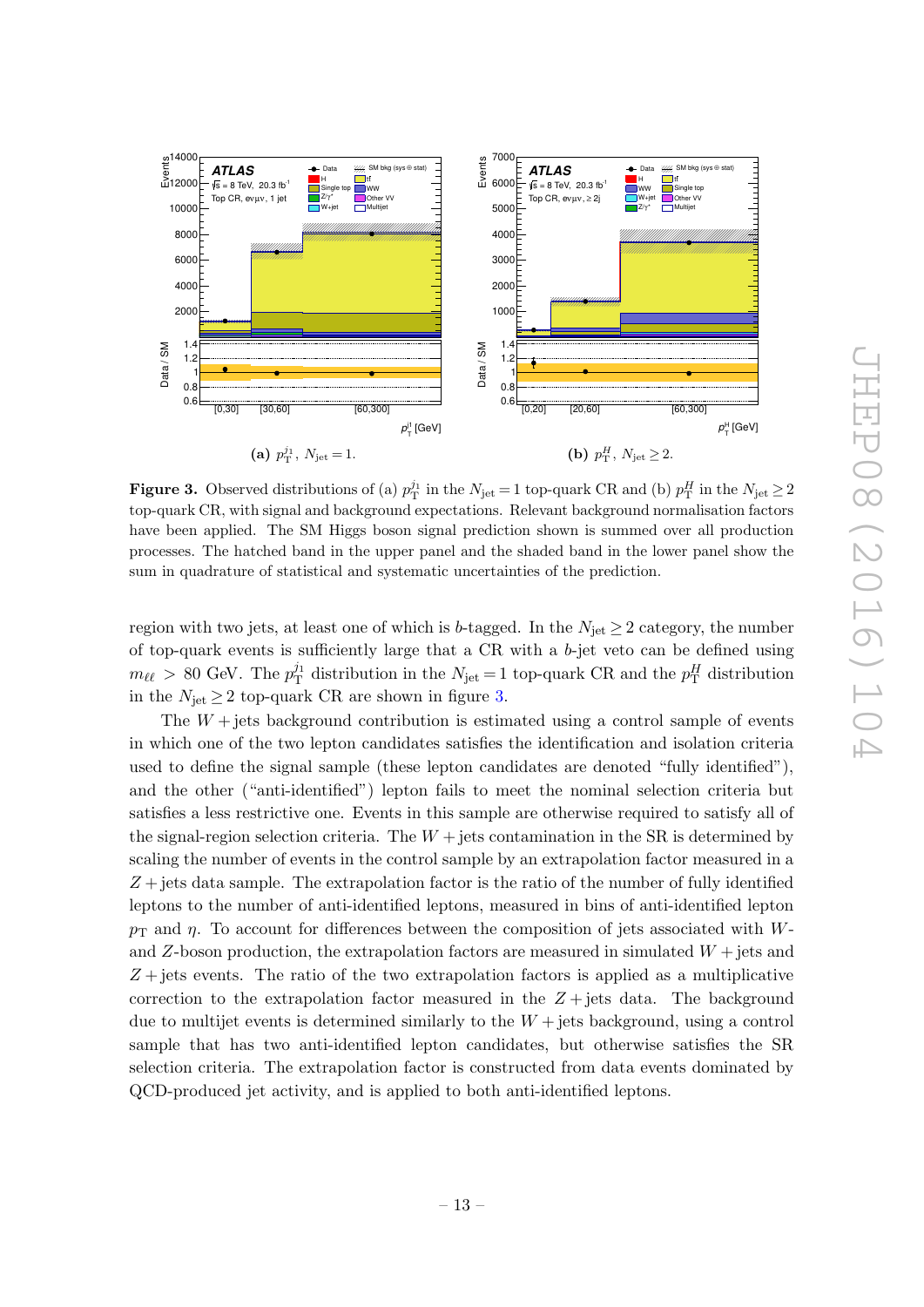**Figure 3.** Observed distributions of (a) $p_{\mathrm{T}}^{j_1}$ in the $N_{\text{jet}} = 1$ top-quark CR and (b) $p_{\mathrm{T}}^{H}$ in the $N_{\text{jet}} \geq 2$ top-quark CR, with signal and background expectations. Relevant background normalisation factors have been applied. The SM Higgs boson signal prediction shown is summed over all production processes. The hatched band in the upper panel and the shaded band in the lower panel show the sum in quadrature of statistical and systematic uncertainties of the prediction.

region with two jets, at least one of which is $b$-tagged. In the $N_{\text{jet}} \geq 2$ category, the number of top-quark events is sufficiently large that a CR with a $b$-jet veto can be defined using $m_{\ell\ell} > 80$ GeV. The $p_{\mathrm{T}}^{j_1}$ distribution in the $N_{\text{jet}} = 1$ top-quark CR and the $p_{\mathrm{T}}^{H}$ distribution in the $N_{\text{jet}} \geq 2$ top-quark CR are shown in figure 3.

The $W+$jets background contribution is estimated using a control sample of events in which one of the two lepton candidates satisfies the identification and isolation criteria used to define the signal sample (these lepton candidates are denoted "fully identified"), and the other ("anti-identified") lepton fails to meet the nominal selection criteria but satisfies a less restrictive one. Events in this sample are otherwise required to satisfy all of the signal-region selection criteria. The $W+$jets contamination in the SR is determined by scaling the number of events in the control sample by an extrapolation factor measured in a $Z+$jets data sample. The extrapolation factor is the ratio of the number of fully identified leptons to the number of anti-identified leptons, measured in bins of anti-identified lepton $p_{\mathrm{T}}$ and $\eta$. To account for differences between the composition of jets associated with $W$- and $Z$-boson production, the extrapolation factors are measured in simulated $W+$jets and $Z+$jets events. The ratio of the two extrapolation factors is applied as a multiplicative correction to the extrapolation factor measured in the $Z+$jets data. The background due to multijet events is determined similarly to the $W+$jets background, using a control sample that has two anti-identified lepton candidates, but otherwise satisfies the SR selection criteria. The extrapolation factor is constructed from data events dominated by QCD-produced jet activity, and is applied to both anti-identified leptons.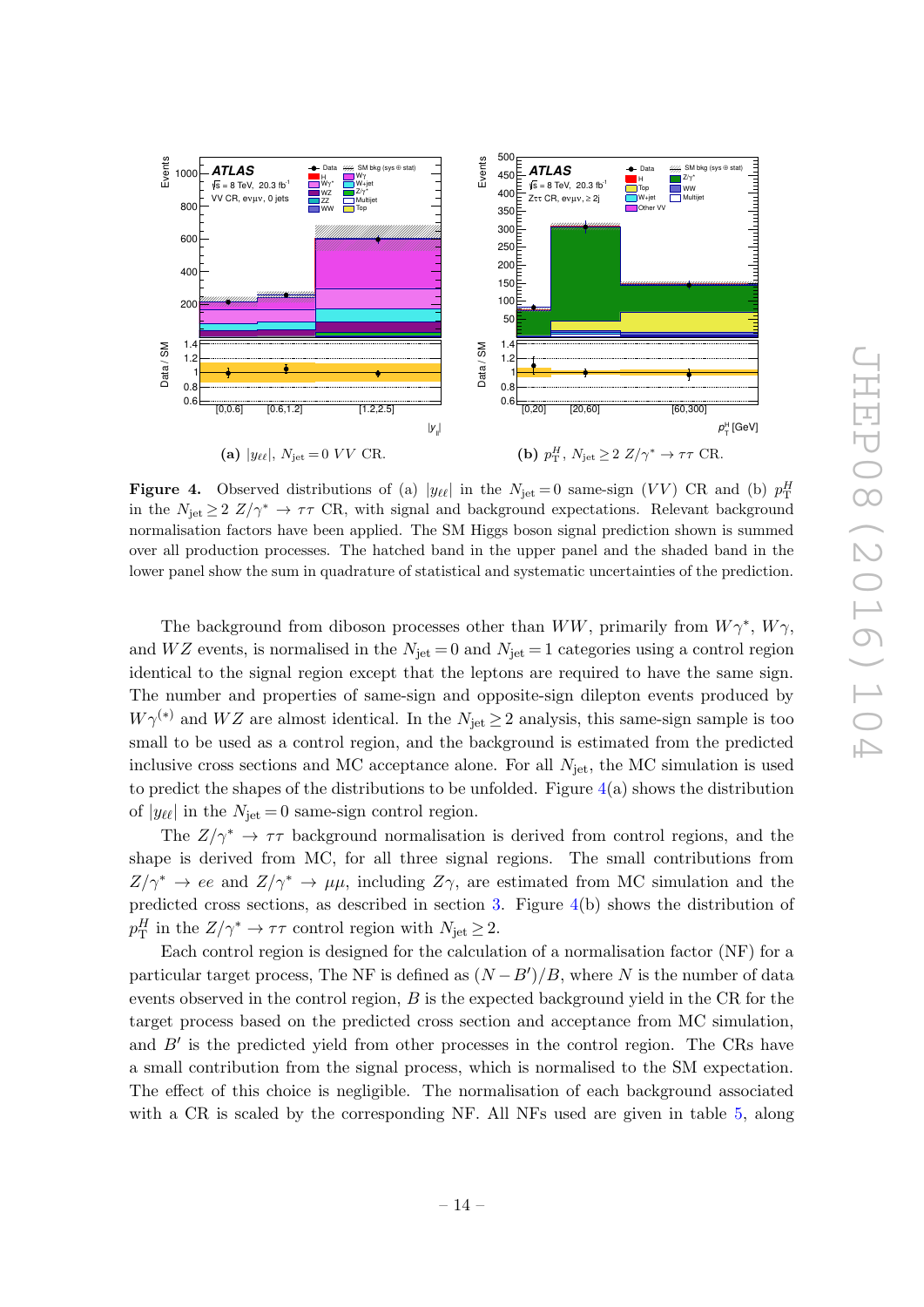**Figure 4.** Observed distributions of (a) $|y_{\ell\ell}|$ in the $N_{\text{jet}} = 0$ same-sign ($VV$) CR and (b) $p_{\text{T}}^{H}$ in the $N_{\text{jet}} \geq 2$ $Z/\gamma^* \to \tau\tau$ CR, with signal and background expectations. Relevant background normalisation factors have been applied. The SM Higgs boson signal prediction shown is summed over all production processes. The hatched band in the upper panel and the shaded band in the lower panel show the sum in quadrature of statistical and systematic uncertainties of the prediction.

The background from diboson processes other than $WW$, primarily from $W\gamma^*$, $W\gamma$, and $WZ$ events, is normalised in the $N_{\text{jet}} = 0$ and $N_{\text{jet}} = 1$ categories using a control region identical to the signal region except that the leptons are required to have the same sign. The number and properties of same-sign and opposite-sign dilepton events produced by $W\gamma^{(*)}$ and $WZ$ are almost identical. In the $N_{\text{jet}} \geq 2$ analysis, this same-sign sample is too small to be used as a control region, and the background is estimated from the predicted inclusive cross sections and MC acceptance alone. For all $N_{\text{jet}}$, the MC simulation is used to predict the shapes of the distributions to be unfolded. Figure 4(a) shows the distribution of $|y_{\ell\ell}|$ in the $N_{\text{jet}} = 0$ same-sign control region.

The $Z/\gamma^* \to \tau\tau$ background normalisation is derived from control regions, and the shape is derived from MC, for all three signal regions. The small contributions from $Z/\gamma^* \to ee$ and $Z/\gamma^* \to \mu\mu$, including $Z\gamma$, are estimated from MC simulation and the predicted cross sections, as described in section 3. Figure 4(b) shows the distribution of $p_{\text{T}}^{H}$ in the $Z/\gamma^* \to \tau\tau$ control region with $N_{\text{jet}} \geq 2$.

Each control region is designed for the calculation of a normalisation factor (NF) for a particular target process, The NF is defined as $(N - B')/B$, where $N$ is the number of data events observed in the control region, $B$ is the expected background yield in the CR for the target process based on the predicted cross section and acceptance from MC simulation, and $B'$ is the predicted yield from other processes in the control region. The CRs have a small contribution from the signal process, which is normalised to the SM expectation. The effect of this choice is negligible. The normalisation of each background associated with a CR is scaled by the corresponding NF. All NFs used are given in table 5, along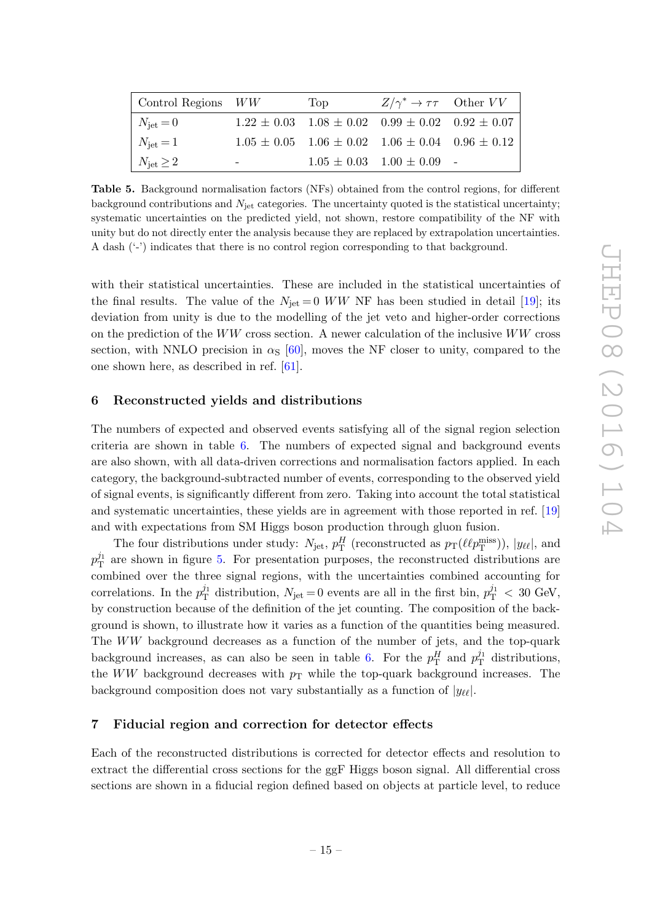| Control Regions | $WW$ | Top | $Z/\gamma^* \to \tau\tau$ | Other $VV$ |
|---|---|---|---|---|
| $N_{\text{jet}} = 0$ | $1.22 \pm 0.03$ | $1.08 \pm 0.02$ | $0.99 \pm 0.02$ | $0.92 \pm 0.07$ |
| $N_{\text{jet}} = 1$ | $1.05 \pm 0.05$ | $1.06 \pm 0.02$ | $1.06 \pm 0.04$ | $0.96 \pm 0.12$ |
| $N_{\text{jet}} \geq 2$ | - | $1.05 \pm 0.03$ | $1.00 \pm 0.09$ | - |

**Table 5.** Background normalisation factors (NFs) obtained from the control regions, for different background contributions and $N_{\text{jet}}$ categories. The uncertainty quoted is the statistical uncertainty; systematic uncertainties on the predicted yield, not shown, restore compatibility of the NF with unity but do not directly enter the analysis because they are replaced by extrapolation uncertainties. A dash ('-') indicates that there is no control region corresponding to that background.

with their statistical uncertainties. These are included in the statistical uncertainties of the final results. The value of the $N_{\text{jet}} = 0$ $WW$ NF has been studied in detail [19]; its deviation from unity is due to the modelling of the jet veto and higher-order corrections on the prediction of the $WW$ cross section. A newer calculation of the inclusive $WW$ cross section, with NNLO precision in $\alpha_{\text{S}}$ [60], moves the NF closer to unity, compared to the one shown here, as described in ref. [61].

## 6 Reconstructed yields and distributions

The numbers of expected and observed events satisfying all of the signal region selection criteria are shown in table 6. The numbers of expected signal and background events are also shown, with all data-driven corrections and normalisation factors applied. In each category, the background-subtracted number of events, corresponding to the observed yield of signal events, is significantly different from zero. Taking into account the total statistical and systematic uncertainties, these yields are in agreement with those reported in ref. [19] and with expectations from SM Higgs boson production through gluon fusion.

The four distributions under study: $N_{\text{jet}}$, $p_{\text{T}}^{H}$ (reconstructed as $p_{\text{T}}(\ell\ell p_{\text{T}}^{\text{miss}})$), $|y_{\ell\ell}|$, and $p_{\text{T}}^{j_1}$ are shown in figure 5. For presentation purposes, the reconstructed distributions are combined over the three signal regions, with the uncertainties combined accounting for correlations. In the $p_{\text{T}}^{j_1}$ distribution, $N_{\text{jet}} = 0$ events are all in the first bin, $p_{\text{T}}^{j_1} < 30$ GeV, by construction because of the definition of the jet counting. The composition of the background is shown, to illustrate how it varies as a function of the quantities being measured. The $WW$ background decreases as a function of the number of jets, and the top-quark background increases, as can also be seen in table 6. For the $p_{\text{T}}^{H}$ and $p_{\text{T}}^{j_1}$ distributions, the $WW$ background decreases with $p_{\text{T}}$ while the top-quark background increases. The background composition does not vary substantially as a function of $|y_{\ell\ell}|$.

## 7 Fiducial region and correction for detector effects

Each of the reconstructed distributions is corrected for detector effects and resolution to extract the differential cross sections for the ggF Higgs boson signal. All differential cross sections are shown in a fiducial region defined based on objects at particle level, to reduce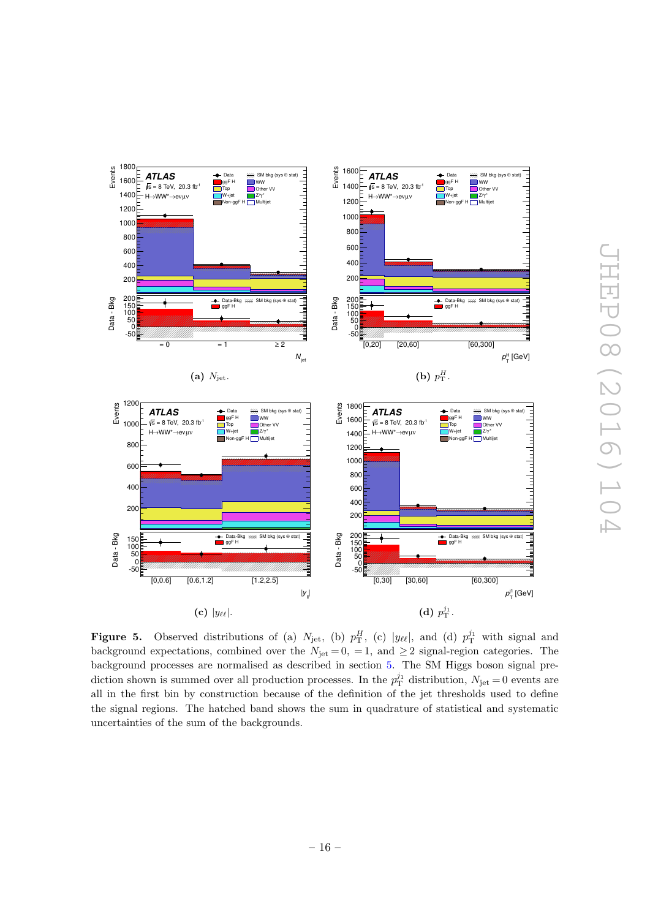(a) $N_{\rm jet}$.

(b) $p_{\rm T}^{H}$.

(c) $|y_{\ell\ell}|$.

(d) $p_{\rm T}^{j_1}$.

**Figure 5.** Observed distributions of (a) $N_{\rm jet}$, (b) $p_{\rm T}^{H}$, (c) $|y_{\ell\ell}|$, and (d) $p_{\rm T}^{j_1}$ with signal and background expectations, combined over the $N_{\rm jet} = 0$, $= 1$, and $\geq 2$ signal-region categories. The background processes are normalised as described in section 5. The SM Higgs boson signal prediction shown is summed over all production processes. In the $p_{\rm T}^{j_1}$ distribution, $N_{\rm jet} = 0$ events are all in the first bin by construction because of the definition of the jet thresholds used to define the signal regions. The hatched band shows the sum in quadrature of statistical and systematic uncertainties of the sum of the backgrounds.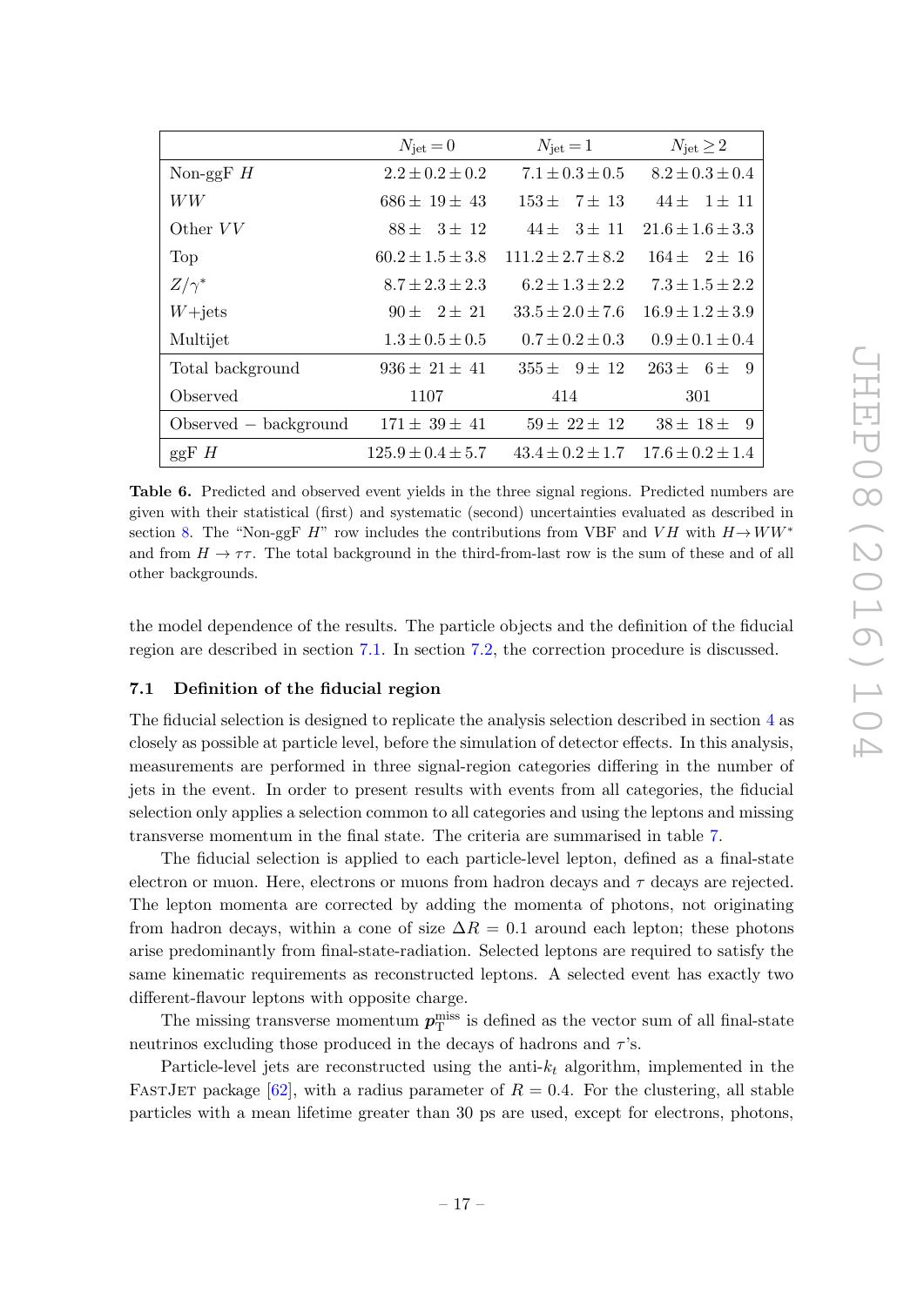|  | $N_{\text{jet}} = 0$ | $N_{\text{jet}} = 1$ | $N_{\text{jet}} \geq 2$ |
|---|---|---|---|
| Non-ggF $H$ | $2.2 \pm 0.2 \pm 0.2$ | $7.1 \pm 0.3 \pm 0.5$ | $8.2 \pm 0.3 \pm 0.4$ |
| $WW$ | $686 \pm 19 \pm 43$ | $153 \pm 7 \pm 13$ | $44 \pm 1 \pm 11$ |
| Other $VV$ | $88 \pm 3 \pm 12$ | $44 \pm 3 \pm 11$ | $21.6 \pm 1.6 \pm 3.3$ |
| Top | $60.2 \pm 1.5 \pm 3.8$ | $111.2 \pm 2.7 \pm 8.2$ | $164 \pm 2 \pm 16$ |
| $Z/\gamma^*$ | $8.7 \pm 2.3 \pm 2.3$ | $6.2 \pm 1.3 \pm 2.2$ | $7.3 \pm 1.5 \pm 2.2$ |
| $W$+jets | $90 \pm 2 \pm 21$ | $33.5 \pm 2.0 \pm 7.6$ | $16.9 \pm 1.2 \pm 3.9$ |
| Multijet | $1.3 \pm 0.5 \pm 0.5$ | $0.7 \pm 0.2 \pm 0.3$ | $0.9 \pm 0.1 \pm 0.4$ |
| Total background | $936 \pm 21 \pm 41$ | $355 \pm 9 \pm 12$ | $263 \pm 6 \pm 9$ |
| Observed | 1107 | 414 | 301 |
| Observed − background | $171 \pm 39 \pm 41$ | $59 \pm 22 \pm 12$ | $38 \pm 18 \pm 9$ |
| ggF $H$ | $125.9 \pm 0.4 \pm 5.7$ | $43.4 \pm 0.2 \pm 1.7$ | $17.6 \pm 0.2 \pm 1.4$ |

**Table 6.** Predicted and observed event yields in the three signal regions. Predicted numbers are given with their statistical (first) and systematic (second) uncertainties evaluated as described in section 8. The "Non-ggF $H$" row includes the contributions from VBF and $VH$ with $H \to WW^*$ and from $H \to \tau\tau$. The total background in the third-from-last row is the sum of these and of all other backgrounds.

the model dependence of the results. The particle objects and the definition of the fiducial region are described in section 7.1. In section 7.2, the correction procedure is discussed.

### 7.1 Definition of the fiducial region

The fiducial selection is designed to replicate the analysis selection described in section 4 as closely as possible at particle level, before the simulation of detector effects. In this analysis, measurements are performed in three signal-region categories differing in the number of jets in the event. In order to present results with events from all categories, the fiducial selection only applies a selection common to all categories and using the leptons and missing transverse momentum in the final state. The criteria are summarised in table 7.

The fiducial selection is applied to each particle-level lepton, defined as a final-state electron or muon. Here, electrons or muons from hadron decays and $\tau$ decays are rejected. The lepton momenta are corrected by adding the momenta of photons, not originating from hadron decays, within a cone of size $\Delta R = 0.1$ around each lepton; these photons arise predominantly from final-state-radiation. Selected leptons are required to satisfy the same kinematic requirements as reconstructed leptons. A selected event has exactly two different-flavour leptons with opposite charge.

The missing transverse momentum $\boldsymbol{p}_{\mathrm{T}}^{\mathrm{miss}}$ is defined as the vector sum of all final-state neutrinos excluding those produced in the decays of hadrons and $\tau$'s.

Particle-level jets are reconstructed using the anti-$k_t$ algorithm, implemented in the FastJet package [62], with a radius parameter of $R = 0.4$. For the clustering, all stable particles with a mean lifetime greater than 30 ps are used, except for electrons, photons,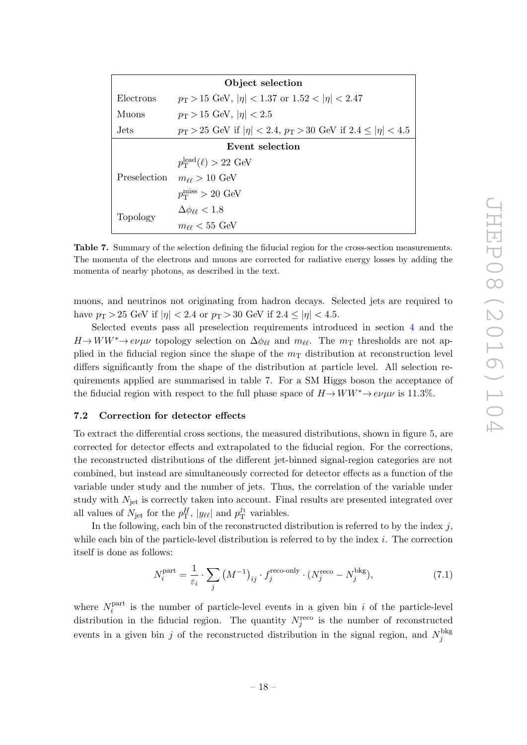| Object selection | |
|---|---|
| Electrons | $p_{\mathrm{T}} > 15$ GeV, $\lvert\eta\rvert < 1.37$ or $1.52 < \lvert\eta\rvert < 2.47$ |
| Muons | $p_{\mathrm{T}} > 15$ GeV, $\lvert\eta\rvert < 2.5$ |
| Jets | $p_{\mathrm{T}} > 25$ GeV if $\lvert\eta\rvert < 2.4$, $p_{\mathrm{T}} > 30$ GeV if $2.4 \leq \lvert\eta\rvert < 4.5$ |
| **Event selection** | |
| Preselection | $p_{\mathrm{T}}^{\mathrm{lead}}(\ell) > 22$ GeV |
| | $m_{\ell\ell} > 10$ GeV |
| | $p_{\mathrm{T}}^{\mathrm{miss}} > 20$ GeV |
| Topology | $\Delta\phi_{\ell\ell} < 1.8$ |
| | $m_{\ell\ell} < 55$ GeV |

**Table 7.** Summary of the selection defining the fiducial region for the cross-section measurements. The momenta of the electrons and muons are corrected for radiative energy losses by adding the momenta of nearby photons, as described in the text.

muons, and neutrinos not originating from hadron decays. Selected jets are required to have $p_{\mathrm{T}} > 25$ GeV if $|\eta| < 2.4$ or $p_{\mathrm{T}} > 30$ GeV if $2.4 \leq |\eta| < 4.5$.

Selected events pass all preselection requirements introduced in section 4 and the $H \to WW^* \to e\nu\mu\nu$ topology selection on $\Delta\phi_{\ell\ell}$ and $m_{\ell\ell}$. The $m_{\mathrm{T}}$ thresholds are not applied in the fiducial region since the shape of the $m_{\mathrm{T}}$ distribution at reconstruction level differs significantly from the shape of the distribution at particle level. All selection requirements applied are summarised in table 7. For a SM Higgs boson the acceptance of the fiducial region with respect to the full phase space of $H \to WW^* \to e\nu\mu\nu$ is 11.3%.

### 7.2 Correction for detector effects

To extract the differential cross sections, the measured distributions, shown in figure 5, are corrected for detector effects and extrapolated to the fiducial region. For the corrections, the reconstructed distributions of the different jet-binned signal-region categories are not combined, but instead are simultaneously corrected for detector effects as a function of the variable under study and the number of jets. Thus, the correlation of the variable under study with $N_{\mathrm{jet}}$ is correctly taken into account. Final results are presented integrated over all values of $N_{\mathrm{jet}}$ for the $p_{\mathrm{T}}^{H}$, $|y_{\ell\ell}|$ and $p_{\mathrm{T}}^{j_1}$ variables.

In the following, each bin of the reconstructed distribution is referred to by the index $j$, while each bin of the particle-level distribution is referred to by the index $i$. The correction itself is done as follows:

$$N_i^{\mathrm{part}} = \frac{1}{\varepsilon_i} \cdot \sum_j \left(M^{-1}\right)_{ij} \cdot f_j^{\text{reco-only}} \cdot (N_j^{\mathrm{reco}} - N_j^{\mathrm{bkg}}), \tag{7.1}$$

where $N_i^{\mathrm{part}}$ is the number of particle-level events in a given bin $i$ of the particle-level distribution in the fiducial region. The quantity $N_j^{\mathrm{reco}}$ is the number of reconstructed events in a given bin $j$ of the reconstructed distribution in the signal region, and $N_j^{\mathrm{bkg}}$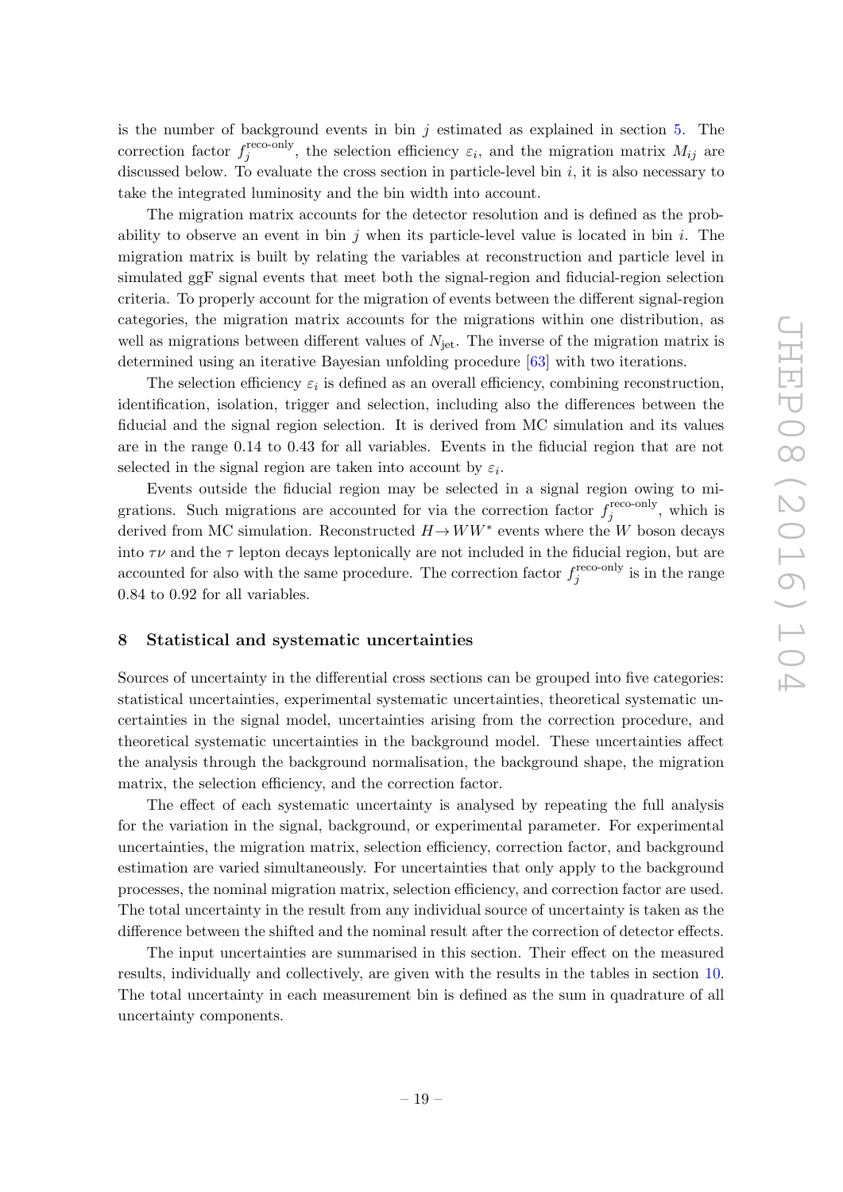is the number of background events in bin $j$ estimated as explained in section 5. The correction factor $f_j^{\text{reco-only}}$, the selection efficiency $\varepsilon_i$, and the migration matrix $M_{ij}$ are discussed below. To evaluate the cross section in particle-level bin $i$, it is also necessary to take the integrated luminosity and the bin width into account.

The migration matrix accounts for the detector resolution and is defined as the probability to observe an event in bin $j$ when its particle-level value is located in bin $i$. The migration matrix is built by relating the variables at reconstruction and particle level in simulated ggF signal events that meet both the signal-region and fiducial-region selection criteria. To properly account for the migration of events between the different signal-region categories, the migration matrix accounts for the migrations within one distribution, as well as migrations between different values of $N_{\text{jet}}$. The inverse of the migration matrix is determined using an iterative Bayesian unfolding procedure [63] with two iterations.

The selection efficiency $\varepsilon_i$ is defined as an overall efficiency, combining reconstruction, identification, isolation, trigger and selection, including also the differences between the fiducial and the signal region selection. It is derived from MC simulation and its values are in the range 0.14 to 0.43 for all variables. Events in the fiducial region that are not selected in the signal region are taken into account by $\varepsilon_i$.

Events outside the fiducial region may be selected in a signal region owing to migrations. Such migrations are accounted for via the correction factor $f_j^{\text{reco-only}}$, which is derived from MC simulation. Reconstructed $H \to WW^*$ events where the $W$ boson decays into $\tau\nu$ and the $\tau$ lepton decays leptonically are not included in the fiducial region, but are accounted for also with the same procedure. The correction factor $f_j^{\text{reco-only}}$ is in the range 0.84 to 0.92 for all variables.

## 8 Statistical and systematic uncertainties

Sources of uncertainty in the differential cross sections can be grouped into five categories: statistical uncertainties, experimental systematic uncertainties, theoretical systematic uncertainties in the signal model, uncertainties arising from the correction procedure, and theoretical systematic uncertainties in the background model. These uncertainties affect the analysis through the background normalisation, the background shape, the migration matrix, the selection efficiency, and the correction factor.

The effect of each systematic uncertainty is analysed by repeating the full analysis for the variation in the signal, background, or experimental parameter. For experimental uncertainties, the migration matrix, selection efficiency, correction factor, and background estimation are varied simultaneously. For uncertainties that only apply to the background processes, the nominal migration matrix, selection efficiency, and correction factor are used. The total uncertainty in the result from any individual source of uncertainty is taken as the difference between the shifted and the nominal result after the correction of detector effects.

The input uncertainties are summarised in this section. Their effect on the measured results, individually and collectively, are given with the results in the tables in section 10. The total uncertainty in each measurement bin is defined as the sum in quadrature of all uncertainty components.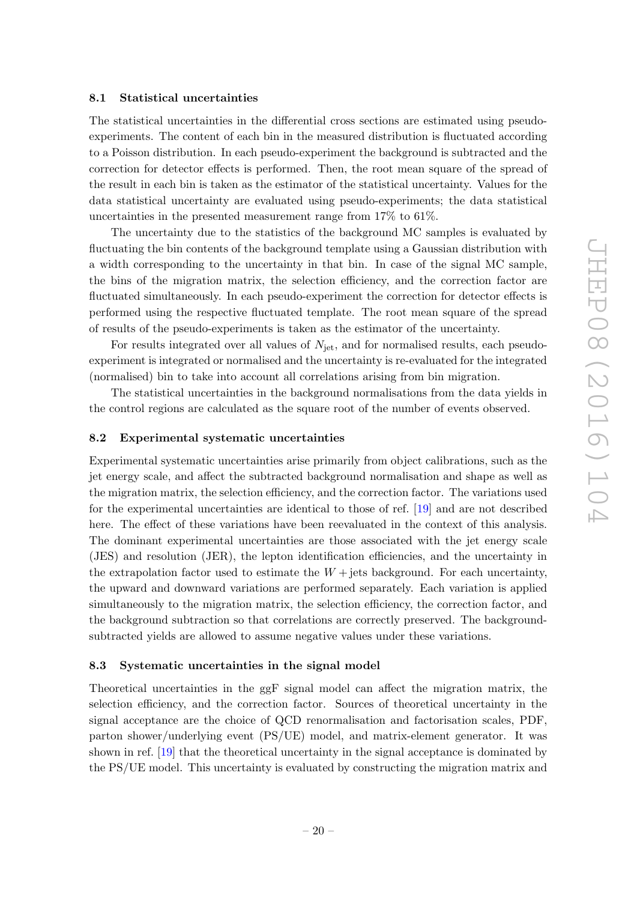### 8.1 Statistical uncertainties

The statistical uncertainties in the differential cross sections are estimated using pseudo-experiments. The content of each bin in the measured distribution is fluctuated according to a Poisson distribution. In each pseudo-experiment the background is subtracted and the correction for detector effects is performed. Then, the root mean square of the spread of the result in each bin is taken as the estimator of the statistical uncertainty. Values for the data statistical uncertainty are evaluated using pseudo-experiments; the data statistical uncertainties in the presented measurement range from 17% to 61%.

The uncertainty due to the statistics of the background MC samples is evaluated by fluctuating the bin contents of the background template using a Gaussian distribution with a width corresponding to the uncertainty in that bin. In case of the signal MC sample, the bins of the migration matrix, the selection efficiency, and the correction factor are fluctuated simultaneously. In each pseudo-experiment the correction for detector effects is performed using the respective fluctuated template. The root mean square of the spread of results of the pseudo-experiments is taken as the estimator of the uncertainty.

For results integrated over all values of $N_{\text{jet}}$, and for normalised results, each pseudo-experiment is integrated or normalised and the uncertainty is re-evaluated for the integrated (normalised) bin to take into account all correlations arising from bin migration.

The statistical uncertainties in the background normalisations from the data yields in the control regions are calculated as the square root of the number of events observed.

### 8.2 Experimental systematic uncertainties

Experimental systematic uncertainties arise primarily from object calibrations, such as the jet energy scale, and affect the subtracted background normalisation and shape as well as the migration matrix, the selection efficiency, and the correction factor. The variations used for the experimental uncertainties are identical to those of ref. [19] and are not described here. The effect of these variations have been reevaluated in the context of this analysis. The dominant experimental uncertainties are those associated with the jet energy scale (JES) and resolution (JER), the lepton identification efficiencies, and the uncertainty in the extrapolation factor used to estimate the $W+\text{jets}$ background. For each uncertainty, the upward and downward variations are performed separately. Each variation is applied simultaneously to the migration matrix, the selection efficiency, the correction factor, and the background subtraction so that correlations are correctly preserved. The background-subtracted yields are allowed to assume negative values under these variations.

### 8.3 Systematic uncertainties in the signal model

Theoretical uncertainties in the ggF signal model can affect the migration matrix, the selection efficiency, and the correction factor. Sources of theoretical uncertainty in the signal acceptance are the choice of QCD renormalisation and factorisation scales, PDF, parton shower/underlying event (PS/UE) model, and matrix-element generator. It was shown in ref. [19] that the theoretical uncertainty in the signal acceptance is dominated by the PS/UE model. This uncertainty is evaluated by constructing the migration matrix and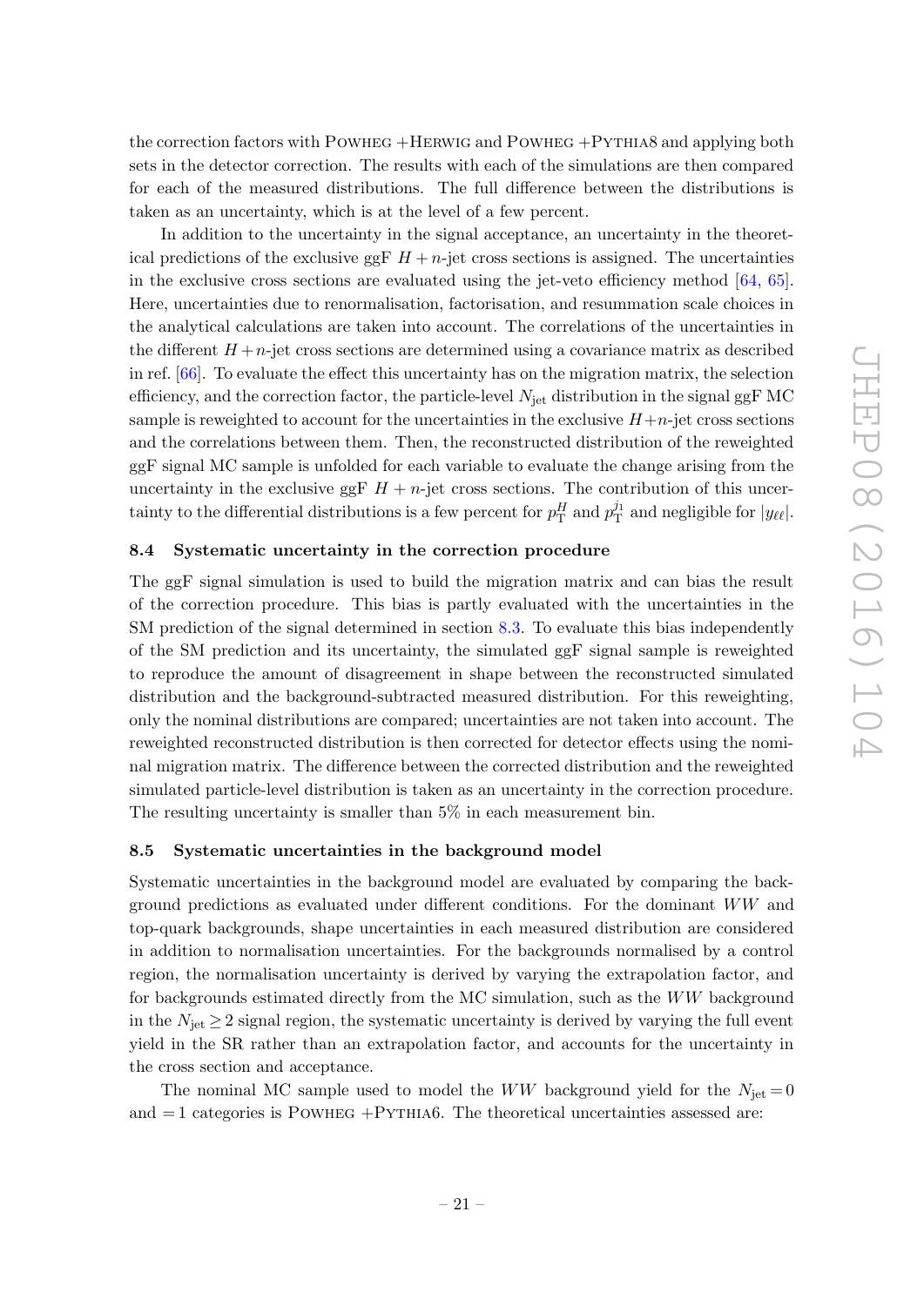the correction factors with Powheg +Herwig and Powheg +Pythia8 and applying both sets in the detector correction. The results with each of the simulations are then compared for each of the measured distributions. The full difference between the distributions is taken as an uncertainty, which is at the level of a few percent.

In addition to the uncertainty in the signal acceptance, an uncertainty in the theoretical predictions of the exclusive ggF $H+n$-jet cross sections is assigned. The uncertainties in the exclusive cross sections are evaluated using the jet-veto efficiency method [64, 65]. Here, uncertainties due to renormalisation, factorisation, and resummation scale choices in the analytical calculations are taken into account. The correlations of the uncertainties in the different $H+n$-jet cross sections are determined using a covariance matrix as described in ref. [66]. To evaluate the effect this uncertainty has on the migration matrix, the selection efficiency, and the correction factor, the particle-level $N_{\text{jet}}$ distribution in the signal ggF MC sample is reweighted to account for the uncertainties in the exclusive $H+n$-jet cross sections and the correlations between them. Then, the reconstructed distribution of the reweighted ggF signal MC sample is unfolded for each variable to evaluate the change arising from the uncertainty in the exclusive ggF $H+n$-jet cross sections. The contribution of this uncertainty to the differential distributions is a few percent for $p_{\text{T}}^{H}$ and $p_{\text{T}}^{j_1}$ and negligible for $|y_{\ell\ell}|$.

### 8.4 Systematic uncertainty in the correction procedure

The ggF signal simulation is used to build the migration matrix and can bias the result of the correction procedure. This bias is partly evaluated with the uncertainties in the SM prediction of the signal determined in section 8.3. To evaluate this bias independently of the SM prediction and its uncertainty, the simulated ggF signal sample is reweighted to reproduce the amount of disagreement in shape between the reconstructed simulated distribution and the background-subtracted measured distribution. For this reweighting, only the nominal distributions are compared; uncertainties are not taken into account. The reweighted reconstructed distribution is then corrected for detector effects using the nominal migration matrix. The difference between the corrected distribution and the reweighted simulated particle-level distribution is taken as an uncertainty in the correction procedure. The resulting uncertainty is smaller than 5% in each measurement bin.

### 8.5 Systematic uncertainties in the background model

Systematic uncertainties in the background model are evaluated by comparing the background predictions as evaluated under different conditions. For the dominant $WW$ and top-quark backgrounds, shape uncertainties in each measured distribution are considered in addition to normalisation uncertainties. For the backgrounds normalised by a control region, the normalisation uncertainty is derived by varying the extrapolation factor, and for backgrounds estimated directly from the MC simulation, such as the $WW$ background in the $N_{\text{jet}} \geq 2$ signal region, the systematic uncertainty is derived by varying the full event yield in the SR rather than an extrapolation factor, and accounts for the uncertainty in the cross section and acceptance.

The nominal MC sample used to model the $WW$ background yield for the $N_{\text{jet}} = 0$ and $= 1$ categories is Powheg +Pythia6. The theoretical uncertainties assessed are: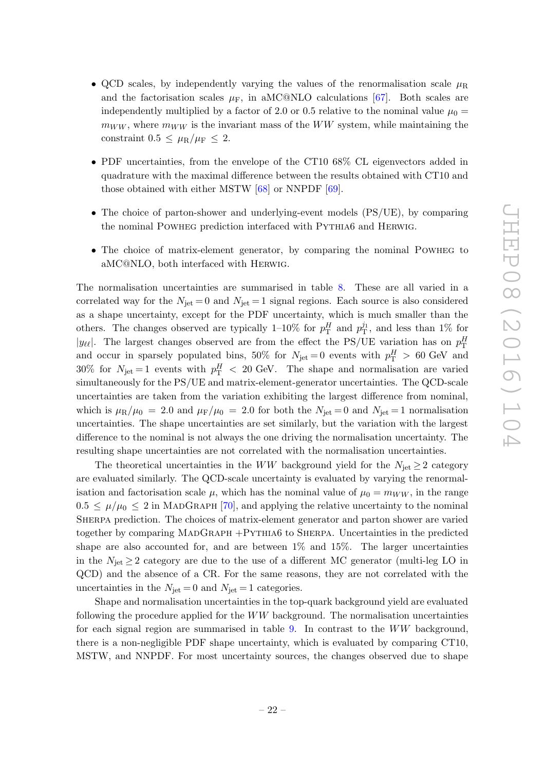- QCD scales, by independently varying the values of the renormalisation scale $\mu_R$ and the factorisation scales $\mu_F$, in aMC@NLO calculations [67]. Both scales are independently multiplied by a factor of 2.0 or 0.5 relative to the nominal value $\mu_0 = m_{WW}$, where $m_{WW}$ is the invariant mass of the $WW$ system, while maintaining the constraint $0.5 \leq \mu_R/\mu_F \leq 2$.
- PDF uncertainties, from the envelope of the CT10 68% CL eigenvectors added in quadrature with the maximal difference between the results obtained with CT10 and those obtained with either MSTW [68] or NNPDF [69].
- The choice of parton-shower and underlying-event models (PS/UE), by comparing the nominal POWHEG prediction interfaced with PYTHIA6 and HERWIG.
- The choice of matrix-element generator, by comparing the nominal POWHEG to aMC@NLO, both interfaced with HERWIG.

The normalisation uncertainties are summarised in table 8. These are all varied in a correlated way for the $N_{\rm jet} = 0$ and $N_{\rm jet} = 1$ signal regions. Each source is also considered as a shape uncertainty, except for the PDF uncertainty, which is much smaller than the others. The changes observed are typically 1–10% for $p_T^H$ and $p_T^{j_1}$, and less than 1% for $|y_{\ell\ell}|$. The largest changes observed are from the effect the PS/UE variation has on $p_T^H$ and occur in sparsely populated bins, 50% for $N_{\rm jet} = 0$ events with $p_T^H > 60$ GeV and 30% for $N_{\rm jet} = 1$ events with $p_T^H < 20$ GeV. The shape and normalisation are varied simultaneously for the PS/UE and matrix-element-generator uncertainties. The QCD-scale uncertainties are taken from the variation exhibiting the largest difference from nominal, which is $\mu_R/\mu_0 = 2.0$ and $\mu_F/\mu_0 = 2.0$ for both the $N_{\rm jet} = 0$ and $N_{\rm jet} = 1$ normalisation uncertainties. The shape uncertainties are set similarly, but the variation with the largest difference to the nominal is not always the one driving the normalisation uncertainty. The resulting shape uncertainties are not correlated with the normalisation uncertainties.

The theoretical uncertainties in the $WW$ background yield for the $N_{\rm jet} \geq 2$ category are evaluated similarly. The QCD-scale uncertainty is evaluated by varying the renormalisation and factorisation scale $\mu$, which has the nominal value of $\mu_0 = m_{WW}$, in the range $0.5 \leq \mu/\mu_0 \leq 2$ in MADGRAPH [70], and applying the relative uncertainty to the nominal SHERPA prediction. The choices of matrix-element generator and parton shower are varied together by comparing MADGRAPH +PYTHIA6 to SHERPA. Uncertainties in the predicted shape are also accounted for, and are between 1% and 15%. The larger uncertainties in the $N_{\rm jet} \geq 2$ category are due to the use of a different MC generator (multi-leg LO in QCD) and the absence of a CR. For the same reasons, they are not correlated with the uncertainties in the $N_{\rm jet} = 0$ and $N_{\rm jet} = 1$ categories.

Shape and normalisation uncertainties in the top-quark background yield are evaluated following the procedure applied for the $WW$ background. The normalisation uncertainties for each signal region are summarised in table 9. In contrast to the $WW$ background, there is a non-negligible PDF shape uncertainty, which is evaluated by comparing CT10, MSTW, and NNPDF. For most uncertainty sources, the changes observed due to shape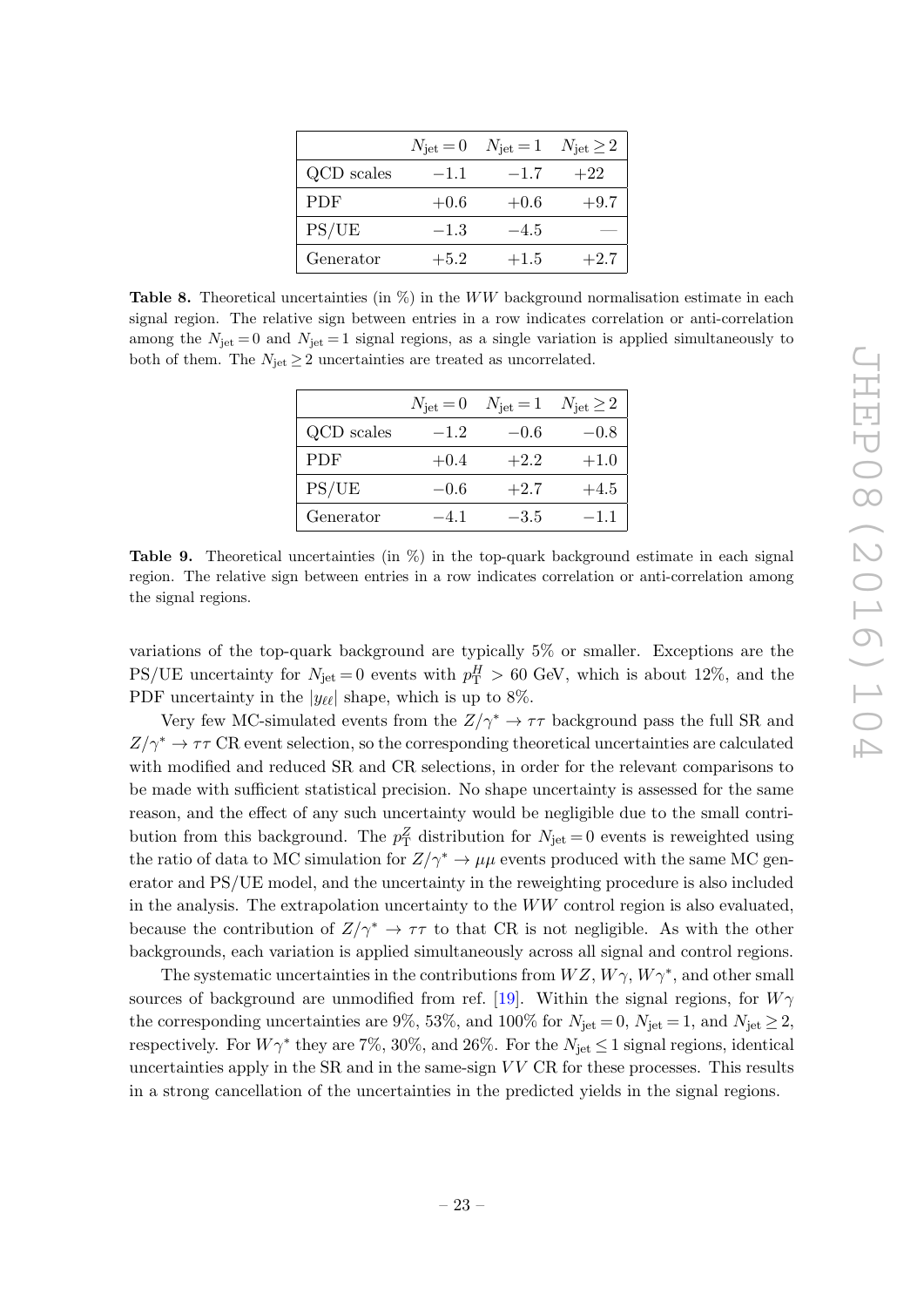|  | $N_{\text{jet}} = 0$ | $N_{\text{jet}} = 1$ | $N_{\text{jet}} \geq 2$ |
|---|---|---|---|
| QCD scales | $-1.1$ | $-1.7$ | $+22$ |
| PDF | $+0.6$ | $+0.6$ | $+9.7$ |
| PS/UE | $-1.3$ | $-4.5$ | — |
| Generator | $+5.2$ | $+1.5$ | $+2.7$ |

**Table 8.** Theoretical uncertainties (in %) in the $WW$ background normalisation estimate in each signal region. The relative sign between entries in a row indicates correlation or anti-correlation among the $N_{\text{jet}} = 0$ and $N_{\text{jet}} = 1$ signal regions, as a single variation is applied simultaneously to both of them. The $N_{\text{jet}} \geq 2$ uncertainties are treated as uncorrelated.

|  | $N_{\text{jet}} = 0$ | $N_{\text{jet}} = 1$ | $N_{\text{jet}} \geq 2$ |
|---|---|---|---|
| QCD scales | $-1.2$ | $-0.6$ | $-0.8$ |
| PDF | $+0.4$ | $+2.2$ | $+1.0$ |
| PS/UE | $-0.6$ | $+2.7$ | $+4.5$ |
| Generator | $-4.1$ | $-3.5$ | $-1.1$ |

**Table 9.** Theoretical uncertainties (in %) in the top-quark background estimate in each signal region. The relative sign between entries in a row indicates correlation or anti-correlation among the signal regions.

variations of the top-quark background are typically 5% or smaller. Exceptions are the PS/UE uncertainty for $N_{\text{jet}} = 0$ events with $p_{\text{T}}^{H} > 60$ GeV, which is about 12%, and the PDF uncertainty in the $|y_{\ell\ell}|$ shape, which is up to 8%.

Very few MC-simulated events from the $Z/\gamma^* \to \tau\tau$ background pass the full SR and $Z/\gamma^* \to \tau\tau$ CR event selection, so the corresponding theoretical uncertainties are calculated with modified and reduced SR and CR selections, in order for the relevant comparisons to be made with sufficient statistical precision. No shape uncertainty is assessed for the same reason, and the effect of any such uncertainty would be negligible due to the small contribution from this background. The $p_{\text{T}}^{Z}$ distribution for $N_{\text{jet}} = 0$ events is reweighted using the ratio of data to MC simulation for $Z/\gamma^* \to \mu\mu$ events produced with the same MC generator and PS/UE model, and the uncertainty in the reweighting procedure is also included in the analysis. The extrapolation uncertainty to the $WW$ control region is also evaluated, because the contribution of $Z/\gamma^* \to \tau\tau$ to that CR is not negligible. As with the other backgrounds, each variation is applied simultaneously across all signal and control regions.

The systematic uncertainties in the contributions from $WZ$, $W\gamma$, $W\gamma^*$, and other small sources of background are unmodified from ref. [19]. Within the signal regions, for $W\gamma$ the corresponding uncertainties are 9%, 53%, and 100% for $N_{\text{jet}} = 0$, $N_{\text{jet}} = 1$, and $N_{\text{jet}} \geq 2$, respectively. For $W\gamma^*$ they are 7%, 30%, and 26%. For the $N_{\text{jet}} \leq 1$ signal regions, identical uncertainties apply in the SR and in the same-sign $VV$ CR for these processes. This results in a strong cancellation of the uncertainties in the predicted yields in the signal regions.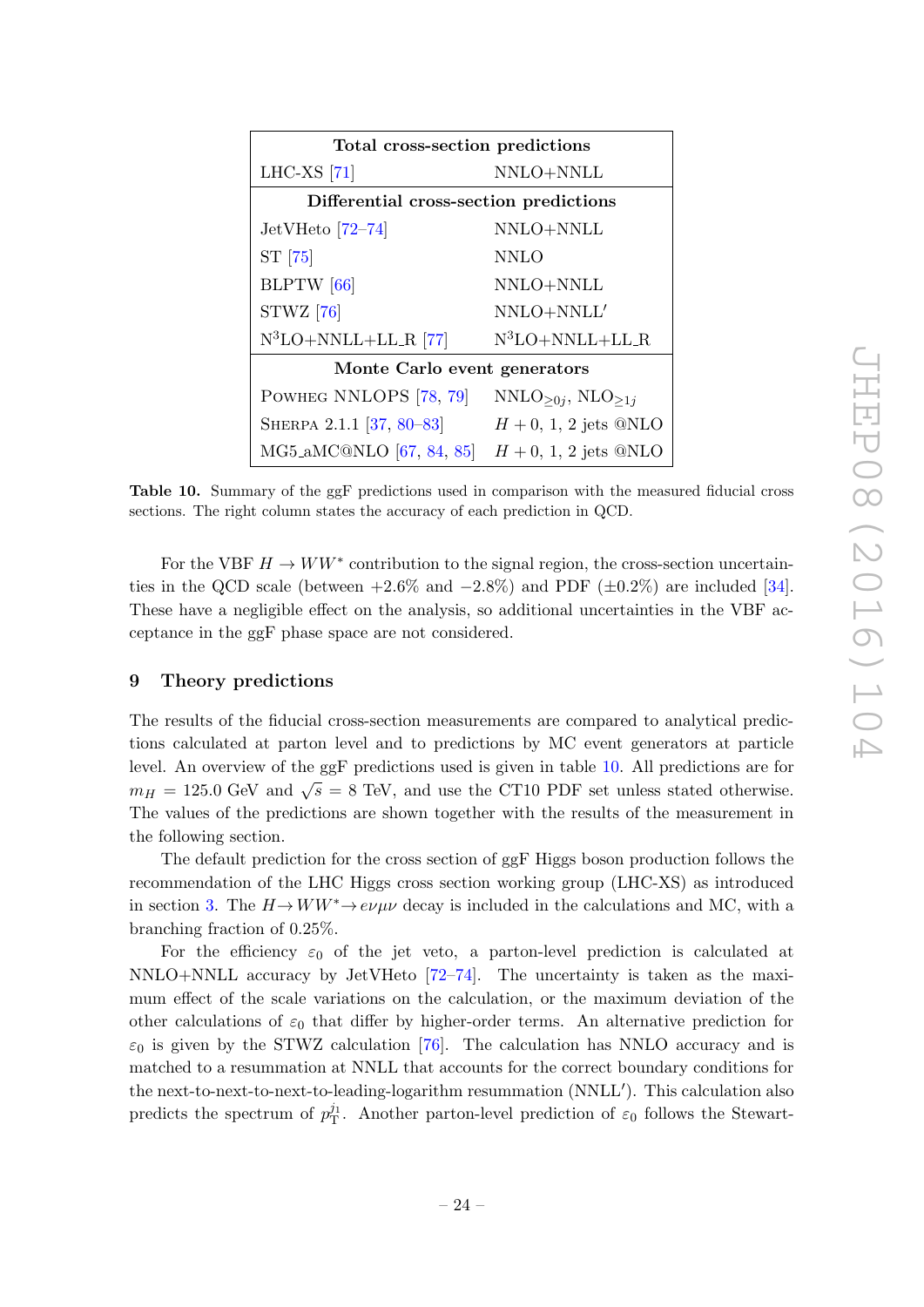| Total cross-section predictions | |
|---|---|
| LHC-XS [71] | NNLO+NNLL |
| **Differential cross-section predictions** | |
| JetVHeto [72–74] | NNLO+NNLL |
| ST [75] | NNLO |
| BLPTW [66] | NNLO+NNLL |
| STWZ [76] | NNLO+NNLL′ |
| N$^3$LO+NNLL+LL_R [77] | N$^3$LO+NNLL+LL_R |
| **Monte Carlo event generators** | |
| Powheg NNLOPS [78, 79] | NNLO$_{\geq 0j}$, NLO$_{\geq 1j}$ |
| Sherpa 2.1.1 [37, 80–83] | $H + 0$, 1, 2 jets @NLO |
| MG5_aMC@NLO [67, 84, 85] | $H + 0$, 1, 2 jets @NLO |

**Table 10.** Summary of the ggF predictions used in comparison with the measured fiducial cross sections. The right column states the accuracy of each prediction in QCD.

For the VBF $H \to WW^*$ contribution to the signal region, the cross-section uncertainties in the QCD scale (between +2.6% and −2.8%) and PDF (±0.2%) are included [34]. These have a negligible effect on the analysis, so additional uncertainties in the VBF acceptance in the ggF phase space are not considered.

## 9 Theory predictions

The results of the fiducial cross-section measurements are compared to analytical predictions calculated at parton level and to predictions by MC event generators at particle level. An overview of the ggF predictions used is given in table 10. All predictions are for $m_H = 125.0$ GeV and $\sqrt{s} = 8$ TeV, and use the CT10 PDF set unless stated otherwise. The values of the predictions are shown together with the results of the measurement in the following section.

The default prediction for the cross section of ggF Higgs boson production follows the recommendation of the LHC Higgs cross section working group (LHC-XS) as introduced in section 3. The $H \to WW^* \to e\nu\mu\nu$ decay is included in the calculations and MC, with a branching fraction of 0.25%.

For the efficiency $\varepsilon_0$ of the jet veto, a parton-level prediction is calculated at NNLO+NNLL accuracy by JetVHeto [72–74]. The uncertainty is taken as the maximum effect of the scale variations on the calculation, or the maximum deviation of the other calculations of $\varepsilon_0$ that differ by higher-order terms. An alternative prediction for $\varepsilon_0$ is given by the STWZ calculation [76]. The calculation has NNLO accuracy and is matched to a resummation at NNLL that accounts for the correct boundary conditions for the next-to-next-to-next-to-leading-logarithm resummation (NNLL′). This calculation also predicts the spectrum of $p_{\mathrm{T}}^{j_1}$. Another parton-level prediction of $\varepsilon_0$ follows the Stewart-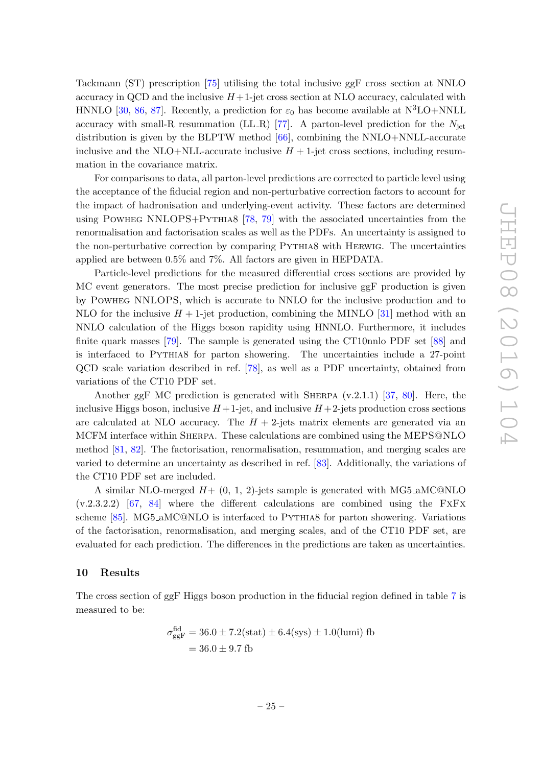Tackmann (ST) prescription [75] utilising the total inclusive ggF cross section at NNLO accuracy in QCD and the inclusive $H+1$-jet cross section at NLO accuracy, calculated with HNNLO [30, 86, 87]. Recently, a prediction for $\varepsilon_0$ has become available at N$^3$LO+NNLL accuracy with small-R resummation (LL_R) [77]. A parton-level prediction for the $N_{\text{jet}}$ distribution is given by the BLPTW method [66], combining the NNLO+NNLL-accurate inclusive and the NLO+NLL-accurate inclusive $H+1$-jet cross sections, including resummation in the covariance matrix.

For comparisons to data, all parton-level predictions are corrected to particle level using the acceptance of the fiducial region and non-perturbative correction factors to account for the impact of hadronisation and underlying-event activity. These factors are determined using Powheg NNLOPS+Pythia8 [78, 79] with the associated uncertainties from the renormalisation and factorisation scales as well as the PDFs. An uncertainty is assigned to the non-perturbative correction by comparing Pythia8 with Herwig. The uncertainties applied are between 0.5% and 7%. All factors are given in HEPDATA.

Particle-level predictions for the measured differential cross sections are provided by MC event generators. The most precise prediction for inclusive ggF production is given by Powheg NNLOPS, which is accurate to NNLO for the inclusive production and to NLO for the inclusive $H+1$-jet production, combining the MINLO [31] method with an NNLO calculation of the Higgs boson rapidity using HNNLO. Furthermore, it includes finite quark masses [79]. The sample is generated using the CT10nnlo PDF set [88] and is interfaced to Pythia8 for parton showering. The uncertainties include a 27-point QCD scale variation described in ref. [78], as well as a PDF uncertainty, obtained from variations of the CT10 PDF set.

Another ggF MC prediction is generated with Sherpa (v.2.1.1) [37, 80]. Here, the inclusive Higgs boson, inclusive $H+1$-jet, and inclusive $H+2$-jets production cross sections are calculated at NLO accuracy. The $H+2$-jets matrix elements are generated via an MCFM interface within Sherpa. These calculations are combined using the MEPS@NLO method [81, 82]. The factorisation, renormalisation, resummation, and merging scales are varied to determine an uncertainty as described in ref. [83]. Additionally, the variations of the CT10 PDF set are included.

A similar NLO-merged $H+$ (0, 1, 2)-jets sample is generated with MG5_aMC@NLO (v.2.3.2.2) [67, 84] where the different calculations are combined using the FxFx scheme [85]. MG5_aMC@NLO is interfaced to Pythia8 for parton showering. Variations of the factorisation, renormalisation, and merging scales, and of the CT10 PDF set, are evaluated for each prediction. The differences in the predictions are taken as uncertainties.

## 10 Results

The cross section of ggF Higgs boson production in the fiducial region defined in table 7 is measured to be:

$$
\begin{aligned}
\sigma_{\text{ggF}}^{\text{fid}} &= 36.0 \pm 7.2(\text{stat}) \pm 6.4(\text{sys}) \pm 1.0(\text{lumi})\ \text{fb} \\
&= 36.0 \pm 9.7\ \text{fb}
\end{aligned}
$$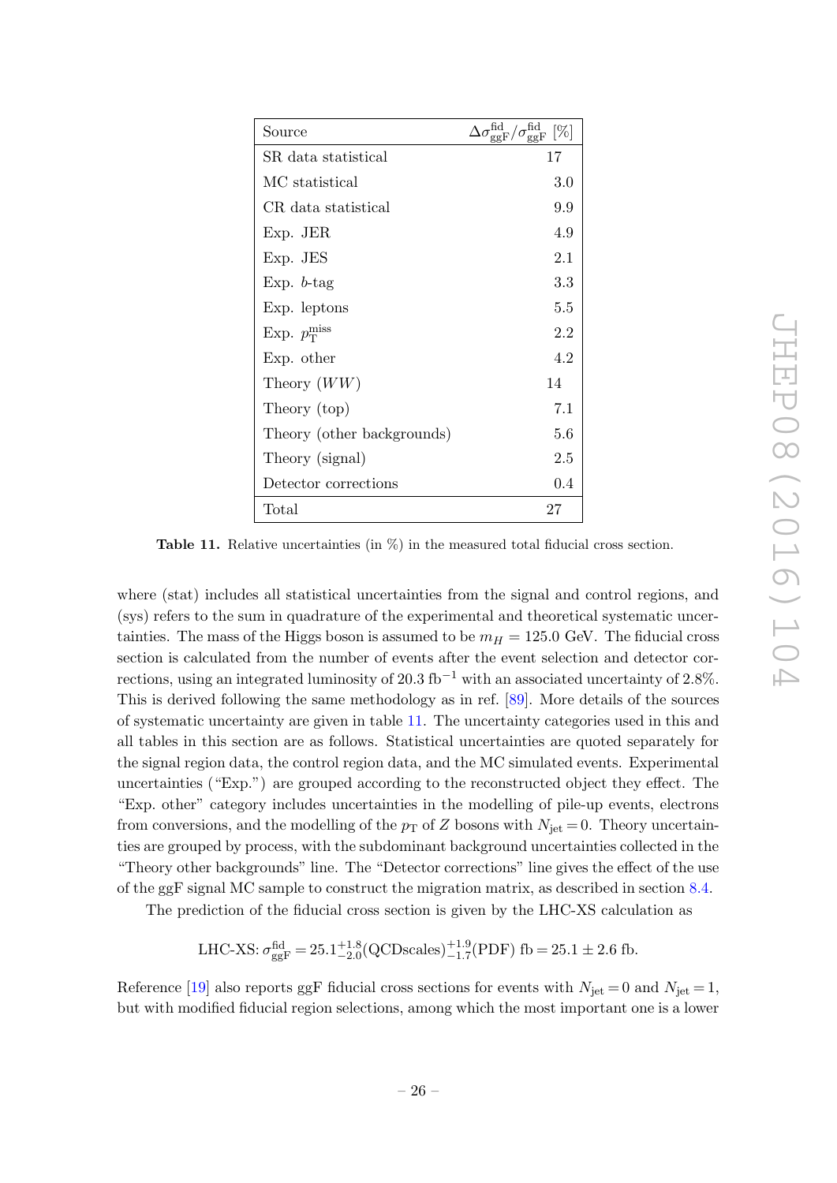| Source | $\Delta\sigma^{\rm fid}_{\rm ggF}/\sigma^{\rm fid}_{\rm ggF}$ [%] |
|---|---|
| SR data statistical | 17 |
| MC statistical | 3.0 |
| CR data statistical | 9.9 |
| Exp. JER | 4.9 |
| Exp. JES | 2.1 |
| Exp. $b$-tag | 3.3 |
| Exp. leptons | 5.5 |
| Exp. $p_{\rm T}^{\rm miss}$ | 2.2 |
| Exp. other | 4.2 |
| Theory ($WW$) | 14 |
| Theory (top) | 7.1 |
| Theory (other backgrounds) | 5.6 |
| Theory (signal) | 2.5 |
| Detector corrections | 0.4 |
| Total | 27 |

**Table 11.** Relative uncertainties (in %) in the measured total fiducial cross section.

where (stat) includes all statistical uncertainties from the signal and control regions, and (sys) refers to the sum in quadrature of the experimental and theoretical systematic uncertainties. The mass of the Higgs boson is assumed to be $m_H = 125.0$ GeV. The fiducial cross section is calculated from the number of events after the event selection and detector corrections, using an integrated luminosity of 20.3 fb$^{-1}$ with an associated uncertainty of 2.8%. This is derived following the same methodology as in ref. [89]. More details of the sources of systematic uncertainty are given in table 11. The uncertainty categories used in this and all tables in this section are as follows. Statistical uncertainties are quoted separately for the signal region data, the control region data, and the MC simulated events. Experimental uncertainties ("Exp.") are grouped according to the reconstructed object they effect. The "Exp. other" category includes uncertainties in the modelling of pile-up events, electrons from conversions, and the modelling of the $p_{\rm T}$ of $Z$ bosons with $N_{\rm jet} = 0$. Theory uncertainties are grouped by process, with the subdominant background uncertainties collected in the "Theory other backgrounds" line. The "Detector corrections" line gives the effect of the use of the ggF signal MC sample to construct the migration matrix, as described in section 8.4.

The prediction of the fiducial cross section is given by the LHC-XS calculation as

$$\text{LHC-XS: } \sigma^{\rm fid}_{\rm ggF} = 25.1^{+1.8}_{-2.0}(\text{QCDscales})^{+1.9}_{-1.7}(\text{PDF}) \text{ fb} = 25.1 \pm 2.6 \text{ fb}.$$

Reference [19] also reports ggF fiducial cross sections for events with $N_{\rm jet} = 0$ and $N_{\rm jet} = 1$, but with modified fiducial region selections, among which the most important one is a lower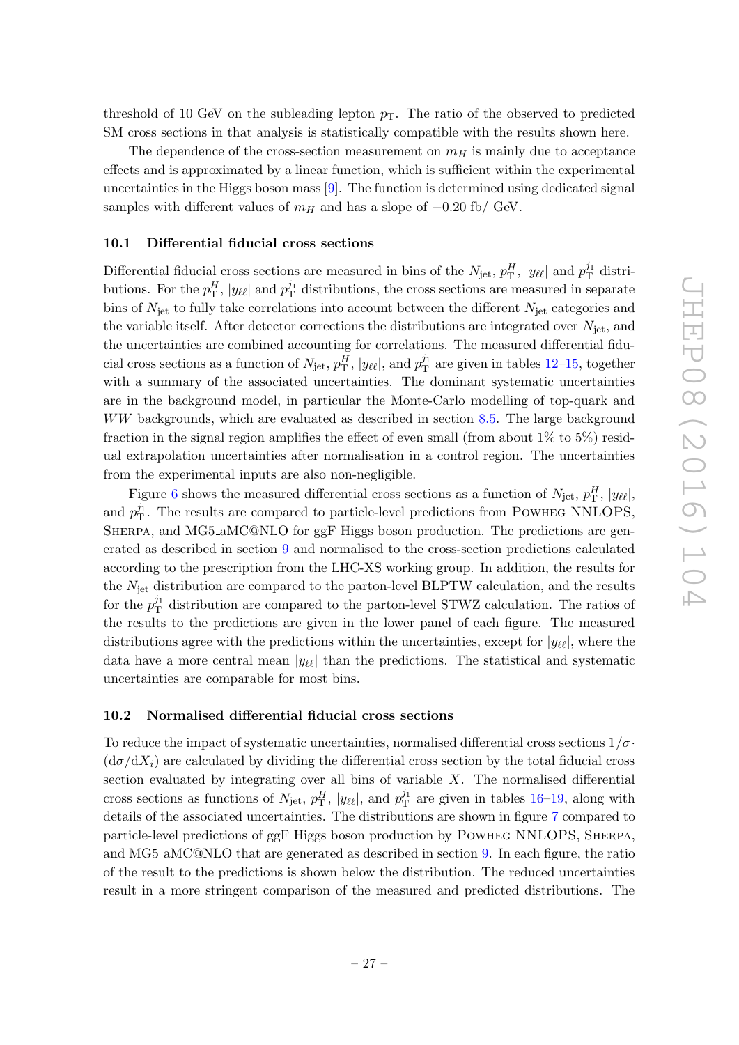threshold of 10 GeV on the subleading lepton $p_{\mathrm{T}}$. The ratio of the observed to predicted SM cross sections in that analysis is statistically compatible with the results shown here.

The dependence of the cross-section measurement on $m_H$ is mainly due to acceptance effects and is approximated by a linear function, which is sufficient within the experimental uncertainties in the Higgs boson mass [9]. The function is determined using dedicated signal samples with different values of $m_H$ and has a slope of $-0.20$ fb/ GeV.

### 10.1 Differential fiducial cross sections

Differential fiducial cross sections are measured in bins of the $N_{\mathrm{jet}}$, $p_{\mathrm{T}}^{H}$, $|y_{\ell\ell}|$ and $p_{\mathrm{T}}^{j_1}$ distributions. For the $p_{\mathrm{T}}^{H}$, $|y_{\ell\ell}|$ and $p_{\mathrm{T}}^{j_1}$ distributions, the cross sections are measured in separate bins of $N_{\mathrm{jet}}$ to fully take correlations into account between the different $N_{\mathrm{jet}}$ categories and the variable itself. After detector corrections the distributions are integrated over $N_{\mathrm{jet}}$, and the uncertainties are combined accounting for correlations. The measured differential fiducial cross sections as a function of $N_{\mathrm{jet}}$, $p_{\mathrm{T}}^{H}$, $|y_{\ell\ell}|$, and $p_{\mathrm{T}}^{j_1}$ are given in tables 12–15, together with a summary of the associated uncertainties. The dominant systematic uncertainties are in the background model, in particular the Monte-Carlo modelling of top-quark and $WW$ backgrounds, which are evaluated as described in section 8.5. The large background fraction in the signal region amplifies the effect of even small (from about 1% to 5%) residual extrapolation uncertainties after normalisation in a control region. The uncertainties from the experimental inputs are also non-negligible.

Figure 6 shows the measured differential cross sections as a function of $N_{\mathrm{jet}}$, $p_{\mathrm{T}}^{H}$, $|y_{\ell\ell}|$, and $p_{\mathrm{T}}^{j_1}$. The results are compared to particle-level predictions from Powheg NNLOPS, Sherpa, and MG5_aMC@NLO for ggF Higgs boson production. The predictions are generated as described in section 9 and normalised to the cross-section predictions calculated according to the prescription from the LHC-XS working group. In addition, the results for the $N_{\mathrm{jet}}$ distribution are compared to the parton-level BLPTW calculation, and the results for the $p_{\mathrm{T}}^{j_1}$ distribution are compared to the parton-level STWZ calculation. The ratios of the results to the predictions are given in the lower panel of each figure. The measured distributions agree with the predictions within the uncertainties, except for $|y_{\ell\ell}|$, where the data have a more central mean $|y_{\ell\ell}|$ than the predictions. The statistical and systematic uncertainties are comparable for most bins.

### 10.2 Normalised differential fiducial cross sections

To reduce the impact of systematic uncertainties, normalised differential cross sections $1/\sigma \cdot (\mathrm{d}\sigma/\mathrm{d}X_i)$ are calculated by dividing the differential cross section by the total fiducial cross section evaluated by integrating over all bins of variable $X$. The normalised differential cross sections as functions of $N_{\mathrm{jet}}$, $p_{\mathrm{T}}^{H}$, $|y_{\ell\ell}|$, and $p_{\mathrm{T}}^{j_1}$ are given in tables 16–19, along with details of the associated uncertainties. The distributions are shown in figure 7 compared to particle-level predictions of ggF Higgs boson production by Powheg NNLOPS, Sherpa, and MG5_aMC@NLO that are generated as described in section 9. In each figure, the ratio of the result to the predictions is shown below the distribution. The reduced uncertainties result in a more stringent comparison of the measured and predicted distributions. The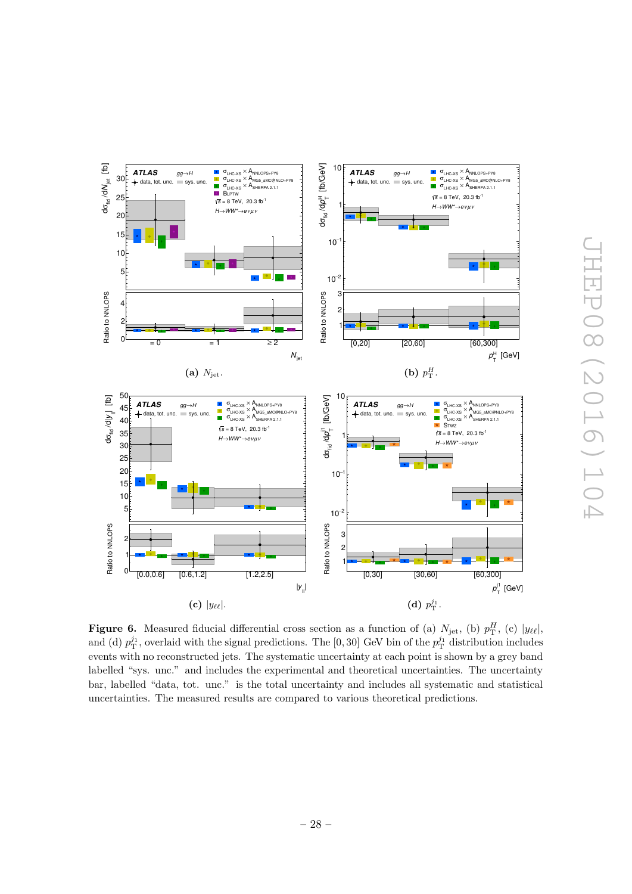**(a)** $N_{\text{jet}}$.

**(b)** $p_{\text{T}}^{H}$.

**(c)** $|y_{\ell\ell}|$.

**(d)** $p_{\text{T}}^{j_1}$.

**Figure 6.** Measured fiducial differential cross section as a function of (a) $N_{\text{jet}}$, (b) $p_{\text{T}}^{H}$, (c) $|y_{\ell\ell}|$, and (d) $p_{\text{T}}^{j_1}$, overlaid with the signal predictions. The [0, 30] GeV bin of the $p_{\text{T}}^{j_1}$ distribution includes events with no reconstructed jets. The systematic uncertainty at each point is shown by a grey band labelled "sys. unc." and includes the experimental and theoretical uncertainties. The uncertainty bar, labelled "data, tot. unc." is the total uncertainty and includes all systematic and statistical uncertainties. The measured results are compared to various theoretical predictions.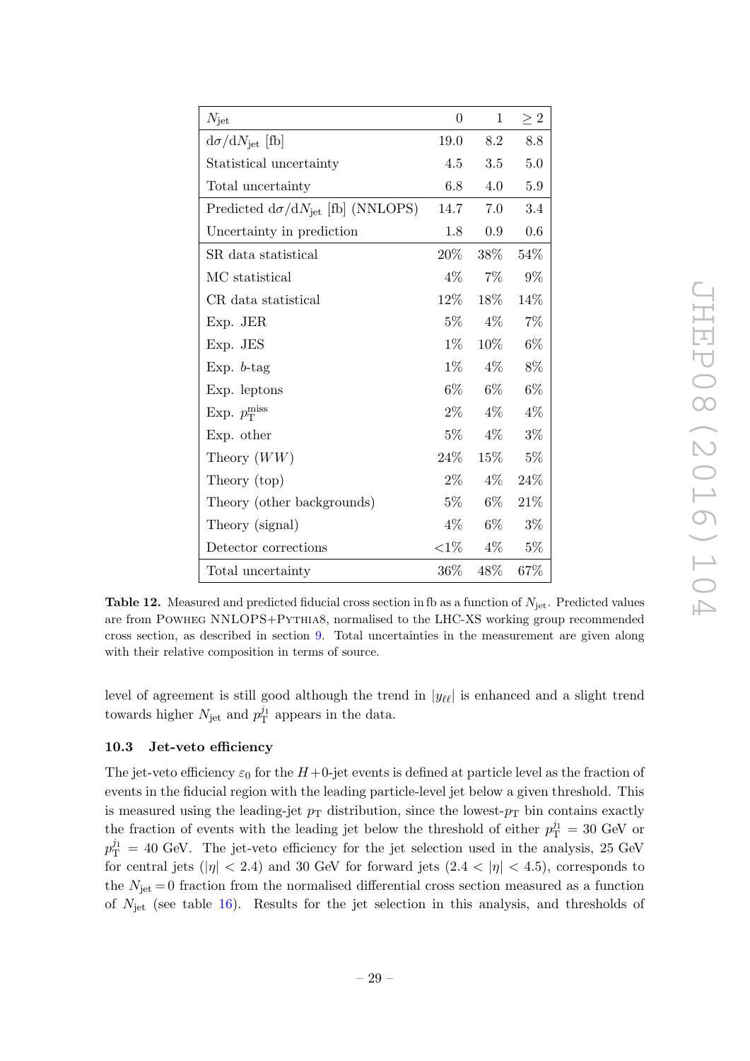| $N_{\text{jet}}$ | 0 | 1 | $\geq 2$ |
|---|---|---|---|
| $\mathrm{d}\sigma/\mathrm{d}N_{\text{jet}}$ [fb] | 19.0 | 8.2 | 8.8 |
| Statistical uncertainty | 4.5 | 3.5 | 5.0 |
| Total uncertainty | 6.8 | 4.0 | 5.9 |
| Predicted $\mathrm{d}\sigma/\mathrm{d}N_{\text{jet}}$ [fb] (NNLOPS) | 14.7 | 7.0 | 3.4 |
| Uncertainty in prediction | 1.8 | 0.9 | 0.6 |
| SR data statistical | 20% | 38% | 54% |
| MC statistical | 4% | 7% | 9% |
| CR data statistical | 12% | 18% | 14% |
| Exp. JER | 5% | 4% | 7% |
| Exp. JES | 1% | 10% | 6% |
| Exp. $b$-tag | 1% | 4% | 8% |
| Exp. leptons | 6% | 6% | 6% |
| Exp. $p_{\text{T}}^{\text{miss}}$ | 2% | 4% | 4% |
| Exp. other | 5% | 4% | 3% |
| Theory ($WW$) | 24% | 15% | 5% |
| Theory (top) | 2% | 4% | 24% |
| Theory (other backgrounds) | 5% | 6% | 21% |
| Theory (signal) | 4% | 6% | 3% |
| Detector corrections | <1% | 4% | 5% |
| Total uncertainty | 36% | 48% | 67% |

**Table 12.** Measured and predicted fiducial cross section in fb as a function of $N_{\text{jet}}$. Predicted values are from POWHEG NNLOPS+PYTHIA8, normalised to the LHC-XS working group recommended cross section, as described in section 9. Total uncertainties in the measurement are given along with their relative composition in terms of source.

level of agreement is still good although the trend in $|y_{\ell\ell}|$ is enhanced and a slight trend towards higher $N_{\text{jet}}$ and $p_{\text{T}}^{j_1}$ appears in the data.

### 10.3 Jet-veto efficiency

The jet-veto efficiency $\varepsilon_0$ for the $H+0$-jet events is defined at particle level as the fraction of events in the fiducial region with the leading particle-level jet below a given threshold. This is measured using the leading-jet $p_{\text{T}}$ distribution, since the lowest-$p_{\text{T}}$ bin contains exactly the fraction of events with the leading jet below the threshold of either $p_{\text{T}}^{j_1} = 30$ GeV or $p_{\text{T}}^{j_1} = 40$ GeV. The jet-veto efficiency for the jet selection used in the analysis, 25 GeV for central jets ($|\eta| < 2.4$) and 30 GeV for forward jets ($2.4 < |\eta| < 4.5$), corresponds to the $N_{\text{jet}} = 0$ fraction from the normalised differential cross section measured as a function of $N_{\text{jet}}$ (see table 16). Results for the jet selection in this analysis, and thresholds of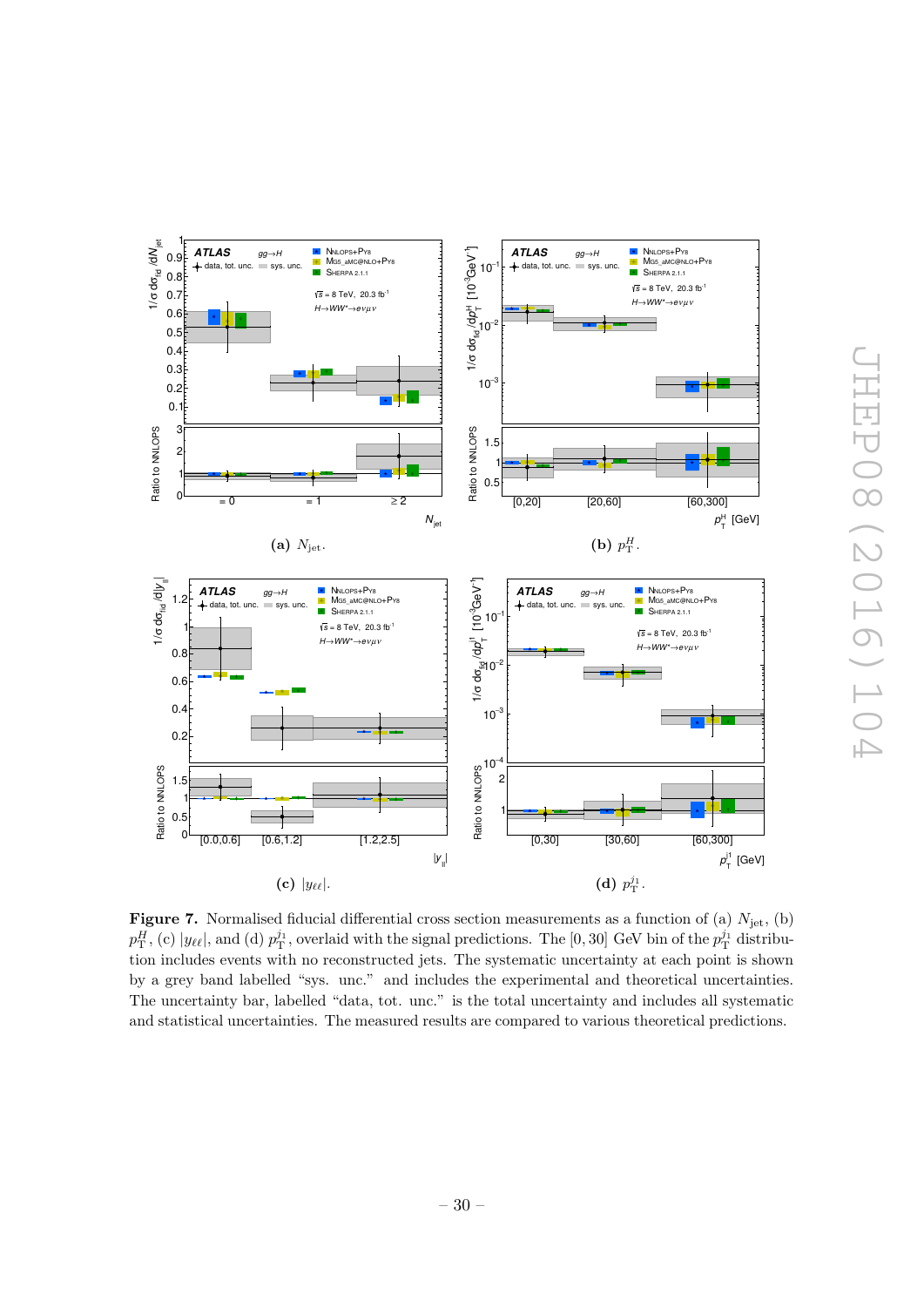(a) $N_{\text{jet}}$.

(b) $p_{\text{T}}^{H}$.

(c) $|y_{\ell\ell}|$.

(d) $p_{\text{T}}^{j_1}$.

**Figure 7.** Normalised fiducial differential cross section measurements as a function of (a) $N_{\text{jet}}$, (b) $p_{\text{T}}^{H}$, (c) $|y_{\ell\ell}|$, and (d) $p_{\text{T}}^{j_1}$, overlaid with the signal predictions. The $[0, 30]$ GeV bin of the $p_{\text{T}}^{j_1}$ distribution includes events with no reconstructed jets. The systematic uncertainty at each point is shown by a grey band labelled "sys. unc." and includes the experimental and theoretical uncertainties. The uncertainty bar, labelled "data, tot. unc." is the total uncertainty and includes all systematic and statistical uncertainties. The measured results are compared to various theoretical predictions.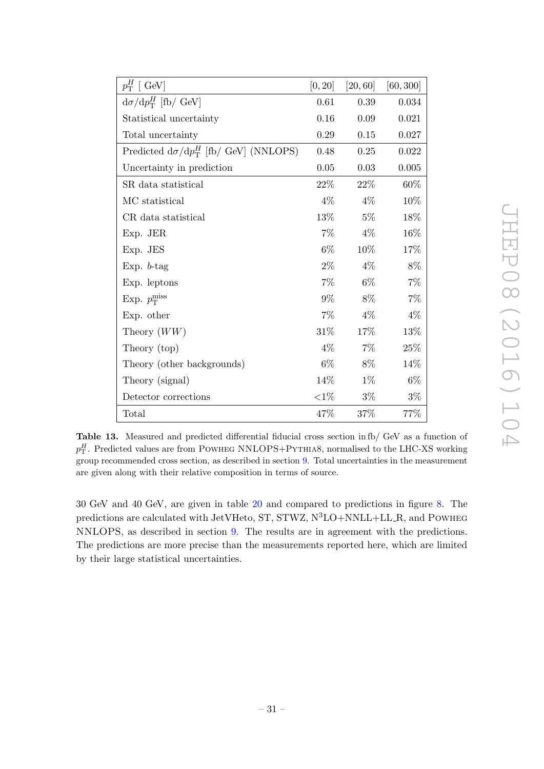| $p_{\mathrm{T}}^{H}$ [ GeV] | [0, 20] | [20, 60] | [60, 300] |
|---|---|---|---|
| $\mathrm{d}\sigma/\mathrm{d}p_{\mathrm{T}}^{H}$ [fb/ GeV] | 0.61 | 0.39 | 0.034 |
| Statistical uncertainty | 0.16 | 0.09 | 0.021 |
| Total uncertainty | 0.29 | 0.15 | 0.027 |
| Predicted $\mathrm{d}\sigma/\mathrm{d}p_{\mathrm{T}}^{H}$ [fb/ GeV] (NNLOPS) | 0.48 | 0.25 | 0.022 |
| Uncertainty in prediction | 0.05 | 0.03 | 0.005 |
| SR data statistical | 22% | 22% | 60% |
| MC statistical | 4% | 4% | 10% |
| CR data statistical | 13% | 5% | 18% |
| Exp. JER | 7% | 4% | 16% |
| Exp. JES | 6% | 10% | 17% |
| Exp. $b$-tag | 2% | 4% | 8% |
| Exp. leptons | 7% | 6% | 7% |
| Exp. $p_{\mathrm{T}}^{\mathrm{miss}}$ | 9% | 8% | 7% |
| Exp. other | 7% | 4% | 4% |
| Theory ($WW$) | 31% | 17% | 13% |
| Theory (top) | 4% | 7% | 25% |
| Theory (other backgrounds) | 6% | 8% | 14% |
| Theory (signal) | 14% | 1% | 6% |
| Detector corrections | <1% | 3% | 3% |
| Total | 47% | 37% | 77% |

**Table 13.** Measured and predicted differential fiducial cross section in fb/ GeV as a function of $p_{\mathrm{T}}^{H}$. Predicted values are from POWHEG NNLOPS+PYTHIA8, normalised to the LHC-XS working group recommended cross section, as described in section 9. Total uncertainties in the measurement are given along with their relative composition in terms of source.

30 GeV and 40 GeV, are given in table 20 and compared to predictions in figure 8. The predictions are calculated with JetVHeto, ST, STWZ, N$^{3}$LO+NNLL+LL_R, and POWHEG NNLOPS, as described in section 9. The results are in agreement with the predictions. The predictions are more precise than the measurements reported here, which are limited by their large statistical uncertainties.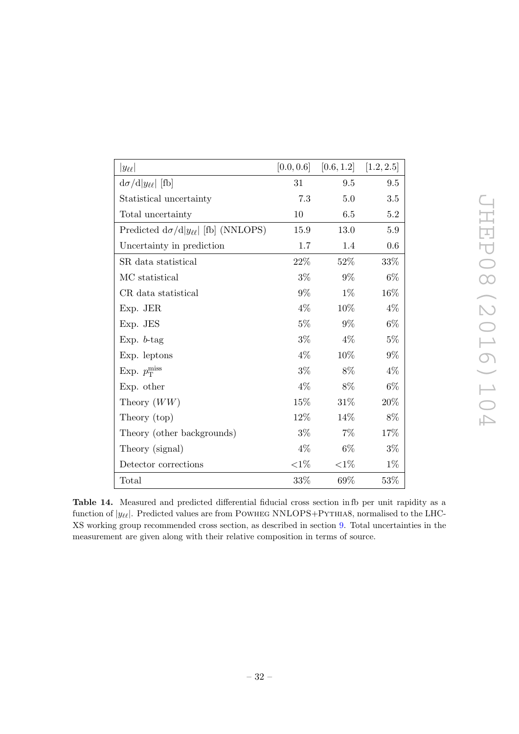| $\lvert y_{\ell\ell}\rvert$ | $[0.0, 0.6]$ | $[0.6, 1.2]$ | $[1.2, 2.5]$ |
|---|---|---|---|
| $\mathrm{d}\sigma/\mathrm{d}\lvert y_{\ell\ell}\rvert$ [fb] | 31 | 9.5 | 9.5 |
| Statistical uncertainty | 7.3 | 5.0 | 3.5 |
| Total uncertainty | 10 | 6.5 | 5.2 |
| Predicted $\mathrm{d}\sigma/\mathrm{d}\lvert y_{\ell\ell}\rvert$ [fb] (NNLOPS) | 15.9 | 13.0 | 5.9 |
| Uncertainty in prediction | 1.7 | 1.4 | 0.6 |
| SR data statistical | 22% | 52% | 33% |
| MC statistical | 3% | 9% | 6% |
| CR data statistical | 9% | 1% | 16% |
| Exp. JER | 4% | 10% | 4% |
| Exp. JES | 5% | 9% | 6% |
| Exp. $b$-tag | 3% | 4% | 5% |
| Exp. leptons | 4% | 10% | 9% |
| Exp. $p_{\mathrm{T}}^{\mathrm{miss}}$ | 3% | 8% | 4% |
| Exp. other | 4% | 8% | 6% |
| Theory ($WW$) | 15% | 31% | 20% |
| Theory (top) | 12% | 14% | 8% |
| Theory (other backgrounds) | 3% | 7% | 17% |
| Theory (signal) | 4% | 6% | 3% |
| Detector corrections | <1% | <1% | 1% |
| Total | 33% | 69% | 53% |

**Table 14.** Measured and predicted differential fiducial cross section in fb per unit rapidity as a function of $\lvert y_{\ell\ell}\rvert$. Predicted values are from POWHEG NNLOPS+PYTHIA8, normalised to the LHC-XS working group recommended cross section, as described in section 9. Total uncertainties in the measurement are given along with their relative composition in terms of source.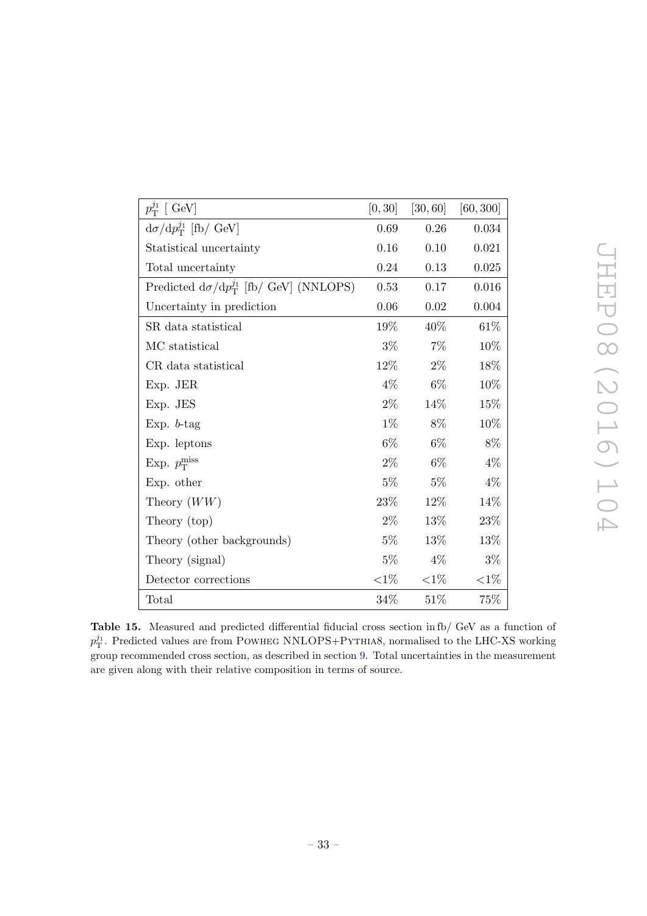| $p_{\mathrm{T}}^{j_1}$ [ GeV] | [0, 30] | [30, 60] | [60, 300] |
|---|---|---|---|
| $\mathrm{d}\sigma/\mathrm{d}p_{\mathrm{T}}^{j_1}$ [fb/ GeV] | 0.69 | 0.26 | 0.034 |
| Statistical uncertainty | 0.16 | 0.10 | 0.021 |
| Total uncertainty | 0.24 | 0.13 | 0.025 |
| Predicted $\mathrm{d}\sigma/\mathrm{d}p_{\mathrm{T}}^{j_1}$ [fb/ GeV] (NNLOPS) | 0.53 | 0.17 | 0.016 |
| Uncertainty in prediction | 0.06 | 0.02 | 0.004 |
| SR data statistical | 19% | 40% | 61% |
| MC statistical | 3% | 7% | 10% |
| CR data statistical | 12% | 2% | 18% |
| Exp. JER | 4% | 6% | 10% |
| Exp. JES | 2% | 14% | 15% |
| Exp. $b$-tag | 1% | 8% | 10% |
| Exp. leptons | 6% | 6% | 8% |
| Exp. $p_{\mathrm{T}}^{\mathrm{miss}}$ | 2% | 6% | 4% |
| Exp. other | 5% | 5% | 4% |
| Theory ($WW$) | 23% | 12% | 14% |
| Theory (top) | 2% | 13% | 23% |
| Theory (other backgrounds) | 5% | 13% | 13% |
| Theory (signal) | 5% | 4% | 3% |
| Detector corrections | <1% | <1% | <1% |
| Total | 34% | 51% | 75% |

**Table 15.** Measured and predicted differential fiducial cross section in fb/ GeV as a function of $p_{\mathrm{T}}^{j_1}$. Predicted values are from POWHEG NNLOPS+PYTHIA8, normalised to the LHC-XS working group recommended cross section, as described in section 9. Total uncertainties in the measurement are given along with their relative composition in terms of source.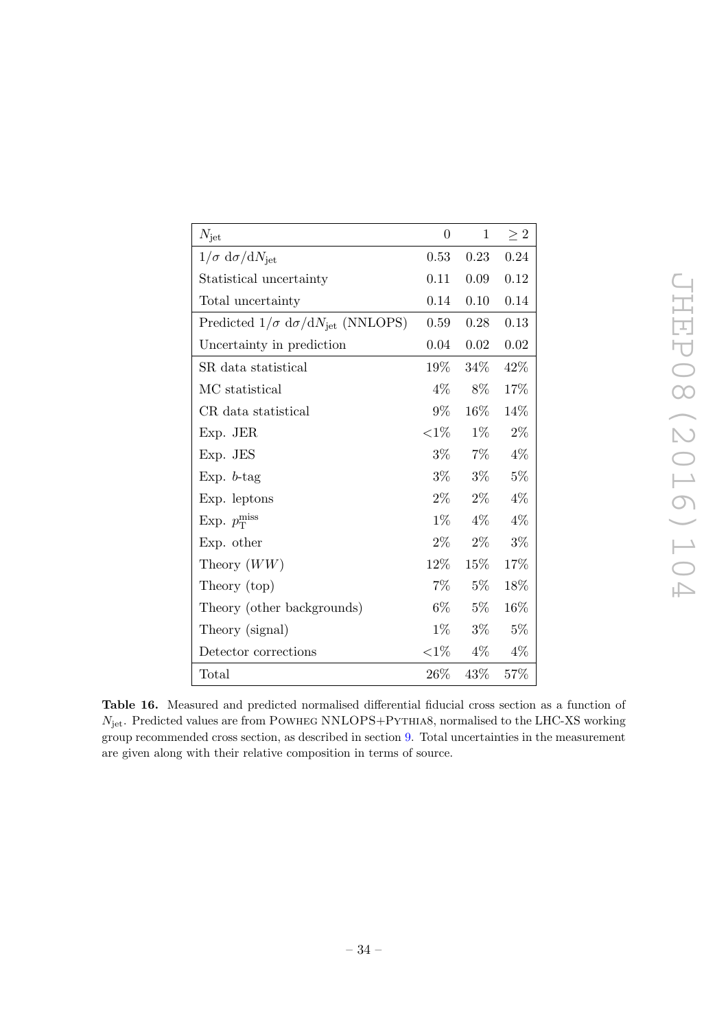| $N_{\text{jet}}$ | 0 | 1 | $\geq 2$ |
|---|---|---|---|
| $1/\sigma \, \mathrm{d}\sigma/\mathrm{d}N_{\text{jet}}$ | 0.53 | 0.23 | 0.24 |
| Statistical uncertainty | 0.11 | 0.09 | 0.12 |
| Total uncertainty | 0.14 | 0.10 | 0.14 |
| Predicted $1/\sigma \, \mathrm{d}\sigma/\mathrm{d}N_{\text{jet}}$ (NNLOPS) | 0.59 | 0.28 | 0.13 |
| Uncertainty in prediction | 0.04 | 0.02 | 0.02 |
| SR data statistical | 19% | 34% | 42% |
| MC statistical | 4% | 8% | 17% |
| CR data statistical | 9% | 16% | 14% |
| Exp. JER | <1% | 1% | 2% |
| Exp. JES | 3% | 7% | 4% |
| Exp. $b$-tag | 3% | 3% | 5% |
| Exp. leptons | 2% | 2% | 4% |
| Exp. $p_{\mathrm{T}}^{\mathrm{miss}}$ | 1% | 4% | 4% |
| Exp. other | 2% | 2% | 3% |
| Theory ($WW$) | 12% | 15% | 17% |
| Theory (top) | 7% | 5% | 18% |
| Theory (other backgrounds) | 6% | 5% | 16% |
| Theory (signal) | 1% | 3% | 5% |
| Detector corrections | <1% | 4% | 4% |
| Total | 26% | 43% | 57% |

**Table 16.** Measured and predicted normalised differential fiducial cross section as a function of $N_{\text{jet}}$. Predicted values are from POWHEG NNLOPS+PYTHIA8, normalised to the LHC-XS working group recommended cross section, as described in section 9. Total uncertainties in the measurement are given along with their relative composition in terms of source.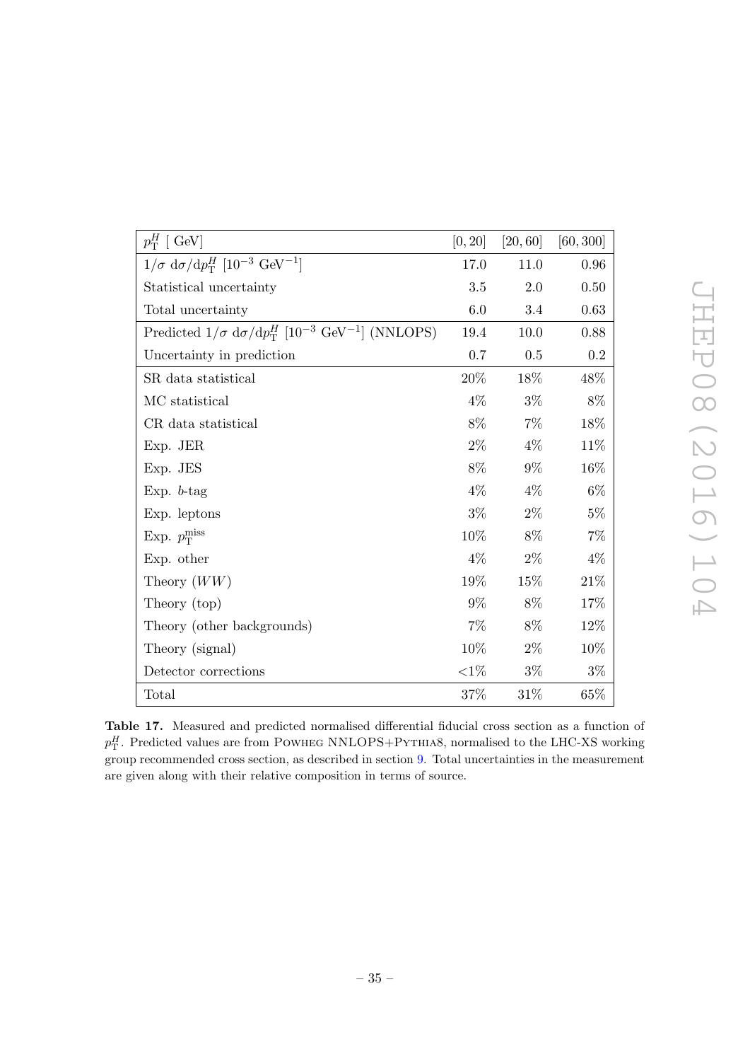| $p_{\mathrm{T}}^{H}$ [ GeV] | [0, 20] | [20, 60] | [60, 300] |
|---|---|---|---|
| $1/\sigma\ \mathrm{d}\sigma/\mathrm{d}p_{\mathrm{T}}^{H}$ [$10^{-3}$ GeV$^{-1}$] | 17.0 | 11.0 | 0.96 |
| Statistical uncertainty | 3.5 | 2.0 | 0.50 |
| Total uncertainty | 6.0 | 3.4 | 0.63 |
| Predicted $1/\sigma\ \mathrm{d}\sigma/\mathrm{d}p_{\mathrm{T}}^{H}$ [$10^{-3}$ GeV$^{-1}$] (NNLOPS) | 19.4 | 10.0 | 0.88 |
| Uncertainty in prediction | 0.7 | 0.5 | 0.2 |
| SR data statistical | 20% | 18% | 48% |
| MC statistical | 4% | 3% | 8% |
| CR data statistical | 8% | 7% | 18% |
| Exp. JER | 2% | 4% | 11% |
| Exp. JES | 8% | 9% | 16% |
| Exp. $b$-tag | 4% | 4% | 6% |
| Exp. leptons | 3% | 2% | 5% |
| Exp. $p_{\mathrm{T}}^{\mathrm{miss}}$ | 10% | 8% | 7% |
| Exp. other | 4% | 2% | 4% |
| Theory ($WW$) | 19% | 15% | 21% |
| Theory (top) | 9% | 8% | 17% |
| Theory (other backgrounds) | 7% | 8% | 12% |
| Theory (signal) | 10% | 2% | 10% |
| Detector corrections | <1% | 3% | 3% |
| Total | 37% | 31% | 65% |

**Table 17.** Measured and predicted normalised differential fiducial cross section as a function of $p_{\mathrm{T}}^{H}$. Predicted values are from Powheg NNLOPS+Pythia8, normalised to the LHC-XS working group recommended cross section, as described in section 9. Total uncertainties in the measurement are given along with their relative composition in terms of source.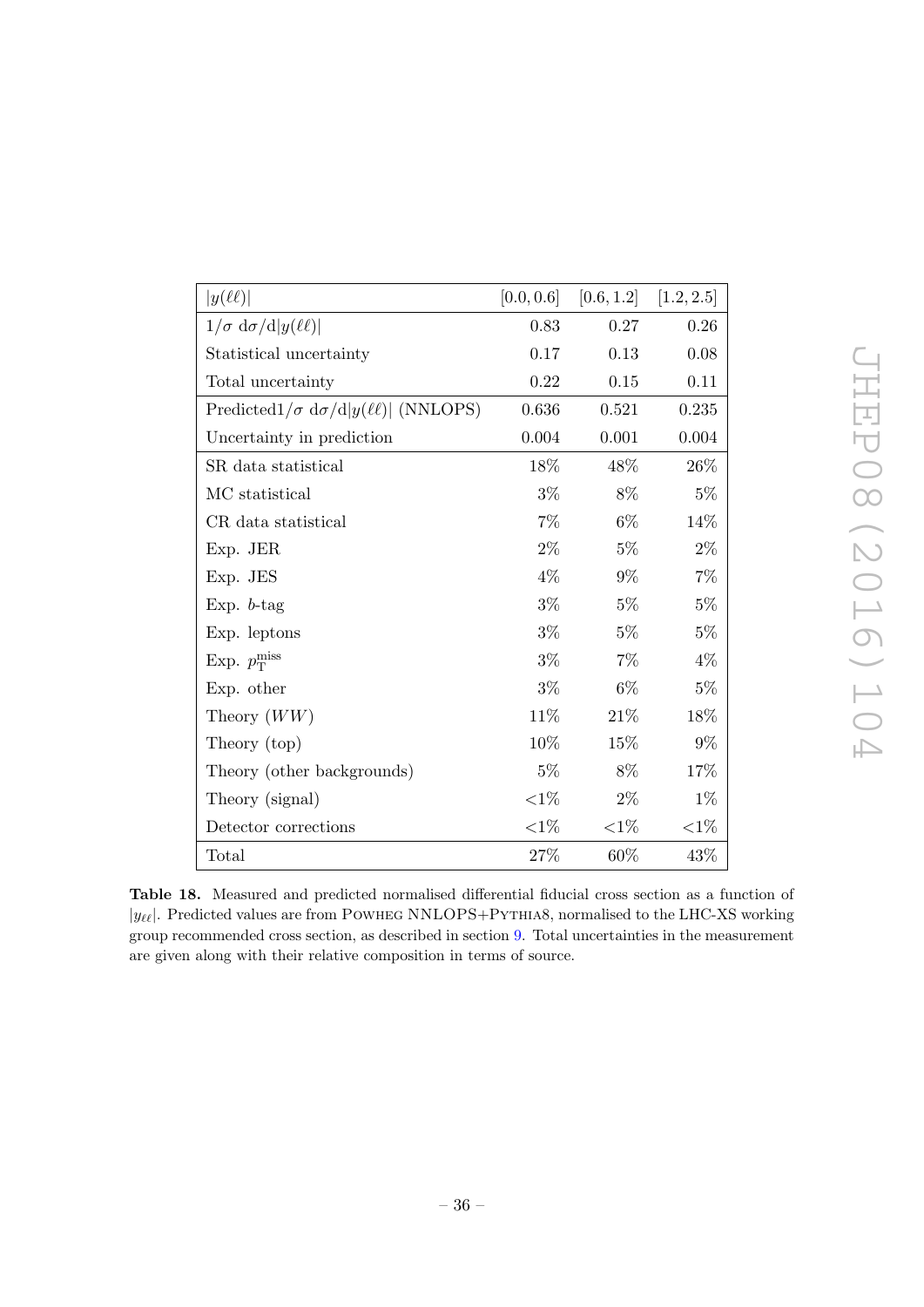| $\lvert y(\ell\ell)\rvert$ | $[0.0, 0.6]$ | $[0.6, 1.2]$ | $[1.2, 2.5]$ |
|---|---|---|---|
| $1/\sigma\ \mathrm{d}\sigma/\mathrm{d}\lvert y(\ell\ell)\rvert$ | 0.83 | 0.27 | 0.26 |
| Statistical uncertainty | 0.17 | 0.13 | 0.08 |
| Total uncertainty | 0.22 | 0.15 | 0.11 |
| Predicted$1/\sigma\ \mathrm{d}\sigma/\mathrm{d}\lvert y(\ell\ell)\rvert$ (NNLOPS) | 0.636 | 0.521 | 0.235 |
| Uncertainty in prediction | 0.004 | 0.001 | 0.004 |
| SR data statistical | 18% | 48% | 26% |
| MC statistical | 3% | 8% | 5% |
| CR data statistical | 7% | 6% | 14% |
| Exp. JER | 2% | 5% | 2% |
| Exp. JES | 4% | 9% | 7% |
| Exp. $b$-tag | 3% | 5% | 5% |
| Exp. leptons | 3% | 5% | 5% |
| Exp. $p_{\mathrm{T}}^{\mathrm{miss}}$ | 3% | 7% | 4% |
| Exp. other | 3% | 6% | 5% |
| Theory ($WW$) | 11% | 21% | 18% |
| Theory (top) | 10% | 15% | 9% |
| Theory (other backgrounds) | 5% | 8% | 17% |
| Theory (signal) | <1% | 2% | 1% |
| Detector corrections | <1% | <1% | <1% |
| Total | 27% | 60% | 43% |

**Table 18.** Measured and predicted normalised differential fiducial cross section as a function of $\lvert y_{\ell\ell}\rvert$. Predicted values are from POWHEG NNLOPS+PYTHIA8, normalised to the LHC-XS working group recommended cross section, as described in section 9. Total uncertainties in the measurement are given along with their relative composition in terms of source.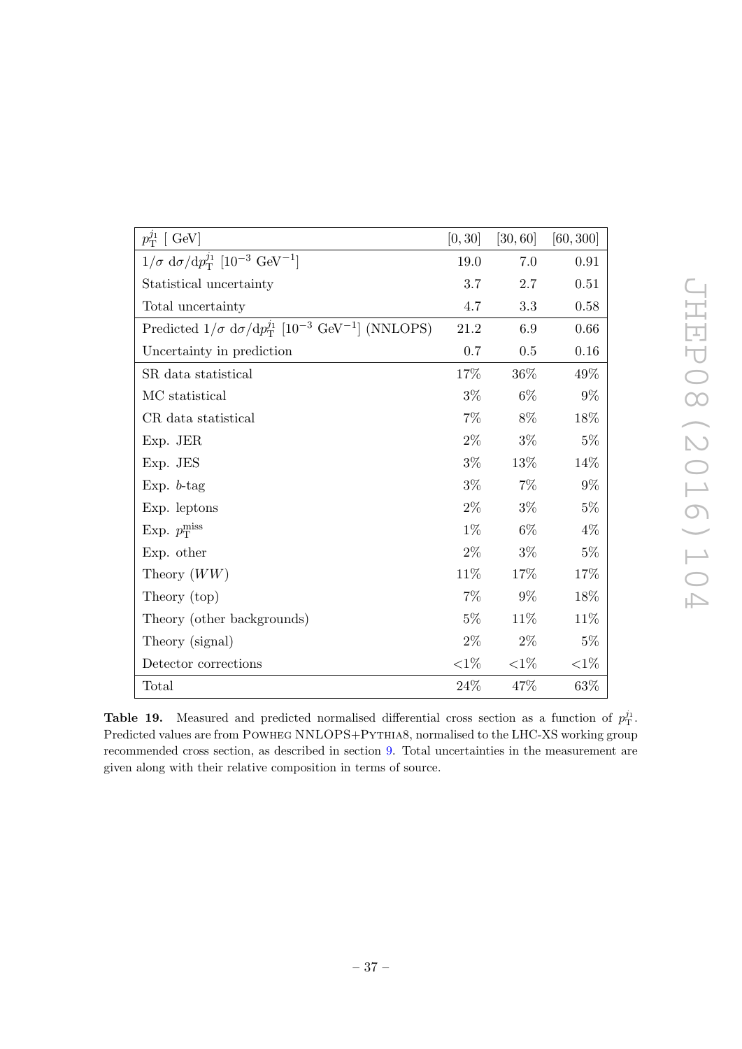| $p_{\mathrm{T}}^{j_1}$ [ GeV] | [0, 30] | [30, 60] | [60, 300] |
|---|---|---|---|
| $1/\sigma\ \mathrm{d}\sigma/\mathrm{d}p_{\mathrm{T}}^{j_1}$ [$10^{-3}$ GeV$^{-1}$] | 19.0 | 7.0 | 0.91 |
| Statistical uncertainty | 3.7 | 2.7 | 0.51 |
| Total uncertainty | 4.7 | 3.3 | 0.58 |
| Predicted $1/\sigma\ \mathrm{d}\sigma/\mathrm{d}p_{\mathrm{T}}^{j_1}$ [$10^{-3}$ GeV$^{-1}$] (NNLOPS) | 21.2 | 6.9 | 0.66 |
| Uncertainty in prediction | 0.7 | 0.5 | 0.16 |
| SR data statistical | 17% | 36% | 49% |
| MC statistical | 3% | 6% | 9% |
| CR data statistical | 7% | 8% | 18% |
| Exp. JER | 2% | 3% | 5% |
| Exp. JES | 3% | 13% | 14% |
| Exp. $b$-tag | 3% | 7% | 9% |
| Exp. leptons | 2% | 3% | 5% |
| Exp. $p_{\mathrm{T}}^{\mathrm{miss}}$ | 1% | 6% | 4% |
| Exp. other | 2% | 3% | 5% |
| Theory ($WW$) | 11% | 17% | 17% |
| Theory (top) | 7% | 9% | 18% |
| Theory (other backgrounds) | 5% | 11% | 11% |
| Theory (signal) | 2% | 2% | 5% |
| Detector corrections | <1% | <1% | <1% |
| Total | 24% | 47% | 63% |

**Table 19.** Measured and predicted normalised differential cross section as a function of $p_{\mathrm{T}}^{j_1}$. Predicted values are from POWHEG NNLOPS+PYTHIA8, normalised to the LHC-XS working group recommended cross section, as described in section 9. Total uncertainties in the measurement are given along with their relative composition in terms of source.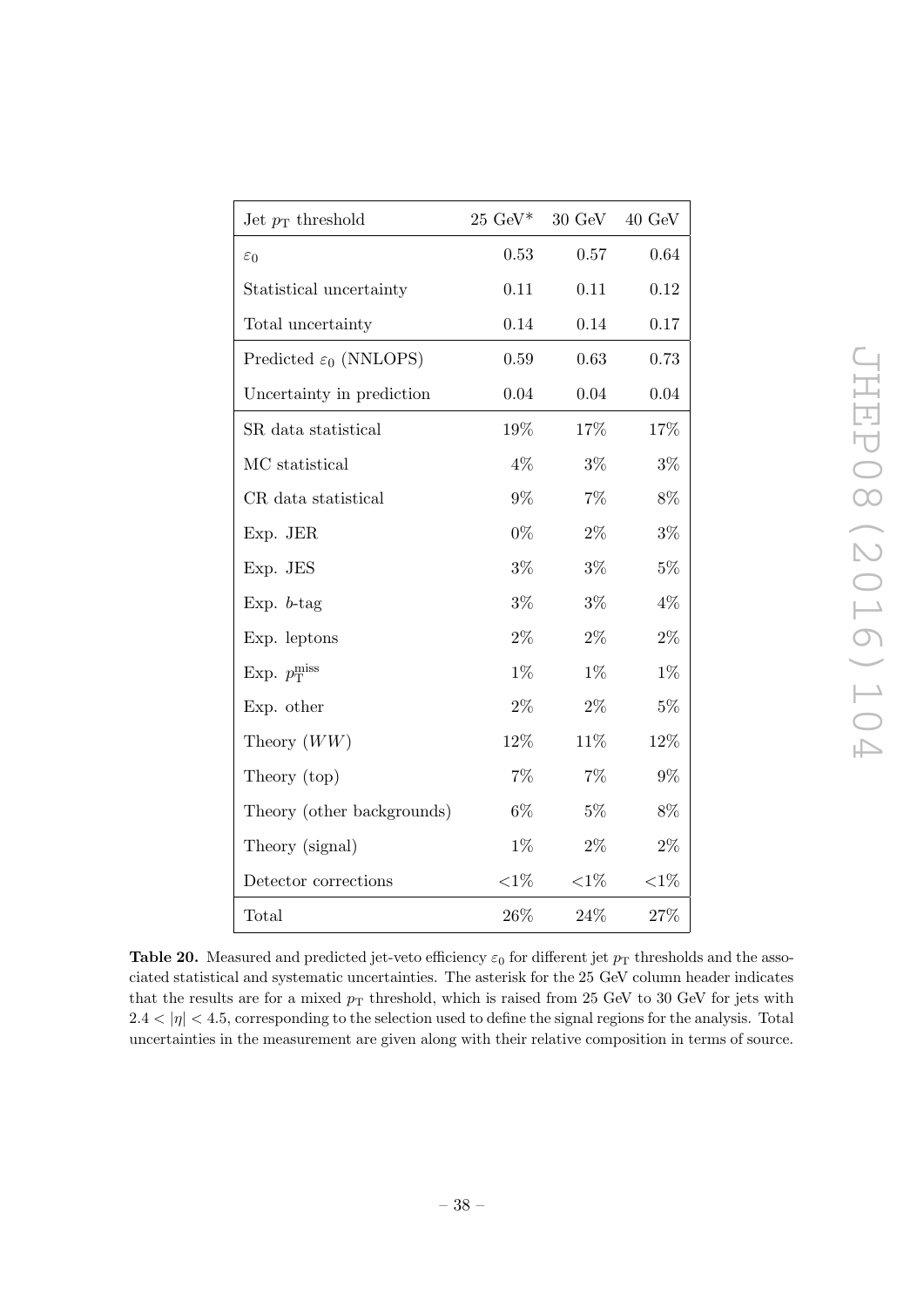| Jet $p_{\mathrm{T}}$ threshold | 25 GeV* | 30 GeV | 40 GeV |
|---|---|---|---|
| $\varepsilon_0$ | 0.53 | 0.57 | 0.64 |
| Statistical uncertainty | 0.11 | 0.11 | 0.12 |
| Total uncertainty | 0.14 | 0.14 | 0.17 |
| Predicted $\varepsilon_0$ (NNLOPS) | 0.59 | 0.63 | 0.73 |
| Uncertainty in prediction | 0.04 | 0.04 | 0.04 |
| SR data statistical | 19% | 17% | 17% |
| MC statistical | 4% | 3% | 3% |
| CR data statistical | 9% | 7% | 8% |
| Exp. JER | 0% | 2% | 3% |
| Exp. JES | 3% | 3% | 5% |
| Exp. $b$-tag | 3% | 3% | 4% |
| Exp. leptons | 2% | 2% | 2% |
| Exp. $p_{\mathrm{T}}^{\mathrm{miss}}$ | 1% | 1% | 1% |
| Exp. other | 2% | 2% | 5% |
| Theory ($WW$) | 12% | 11% | 12% |
| Theory (top) | 7% | 7% | 9% |
| Theory (other backgrounds) | 6% | 5% | 8% |
| Theory (signal) | 1% | 2% | 2% |
| Detector corrections | <1% | <1% | <1% |
| Total | 26% | 24% | 27% |

**Table 20.** Measured and predicted jet-veto efficiency $\varepsilon_0$ for different jet $p_{\mathrm{T}}$ thresholds and the associated statistical and systematic uncertainties. The asterisk for the 25 GeV column header indicates that the results are for a mixed $p_{\mathrm{T}}$ threshold, which is raised from 25 GeV to 30 GeV for jets with $2.4 < |\eta| < 4.5$, corresponding to the selection used to define the signal regions for the analysis. Total uncertainties in the measurement are given along with their relative composition in terms of source.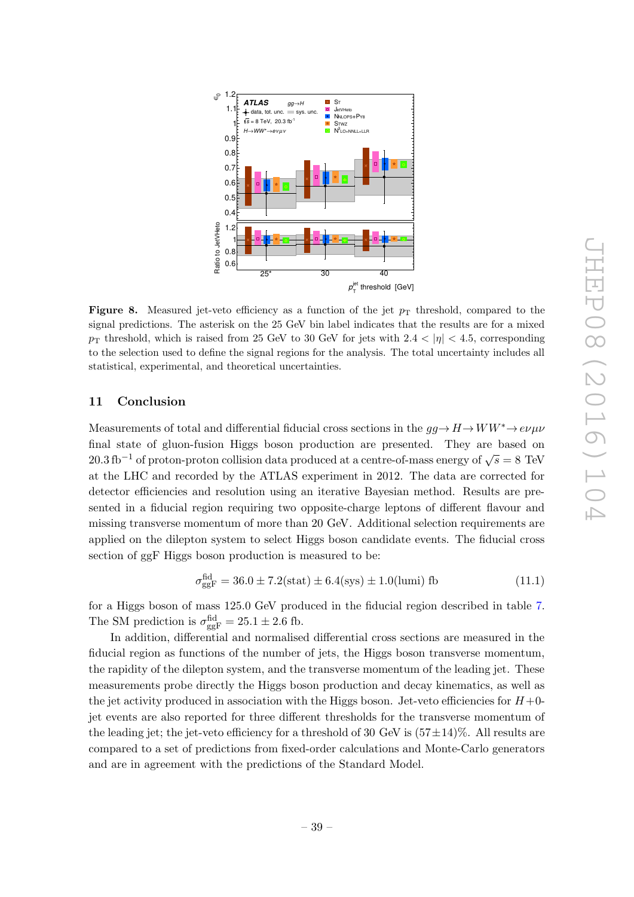**Figure 8.** Measured jet-veto efficiency as a function of the jet $p_T$ threshold, compared to the signal predictions. The asterisk on the 25 GeV bin label indicates that the results are for a mixed $p_T$ threshold, which is raised from 25 GeV to 30 GeV for jets with $2.4 < |\eta| < 4.5$, corresponding to the selection used to define the signal regions for the analysis. The total uncertainty includes all statistical, experimental, and theoretical uncertainties.

## 11 Conclusion

Measurements of total and differential fiducial cross sections in the $gg \to H \to WW^* \to e\nu\mu\nu$ final state of gluon-fusion Higgs boson production are presented. They are based on $20.3\,\text{fb}^{-1}$ of proton-proton collision data produced at a centre-of-mass energy of $\sqrt{s} = 8$ TeV at the LHC and recorded by the ATLAS experiment in 2012. The data are corrected for detector efficiencies and resolution using an iterative Bayesian method. Results are presented in a fiducial region requiring two opposite-charge leptons of different flavour and missing transverse momentum of more than 20 GeV. Additional selection requirements are applied on the dilepton system to select Higgs boson candidate events. The fiducial cross section of ggF Higgs boson production is measured to be:

$$\sigma_{\text{ggF}}^{\text{fid}} = 36.0 \pm 7.2(\text{stat}) \pm 6.4(\text{sys}) \pm 1.0(\text{lumi})\ \text{fb} \tag{11.1}$$

for a Higgs boson of mass 125.0 GeV produced in the fiducial region described in table 7. The SM prediction is $\sigma_{\text{ggF}}^{\text{fid}} = 25.1 \pm 2.6$ fb.

In addition, differential and normalised differential cross sections are measured in the fiducial region as functions of the number of jets, the Higgs boson transverse momentum, the rapidity of the dilepton system, and the transverse momentum of the leading jet. These measurements probe directly the Higgs boson production and decay kinematics, as well as the jet activity produced in association with the Higgs boson. Jet-veto efficiencies for $H+0$-jet events are also reported for three different thresholds for the transverse momentum of the leading jet; the jet-veto efficiency for a threshold of 30 GeV is $(57 \pm 14)\%$. All results are compared to a set of predictions from fixed-order calculations and Monte-Carlo generators and are in agreement with the predictions of the Standard Model.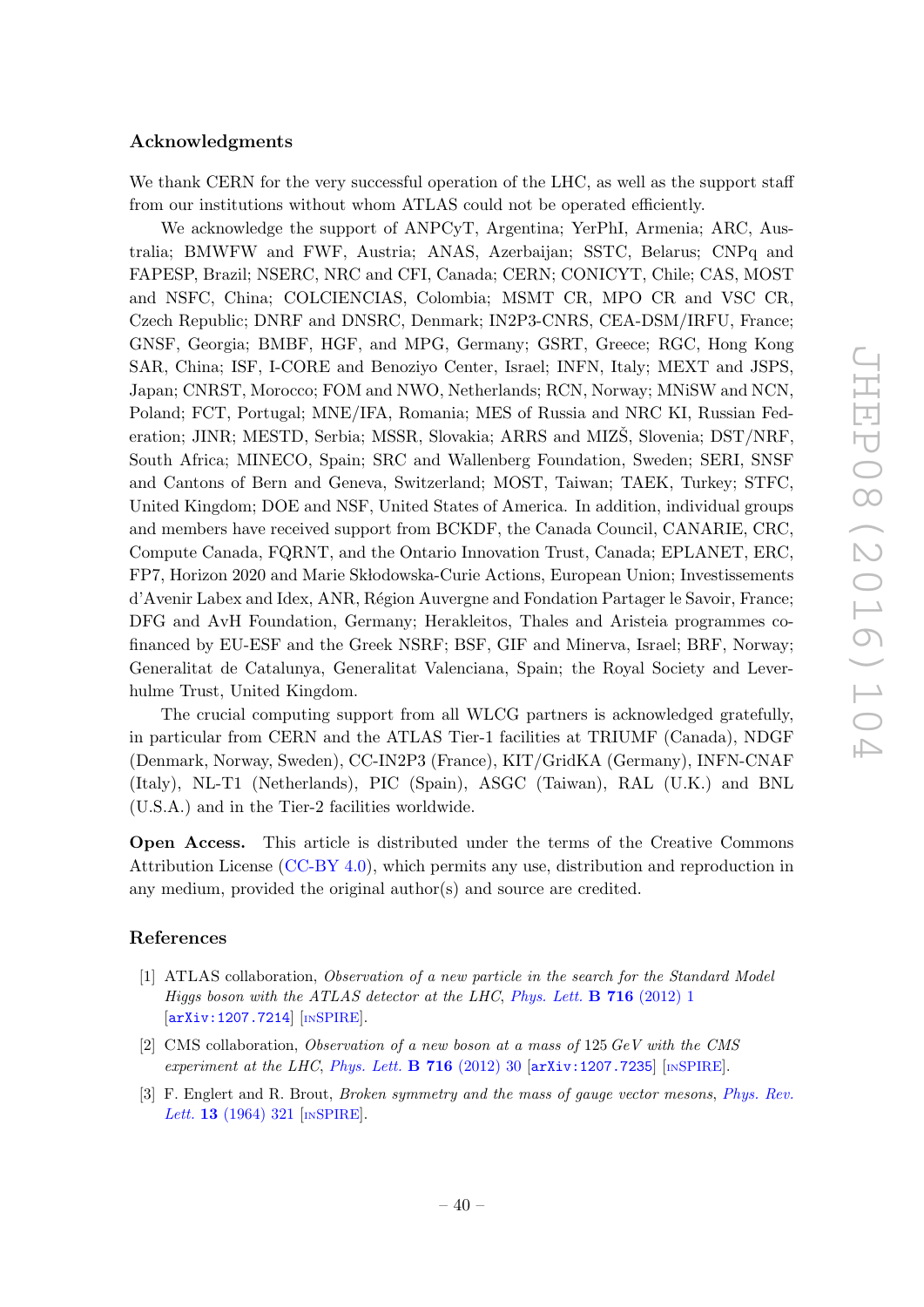## Acknowledgments

We thank CERN for the very successful operation of the LHC, as well as the support staff from our institutions without whom ATLAS could not be operated efficiently.

We acknowledge the support of ANPCyT, Argentina; YerPhI, Armenia; ARC, Australia; BMWFW and FWF, Austria; ANAS, Azerbaijan; SSTC, Belarus; CNPq and FAPESP, Brazil; NSERC, NRC and CFI, Canada; CERN; CONICYT, Chile; CAS, MOST and NSFC, China; COLCIENCIAS, Colombia; MSMT CR, MPO CR and VSC CR, Czech Republic; DNRF and DNSRC, Denmark; IN2P3-CNRS, CEA-DSM/IRFU, France; GNSF, Georgia; BMBF, HGF, and MPG, Germany; GSRT, Greece; RGC, Hong Kong SAR, China; ISF, I-CORE and Benoziyo Center, Israel; INFN, Italy; MEXT and JSPS, Japan; CNRST, Morocco; FOM and NWO, Netherlands; RCN, Norway; MNiSW and NCN, Poland; FCT, Portugal; MNE/IFA, Romania; MES of Russia and NRC KI, Russian Federation; JINR; MESTD, Serbia; MSSR, Slovakia; ARRS and MIZŠ, Slovenia; DST/NRF, South Africa; MINECO, Spain; SRC and Wallenberg Foundation, Sweden; SERI, SNSF and Cantons of Bern and Geneva, Switzerland; MOST, Taiwan; TAEK, Turkey; STFC, United Kingdom; DOE and NSF, United States of America. In addition, individual groups and members have received support from BCKDF, the Canada Council, CANARIE, CRC, Compute Canada, FQRNT, and the Ontario Innovation Trust, Canada; EPLANET, ERC, FP7, Horizon 2020 and Marie Skłodowska-Curie Actions, European Union; Investissements d'Avenir Labex and Idex, ANR, Région Auvergne and Fondation Partager le Savoir, France; DFG and AvH Foundation, Germany; Herakleitos, Thales and Aristeia programmes co-financed by EU-ESF and the Greek NSRF; BSF, GIF and Minerva, Israel; BRF, Norway; Generalitat de Catalunya, Generalitat Valenciana, Spain; the Royal Society and Leverhulme Trust, United Kingdom.

The crucial computing support from all WLCG partners is acknowledged gratefully, in particular from CERN and the ATLAS Tier-1 facilities at TRIUMF (Canada), NDGF (Denmark, Norway, Sweden), CC-IN2P3 (France), KIT/GridKA (Germany), INFN-CNAF (Italy), NL-T1 (Netherlands), PIC (Spain), ASGC (Taiwan), RAL (U.K.) and BNL (U.S.A.) and in the Tier-2 facilities worldwide.

**Open Access.** This article is distributed under the terms of the Creative Commons Attribution License (CC-BY 4.0), which permits any use, distribution and reproduction in any medium, provided the original author(s) and source are credited.

## References

[1] ATLAS collaboration, *Observation of a new particle in the search for the Standard Model Higgs boson with the ATLAS detector at the LHC*, Phys. Lett. **B 716** (2012) 1 [arXiv:1207.7214] [INSPIRE].

[2] CMS collaboration, *Observation of a new boson at a mass of* 125 *GeV with the CMS experiment at the LHC*, Phys. Lett. **B 716** (2012) 30 [arXiv:1207.7235] [INSPIRE].

[3] F. Englert and R. Brout, *Broken symmetry and the mass of gauge vector mesons*, Phys. Rev. Lett. **13** (1964) 321 [INSPIRE].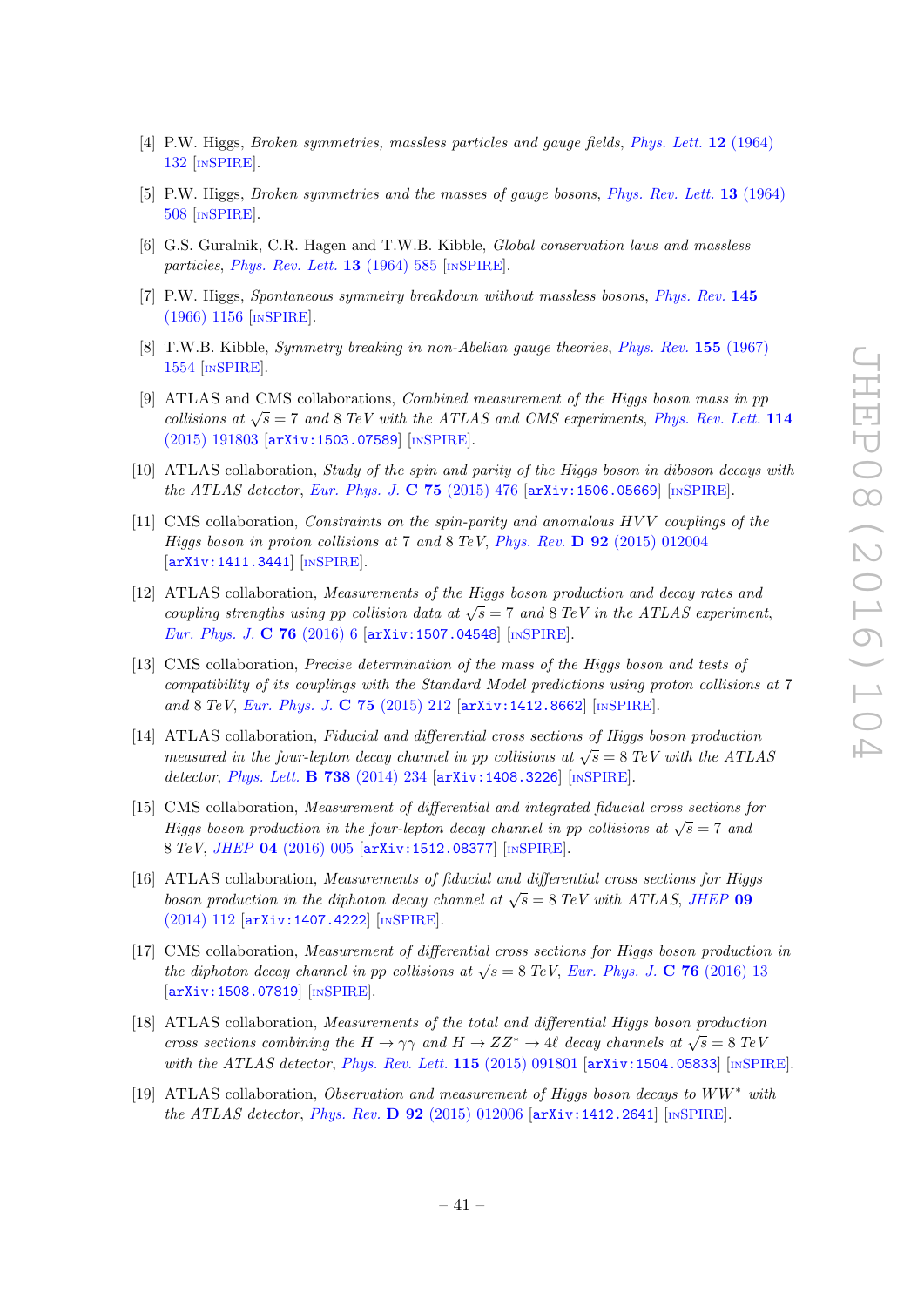[4] P.W. Higgs, *Broken symmetries, massless particles and gauge fields*, *Phys. Lett.* **12** (1964) 132 [INSPIRE].

[5] P.W. Higgs, *Broken symmetries and the masses of gauge bosons*, *Phys. Rev. Lett.* **13** (1964) 508 [INSPIRE].

[6] G.S. Guralnik, C.R. Hagen and T.W.B. Kibble, *Global conservation laws and massless particles*, *Phys. Rev. Lett.* **13** (1964) 585 [INSPIRE].

[7] P.W. Higgs, *Spontaneous symmetry breakdown without massless bosons*, *Phys. Rev.* **145** (1966) 1156 [INSPIRE].

[8] T.W.B. Kibble, *Symmetry breaking in non-Abelian gauge theories*, *Phys. Rev.* **155** (1967) 1554 [INSPIRE].

[9] ATLAS and CMS collaborations, *Combined measurement of the Higgs boson mass in pp collisions at $\sqrt{s} = 7$ and 8 TeV with the ATLAS and CMS experiments*, *Phys. Rev. Lett.* **114** (2015) 191803 [arXiv:1503.07589] [INSPIRE].

[10] ATLAS collaboration, *Study of the spin and parity of the Higgs boson in diboson decays with the ATLAS detector*, *Eur. Phys. J.* **C 75** (2015) 476 [arXiv:1506.05669] [INSPIRE].

[11] CMS collaboration, *Constraints on the spin-parity and anomalous HVV couplings of the Higgs boson in proton collisions at 7 and 8 TeV*, *Phys. Rev.* **D 92** (2015) 012004 [arXiv:1411.3441] [INSPIRE].

[12] ATLAS collaboration, *Measurements of the Higgs boson production and decay rates and coupling strengths using pp collision data at $\sqrt{s} = 7$ and 8 TeV in the ATLAS experiment*, *Eur. Phys. J.* **C 76** (2016) 6 [arXiv:1507.04548] [INSPIRE].

[13] CMS collaboration, *Precise determination of the mass of the Higgs boson and tests of compatibility of its couplings with the Standard Model predictions using proton collisions at 7 and 8 TeV*, *Eur. Phys. J.* **C 75** (2015) 212 [arXiv:1412.8662] [INSPIRE].

[14] ATLAS collaboration, *Fiducial and differential cross sections of Higgs boson production measured in the four-lepton decay channel in pp collisions at $\sqrt{s} = 8$ TeV with the ATLAS detector*, *Phys. Lett.* **B 738** (2014) 234 [arXiv:1408.3226] [INSPIRE].

[15] CMS collaboration, *Measurement of differential and integrated fiducial cross sections for Higgs boson production in the four-lepton decay channel in pp collisions at $\sqrt{s} = 7$ and 8 TeV*, *JHEP* **04** (2016) 005 [arXiv:1512.08377] [INSPIRE].

[16] ATLAS collaboration, *Measurements of fiducial and differential cross sections for Higgs boson production in the diphoton decay channel at $\sqrt{s} = 8$ TeV with ATLAS*, *JHEP* **09** (2014) 112 [arXiv:1407.4222] [INSPIRE].

[17] CMS collaboration, *Measurement of differential cross sections for Higgs boson production in the diphoton decay channel in pp collisions at $\sqrt{s} = 8$ TeV*, *Eur. Phys. J.* **C 76** (2016) 13 [arXiv:1508.07819] [INSPIRE].

[18] ATLAS collaboration, *Measurements of the total and differential Higgs boson production cross sections combining the $H \to \gamma\gamma$ and $H \to ZZ^* \to 4\ell$ decay channels at $\sqrt{s} = 8$ TeV with the ATLAS detector*, *Phys. Rev. Lett.* **115** (2015) 091801 [arXiv:1504.05833] [INSPIRE].

[19] ATLAS collaboration, *Observation and measurement of Higgs boson decays to $WW^*$ with the ATLAS detector*, *Phys. Rev.* **D 92** (2015) 012006 [arXiv:1412.2641] [INSPIRE].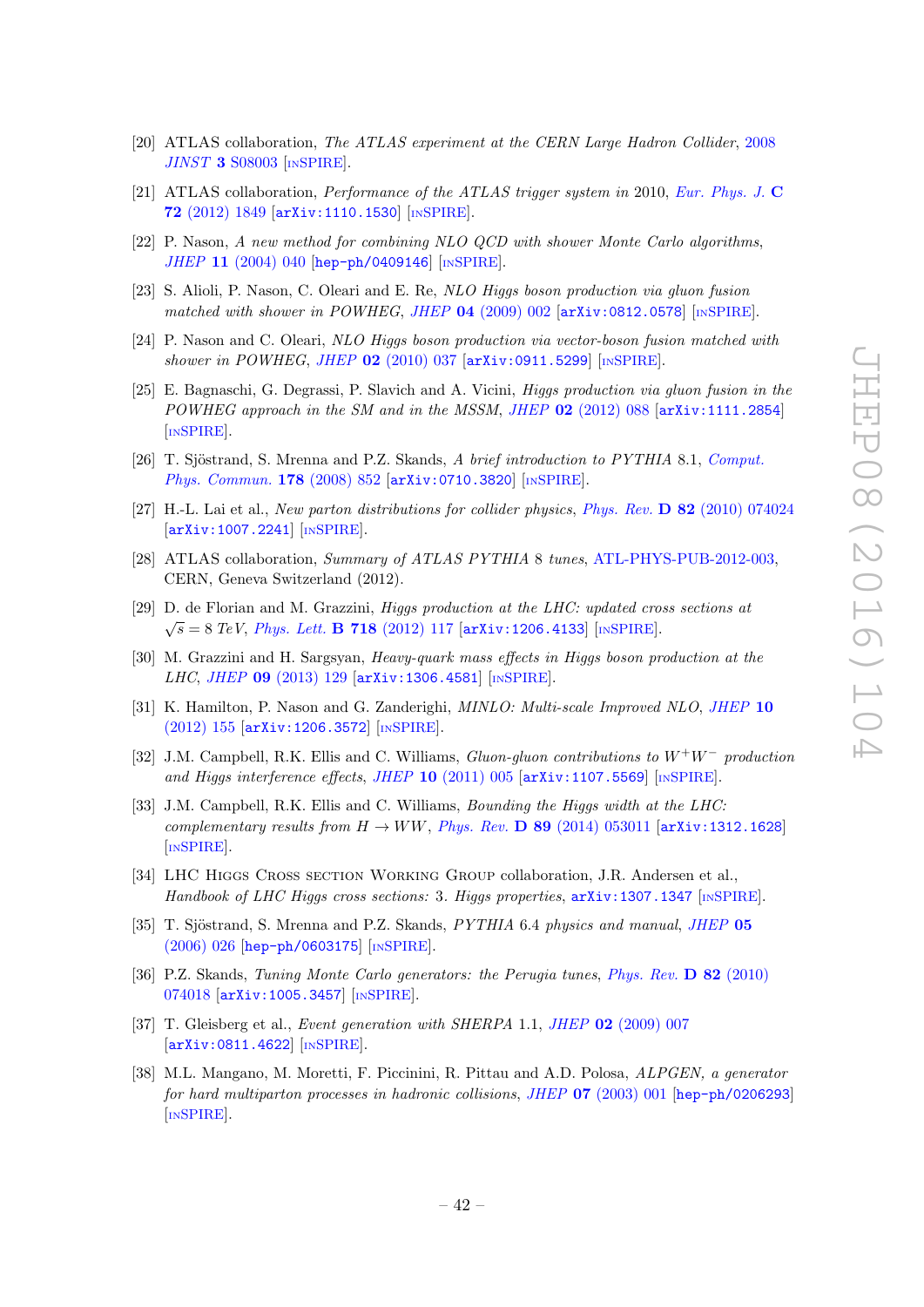[20] ATLAS collaboration, *The ATLAS experiment at the CERN Large Hadron Collider*, 2008 *JINST* **3** S08003 [INSPIRE].

[21] ATLAS collaboration, *Performance of the ATLAS trigger system in* 2010, *Eur. Phys. J.* **C 72** (2012) 1849 [arXiv:1110.1530] [INSPIRE].

[22] P. Nason, *A new method for combining NLO QCD with shower Monte Carlo algorithms*, *JHEP* **11** (2004) 040 [hep-ph/0409146] [INSPIRE].

[23] S. Alioli, P. Nason, C. Oleari and E. Re, *NLO Higgs boson production via gluon fusion matched with shower in POWHEG*, *JHEP* **04** (2009) 002 [arXiv:0812.0578] [INSPIRE].

[24] P. Nason and C. Oleari, *NLO Higgs boson production via vector-boson fusion matched with shower in POWHEG*, *JHEP* **02** (2010) 037 [arXiv:0911.5299] [INSPIRE].

[25] E. Bagnaschi, G. Degrassi, P. Slavich and A. Vicini, *Higgs production via gluon fusion in the POWHEG approach in the SM and in the MSSM*, *JHEP* **02** (2012) 088 [arXiv:1111.2854] [INSPIRE].

[26] T. Sjöstrand, S. Mrenna and P.Z. Skands, *A brief introduction to PYTHIA* 8.1, *Comput. Phys. Commun.* **178** (2008) 852 [arXiv:0710.3820] [INSPIRE].

[27] H.-L. Lai et al., *New parton distributions for collider physics*, *Phys. Rev.* **D 82** (2010) 074024 [arXiv:1007.2241] [INSPIRE].

[28] ATLAS collaboration, *Summary of ATLAS PYTHIA* 8 *tunes*, ATL-PHYS-PUB-2012-003, CERN, Geneva Switzerland (2012).

[29] D. de Florian and M. Grazzini, *Higgs production at the LHC: updated cross sections at* $\sqrt{s} = 8$ *TeV*, *Phys. Lett.* **B 718** (2012) 117 [arXiv:1206.4133] [INSPIRE].

[30] M. Grazzini and H. Sargsyan, *Heavy-quark mass effects in Higgs boson production at the LHC*, *JHEP* **09** (2013) 129 [arXiv:1306.4581] [INSPIRE].

[31] K. Hamilton, P. Nason and G. Zanderighi, *MINLO: Multi-scale Improved NLO*, *JHEP* **10** (2012) 155 [arXiv:1206.3572] [INSPIRE].

[32] J.M. Campbell, R.K. Ellis and C. Williams, *Gluon-gluon contributions to* $W^+W^-$ *production and Higgs interference effects*, *JHEP* **10** (2011) 005 [arXiv:1107.5569] [INSPIRE].

[33] J.M. Campbell, R.K. Ellis and C. Williams, *Bounding the Higgs width at the LHC: complementary results from* $H \to WW$, *Phys. Rev.* **D 89** (2014) 053011 [arXiv:1312.1628] [INSPIRE].

[34] LHC Higgs Cross section Working Group collaboration, J.R. Andersen et al., *Handbook of LHC Higgs cross sections: 3. Higgs properties*, arXiv:1307.1347 [INSPIRE].

[35] T. Sjöstrand, S. Mrenna and P.Z. Skands, *PYTHIA* 6.4 *physics and manual*, *JHEP* **05** (2006) 026 [hep-ph/0603175] [INSPIRE].

[36] P.Z. Skands, *Tuning Monte Carlo generators: the Perugia tunes*, *Phys. Rev.* **D 82** (2010) 074018 [arXiv:1005.3457] [INSPIRE].

[37] T. Gleisberg et al., *Event generation with SHERPA* 1.1, *JHEP* **02** (2009) 007 [arXiv:0811.4622] [INSPIRE].

[38] M.L. Mangano, M. Moretti, F. Piccinini, R. Pittau and A.D. Polosa, *ALPGEN, a generator for hard multiparton processes in hadronic collisions*, *JHEP* **07** (2003) 001 [hep-ph/0206293] [INSPIRE].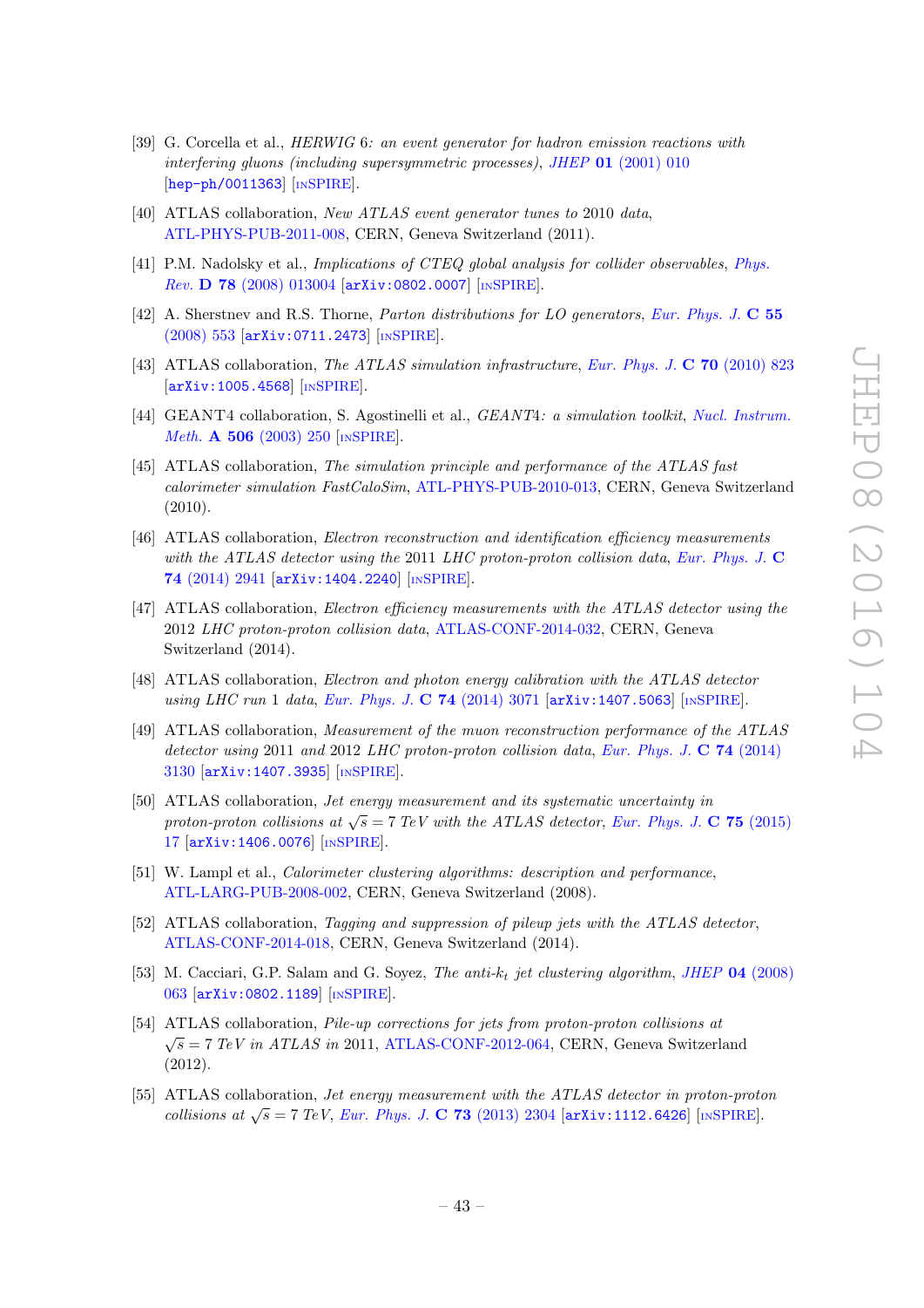[39] G. Corcella et al., *HERWIG 6: an event generator for hadron emission reactions with interfering gluons (including supersymmetric processes)*, JHEP **01** (2001) 010 [hep-ph/0011363] [INSPIRE].

[40] ATLAS collaboration, *New ATLAS event generator tunes to* 2010 *data*, ATL-PHYS-PUB-2011-008, CERN, Geneva Switzerland (2011).

[41] P.M. Nadolsky et al., *Implications of CTEQ global analysis for collider observables*, Phys. Rev. **D 78** (2008) 013004 [arXiv:0802.0007] [INSPIRE].

[42] A. Sherstnev and R.S. Thorne, *Parton distributions for LO generators*, Eur. Phys. J. **C 55** (2008) 553 [arXiv:0711.2473] [INSPIRE].

[43] ATLAS collaboration, *The ATLAS simulation infrastructure*, Eur. Phys. J. **C 70** (2010) 823 [arXiv:1005.4568] [INSPIRE].

[44] GEANT4 collaboration, S. Agostinelli et al., *GEANT4: a simulation toolkit*, Nucl. Instrum. Meth. **A 506** (2003) 250 [INSPIRE].

[45] ATLAS collaboration, *The simulation principle and performance of the ATLAS fast calorimeter simulation FastCaloSim*, ATL-PHYS-PUB-2010-013, CERN, Geneva Switzerland (2010).

[46] ATLAS collaboration, *Electron reconstruction and identification efficiency measurements with the ATLAS detector using the* 2011 *LHC proton-proton collision data*, Eur. Phys. J. **C 74** (2014) 2941 [arXiv:1404.2240] [INSPIRE].

[47] ATLAS collaboration, *Electron efficiency measurements with the ATLAS detector using the* 2012 *LHC proton-proton collision data*, ATLAS-CONF-2014-032, CERN, Geneva Switzerland (2014).

[48] ATLAS collaboration, *Electron and photon energy calibration with the ATLAS detector using LHC run* 1 *data*, Eur. Phys. J. **C 74** (2014) 3071 [arXiv:1407.5063] [INSPIRE].

[49] ATLAS collaboration, *Measurement of the muon reconstruction performance of the ATLAS detector using* 2011 *and* 2012 *LHC proton-proton collision data*, Eur. Phys. J. **C 74** (2014) 3130 [arXiv:1407.3935] [INSPIRE].

[50] ATLAS collaboration, *Jet energy measurement and its systematic uncertainty in proton-proton collisions at* $\sqrt{s} = 7$ *TeV with the ATLAS detector*, Eur. Phys. J. **C 75** (2015) 17 [arXiv:1406.0076] [INSPIRE].

[51] W. Lampl et al., *Calorimeter clustering algorithms: description and performance*, ATL-LARG-PUB-2008-002, CERN, Geneva Switzerland (2008).

[52] ATLAS collaboration, *Tagging and suppression of pileup jets with the ATLAS detector*, ATLAS-CONF-2014-018, CERN, Geneva Switzerland (2014).

[53] M. Cacciari, G.P. Salam and G. Soyez, *The anti-*$k_t$ *jet clustering algorithm*, JHEP **04** (2008) 063 [arXiv:0802.1189] [INSPIRE].

[54] ATLAS collaboration, *Pile-up corrections for jets from proton-proton collisions at* $\sqrt{s} = 7$ *TeV in ATLAS in* 2011, ATLAS-CONF-2012-064, CERN, Geneva Switzerland (2012).

[55] ATLAS collaboration, *Jet energy measurement with the ATLAS detector in proton-proton collisions at* $\sqrt{s} = 7$ *TeV*, Eur. Phys. J. **C 73** (2013) 2304 [arXiv:1112.6426] [INSPIRE].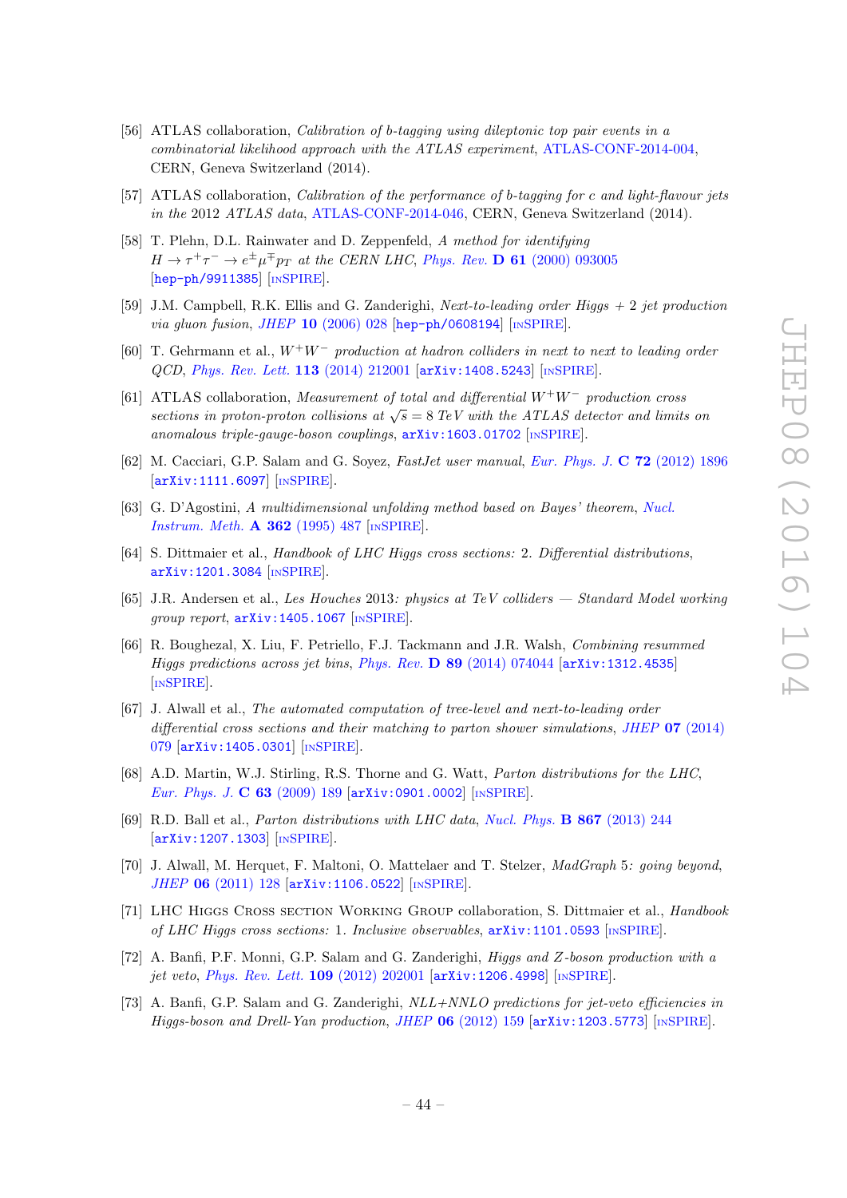[56] ATLAS collaboration, *Calibration of b-tagging using dileptonic top pair events in a combinatorial likelihood approach with the ATLAS experiment*, ATLAS-CONF-2014-004, CERN, Geneva Switzerland (2014).

[57] ATLAS collaboration, *Calibration of the performance of b-tagging for c and light-flavour jets in the* 2012 *ATLAS data*, ATLAS-CONF-2014-046, CERN, Geneva Switzerland (2014).

[58] T. Plehn, D.L. Rainwater and D. Zeppenfeld, *A method for identifying* $H \to \tau^+\tau^- \to e^\pm\mu^\mp p_T$ *at the CERN LHC*, Phys. Rev. **D 61** (2000) 093005 [hep-ph/9911385] [INSPIRE].

[59] J.M. Campbell, R.K. Ellis and G. Zanderighi, *Next-to-leading order Higgs + 2 jet production via gluon fusion*, JHEP **10** (2006) 028 [hep-ph/0608194] [INSPIRE].

[60] T. Gehrmann et al., $W^+W^-$ *production at hadron colliders in next to next to leading order QCD*, Phys. Rev. Lett. **113** (2014) 212001 [arXiv:1408.5243] [INSPIRE].

[61] ATLAS collaboration, *Measurement of total and differential* $W^+W^-$ *production cross sections in proton-proton collisions at* $\sqrt{s} = 8$ *TeV with the ATLAS detector and limits on anomalous triple-gauge-boson couplings*, arXiv:1603.01702 [INSPIRE].

[62] M. Cacciari, G.P. Salam and G. Soyez, *FastJet user manual*, Eur. Phys. J. **C 72** (2012) 1896 [arXiv:1111.6097] [INSPIRE].

[63] G. D'Agostini, *A multidimensional unfolding method based on Bayes' theorem*, Nucl. Instrum. Meth. **A 362** (1995) 487 [INSPIRE].

[64] S. Dittmaier et al., *Handbook of LHC Higgs cross sections:* 2*. Differential distributions*, arXiv:1201.3084 [INSPIRE].

[65] J.R. Andersen et al., *Les Houches* 2013*: physics at TeV colliders — Standard Model working group report*, arXiv:1405.1067 [INSPIRE].

[66] R. Boughezal, X. Liu, F. Petriello, F.J. Tackmann and J.R. Walsh, *Combining resummed Higgs predictions across jet bins*, Phys. Rev. **D 89** (2014) 074044 [arXiv:1312.4535] [INSPIRE].

[67] J. Alwall et al., *The automated computation of tree-level and next-to-leading order differential cross sections and their matching to parton shower simulations*, JHEP **07** (2014) 079 [arXiv:1405.0301] [INSPIRE].

[68] A.D. Martin, W.J. Stirling, R.S. Thorne and G. Watt, *Parton distributions for the LHC*, Eur. Phys. J. **C 63** (2009) 189 [arXiv:0901.0002] [INSPIRE].

[69] R.D. Ball et al., *Parton distributions with LHC data*, Nucl. Phys. **B 867** (2013) 244 [arXiv:1207.1303] [INSPIRE].

[70] J. Alwall, M. Herquet, F. Maltoni, O. Mattelaer and T. Stelzer, *MadGraph* 5*: going beyond*, JHEP **06** (2011) 128 [arXiv:1106.0522] [INSPIRE].

[71] LHC Higgs Cross section Working Group collaboration, S. Dittmaier et al., *Handbook of LHC Higgs cross sections:* 1*. Inclusive observables*, arXiv:1101.0593 [INSPIRE].

[72] A. Banfi, P.F. Monni, G.P. Salam and G. Zanderighi, *Higgs and Z-boson production with a jet veto*, Phys. Rev. Lett. **109** (2012) 202001 [arXiv:1206.4998] [INSPIRE].

[73] A. Banfi, G.P. Salam and G. Zanderighi, *NLL+NNLO predictions for jet-veto efficiencies in Higgs-boson and Drell-Yan production*, JHEP **06** (2012) 159 [arXiv:1203.5773] [INSPIRE].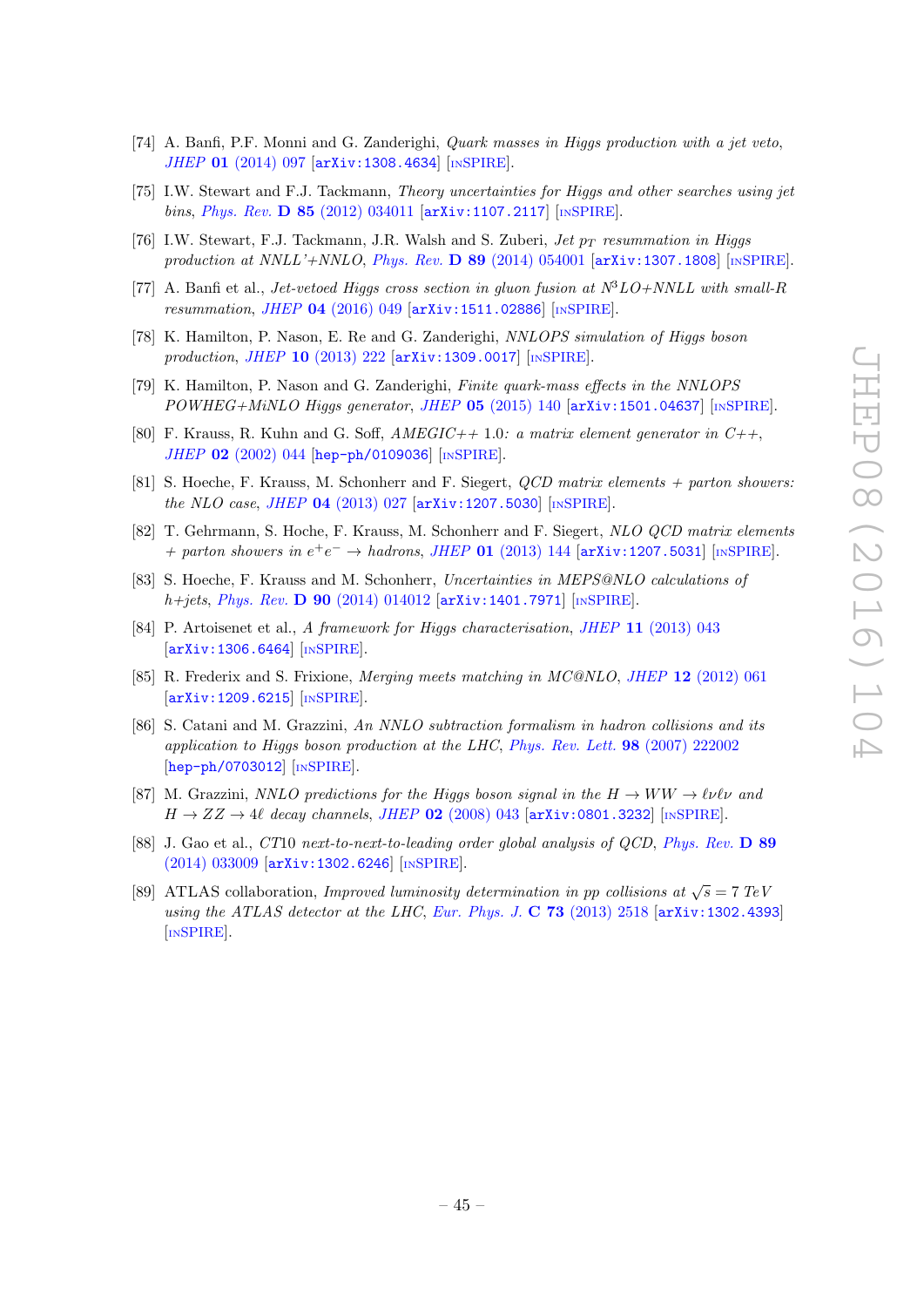[74] A. Banfi, P.F. Monni and G. Zanderighi, *Quark masses in Higgs production with a jet veto*, JHEP **01** (2014) 097 [arXiv:1308.4634] [INSPIRE].

[75] I.W. Stewart and F.J. Tackmann, *Theory uncertainties for Higgs and other searches using jet bins*, Phys. Rev. **D 85** (2012) 034011 [arXiv:1107.2117] [INSPIRE].

[76] I.W. Stewart, F.J. Tackmann, J.R. Walsh and S. Zuberi, *Jet $p_T$ resummation in Higgs production at NNLL'+NNLO*, Phys. Rev. **D 89** (2014) 054001 [arXiv:1307.1808] [INSPIRE].

[77] A. Banfi et al., *Jet-vetoed Higgs cross section in gluon fusion at N$^3$LO+NNLL with small-R resummation*, JHEP **04** (2016) 049 [arXiv:1511.02886] [INSPIRE].

[78] K. Hamilton, P. Nason, E. Re and G. Zanderighi, *NNLOPS simulation of Higgs boson production*, JHEP **10** (2013) 222 [arXiv:1309.0017] [INSPIRE].

[79] K. Hamilton, P. Nason and G. Zanderighi, *Finite quark-mass effects in the NNLOPS POWHEG+MiNLO Higgs generator*, JHEP **05** (2015) 140 [arXiv:1501.04637] [INSPIRE].

[80] F. Krauss, R. Kuhn and G. Soff, *AMEGIC++ 1.0: a matrix element generator in C++*, JHEP **02** (2002) 044 [hep-ph/0109036] [INSPIRE].

[81] S. Hoeche, F. Krauss, M. Schonherr and F. Siegert, *QCD matrix elements + parton showers: the NLO case*, JHEP **04** (2013) 027 [arXiv:1207.5030] [INSPIRE].

[82] T. Gehrmann, S. Hoche, F. Krauss, M. Schonherr and F. Siegert, *NLO QCD matrix elements + parton showers in $e^+e^- \to$ hadrons*, JHEP **01** (2013) 144 [arXiv:1207.5031] [INSPIRE].

[83] S. Hoeche, F. Krauss and M. Schonherr, *Uncertainties in MEPS@NLO calculations of h+jets*, Phys. Rev. **D 90** (2014) 014012 [arXiv:1401.7971] [INSPIRE].

[84] P. Artoisenet et al., *A framework for Higgs characterisation*, JHEP **11** (2013) 043 [arXiv:1306.6464] [INSPIRE].

[85] R. Frederix and S. Frixione, *Merging meets matching in MC@NLO*, JHEP **12** (2012) 061 [arXiv:1209.6215] [INSPIRE].

[86] S. Catani and M. Grazzini, *An NNLO subtraction formalism in hadron collisions and its application to Higgs boson production at the LHC*, Phys. Rev. Lett. **98** (2007) 222002 [hep-ph/0703012] [INSPIRE].

[87] M. Grazzini, *NNLO predictions for the Higgs boson signal in the $H \to WW \to \ell\nu\ell\nu$ and $H \to ZZ \to 4\ell$ decay channels*, JHEP **02** (2008) 043 [arXiv:0801.3232] [INSPIRE].

[88] J. Gao et al., *CT10 next-to-next-to-leading order global analysis of QCD*, Phys. Rev. **D 89** (2014) 033009 [arXiv:1302.6246] [INSPIRE].

[89] ATLAS collaboration, *Improved luminosity determination in pp collisions at $\sqrt{s} = 7$ TeV using the ATLAS detector at the LHC*, Eur. Phys. J. **C 73** (2013) 2518 [arXiv:1302.4393] [INSPIRE].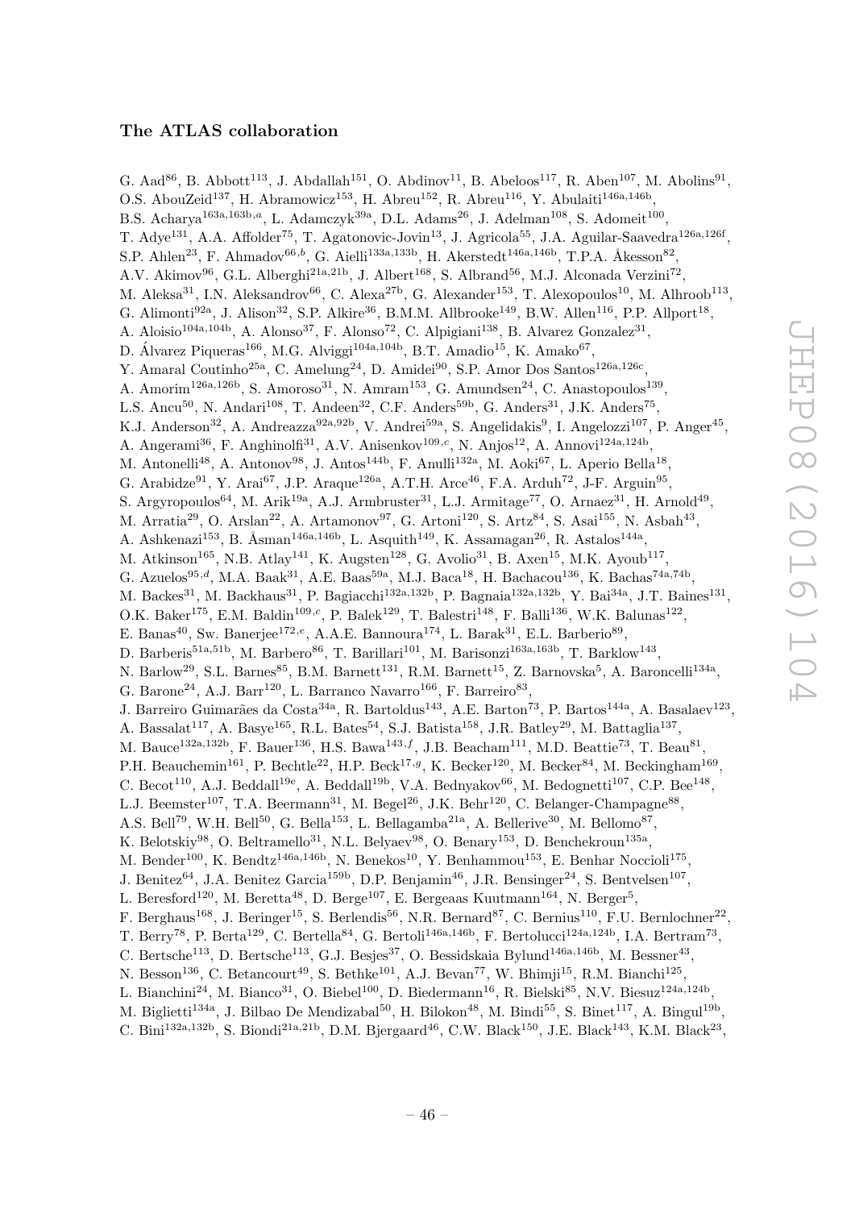### The ATLAS collaboration

G. Aad[86], B. Abbott[113], J. Abdallah[151], O. Abdinov[11], B. Abeloos[117], R. Aben[107], M. Abolins[91], O.S. AbouZeid[137], H. Abramowicz[153], H. Abreu[152], R. Abreu[116], Y. Abulaiti[146a,146b], B.S. Acharya[163a,163b,a], L. Adamczyk[39a], D.L. Adams[26], J. Adelman[108], S. Adomeit[100], T. Adye[131], A.A. Affolder[75], T. Agatonovic-Jovin[13], J. Agricola[55], J.A. Aguilar-Saavedra[126a,126f], S.P. Ahlen[23], F. Ahmadov[66,b], G. Aielli[133a,133b], H. Akerstedt[146a,146b], T.P.A. Åkesson[82], A.V. Akimov[96], G.L. Alberghi[21a,21b], J. Albert[168], S. Albrand[56], M.J. Alconada Verzini[72], M. Aleksa[31], I.N. Aleksandrov[66], C. Alexa[27b], G. Alexander[153], T. Alexopoulos[10], M. Alhroob[113], G. Alimonti[92a], J. Alison[32], S.P. Alkire[36], B.M.M. Allbrooke[149], B.W. Allen[116], P.P. Allport[18], A. Aloisio[104a,104b], A. Alonso[37], F. Alonso[72], C. Alpigiani[138], B. Alvarez Gonzalez[31], D. Álvarez Piqueras[166], M.G. Alviggi[104a,104b], B.T. Amadio[15], K. Amako[67], Y. Amaral Coutinho[25a], C. Amelung[24], D. Amidei[90], S.P. Amor Dos Santos[126a,126c], A. Amorim[126a,126b], S. Amoroso[31], N. Amram[153], G. Amundsen[24], C. Anastopoulos[139], L.S. Ancu[50], N. Andari[108], T. Andeen[32], C.F. Anders[59b], G. Anders[31], J.K. Anders[75], K.J. Anderson[32], A. Andreazza[92a,92b], V. Andrei[59a], S. Angelidakis[9], I. Angelozzi[107], P. Anger[45], A. Angerami[36], F. Anghinolfi[31], A.V. Anisenkov[109,c], N. Anjos[12], A. Annovi[124a,124b], M. Antonelli[48], A. Antonov[98], J. Antos[144b], F. Anulli[132a], M. Aoki[67], L. Aperio Bella[18], G. Arabidze[91], Y. Arai[67], J.P. Araque[126a], A.T.H. Arce[46], F.A. Arduh[72], J-F. Arguin[95], S. Argyropoulos[64], M. Arik[19a], A.J. Armbruster[31], L.J. Armitage[77], O. Arnaez[31], H. Arnold[49], M. Arratia[29], O. Arslan[22], A. Artamonov[97], G. Artoni[120], S. Artz[84], S. Asai[155], N. Asbah[43], A. Ashkenazi[153], B. Åsman[146a,146b], L. Asquith[149], K. Assamagan[26], R. Astalos[144a], M. Atkinson[165], N.B. Atlay[141], K. Augsten[128], G. Avolio[31], B. Axen[15], M.K. Ayoub[117], G. Azuelos[95,d], M.A. Baak[31], A.E. Baas[59a], M.J. Baca[18], H. Bachacou[136], K. Bachas[74a,74b], M. Backes[31], M. Backhaus[31], P. Bagiacchi[132a,132b], P. Bagnaia[132a,132b], Y. Bai[34a], J.T. Baines[131], O.K. Baker[175], E.M. Baldin[109,c], P. Balek[129], T. Balestri[148], F. Balli[136], W.K. Balunas[122], E. Banas[40], Sw. Banerjee[172,e], A.A.E. Bannoura[174], L. Barak[31], E.L. Barberio[89], D. Barberis[51a,51b], M. Barbero[86], T. Barillari[101], M. Barisonzi[163a,163b], T. Barklow[143], N. Barlow[29], S.L. Barnes[85], B.M. Barnett[131], R.M. Barnett[15], Z. Barnovska[5], A. Baroncelli[134a], G. Barone[24], A.J. Barr[120], L. Barranco Navarro[166], F. Barreiro[83], J. Barreiro Guimarães da Costa[34a], R. Bartoldus[143], A.E. Barton[73], P. Bartos[144a], A. Basalaev[123], A. Bassalat[117], A. Basye[165], R.L. Bates[54], S.J. Batista[158], J.R. Batley[29], M. Battaglia[137], M. Bauce[132a,132b], F. Bauer[136], H.S. Bawa[143,f], J.B. Beacham[111], M.D. Beattie[73], T. Beau[81], P.H. Beauchemin[161], P. Bechtle[22], H.P. Beck[17,g], K. Becker[120], M. Becker[84], M. Beckingham[169], C. Becot[110], A.J. Beddall[19e], A. Beddall[19b], V.A. Bednyakov[66], M. Bedognetti[107], C.P. Bee[148], L.J. Beemster[107], T.A. Beermann[31], M. Begel[26], J.K. Behr[120], C. Belanger-Champagne[88], A.S. Bell[79], W.H. Bell[50], G. Bella[153], L. Bellagamba[21a], A. Bellerive[30], M. Bellomo[87], K. Belotskiy[98], O. Beltramello[31], N.L. Belyaev[98], O. Benary[153], D. Benchekroun[135a], M. Bender[100], K. Bendtz[146a,146b], N. Benekos[10], Y. Benhammou[153], E. Benhar Noccioli[175], J. Benitez[64], J.A. Benitez Garcia[159b], D.P. Benjamin[46], J.R. Bensinger[24], S. Bentvelsen[107], L. Beresford[120], M. Beretta[48], D. Berge[107], E. Bergeaas Kuutmann[164], N. Berger[5], F. Berghaus[168], J. Beringer[15], S. Berlendis[56], N.R. Bernard[87], C. Bernius[110], F.U. Bernlochner[22], T. Berry[78], P. Berta[129], C. Bertella[84], G. Bertoli[146a,146b], F. Bertolucci[124a,124b], I.A. Bertram[73], C. Bertsche[113], D. Bertsche[113], G.J. Besjes[37], O. Bessidskaia Bylund[146a,146b], M. Bessner[43], N. Besson[136], C. Betancourt[49], S. Bethke[101], A.J. Bevan[77], W. Bhimji[15], R.M. Bianchi[125], L. Bianchini[24], M. Bianco[31], O. Biebel[100], D. Biedermann[16], R. Bielski[85], N.V. Biesuz[124a,124b], M. Biglietti[134a], J. Bilbao De Mendizabal[50], H. Bilokon[48], M. Bindi[55], S. Binet[117], A. Bingul[19b], C. Bini[132a,132b], S. Biondi[21a,21b], D.M. Bjergaard[46], C.W. Black[150], J.E. Black[143], K.M. Black[23],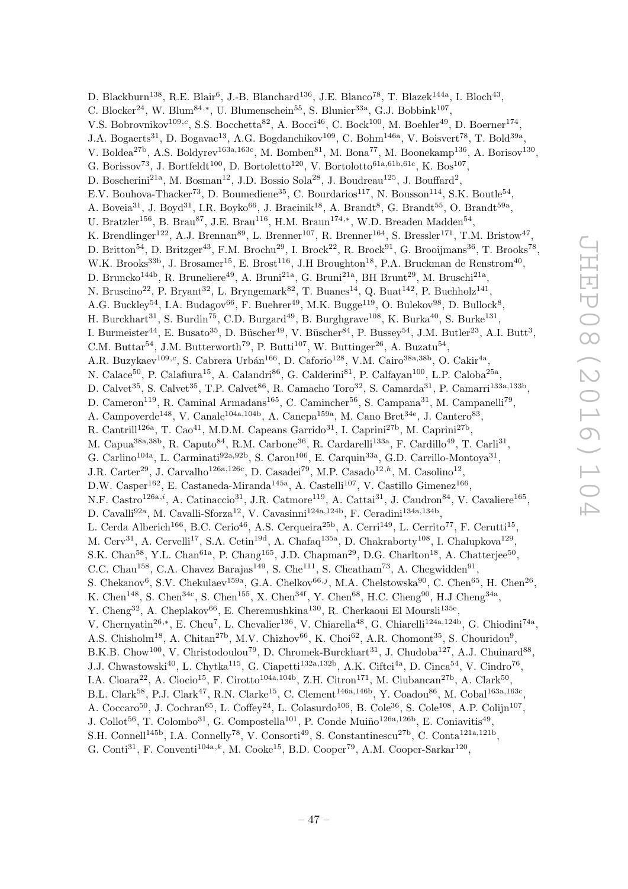D. Blackburn[138], R.E. Blair[6], J.-B. Blanchard[136], J.E. Blanco[78], T. Blazek[144a], I. Bloch[43], C. Blocker[24], W. Blum[84,*], U. Blumenschein[55], S. Blunier[33a], G.J. Bobbink[107], V.S. Bobrovnikov[109,c], S.S. Bocchetta[82], A. Bocci[46], C. Bock[100], M. Boehler[49], D. Boerner[174], J.A. Bogaerts[31], D. Bogavac[13], A.G. Bogdanchikov[109], C. Bohm[146a], V. Boisvert[78], T. Bold[39a], V. Boldea[27b], A.S. Boldyrev[163a,163c], M. Bomben[81], M. Bona[77], M. Boonekamp[136], A. Borisov[130], G. Borissov[73], J. Bortfeldt[100], D. Bortoletto[120], V. Bortolotto[61a,61b,61c], K. Bos[107], D. Boscherini[21a], M. Bosman[12], J.D. Bossio Sola[28], J. Boudreau[125], J. Bouffard[2], E.V. Bouhova-Thacker[73], D. Boumediene[35], C. Bourdarios[117], N. Bousson[114], S.K. Boutle[54], A. Boveia[31], J. Boyd[31], I.R. Boyko[66], J. Bracinik[18], A. Brandt[8], G. Brandt[55], O. Brandt[59a], U. Bratzler[156], B. Brau[87], J.E. Brau[116], H.M. Braun[174,*], W.D. Breaden Madden[54], K. Brendlinger[122], A.J. Brennan[89], L. Brenner[107], R. Brenner[164], S. Bressler[171], T.M. Bristow[47], D. Britton[54], D. Britzger[43], F.M. Brochu[29], I. Brock[22], R. Brock[91], G. Brooijmans[36], T. Brooks[78], W.K. Brooks[33b], J. Brosamer[15], E. Brost[116], J.H Broughton[18], P.A. Bruckman de Renstrom[40], D. Bruncko[144b], R. Bruneliere[49], A. Bruni[21a], G. Bruni[21a], BH Brunt[29], M. Bruschi[21a], N. Bruscino[22], P. Bryant[32], L. Bryngemark[82], T. Buanes[14], Q. Buat[142], P. Buchholz[141], A.G. Buckley[54], I.A. Budagov[66], F. Buehrer[49], M.K. Bugge[119], O. Bulekov[98], D. Bullock[8], H. Burckhart[31], S. Burdin[75], C.D. Burgard[49], B. Burghgrave[108], K. Burka[40], S. Burke[131], I. Burmeister[44], E. Busato[35], D. Büscher[49], V. Büscher[84], P. Bussey[54], J.M. Butler[23], A.I. Butt[3], C.M. Buttar[54], J.M. Butterworth[79], P. Butti[107], W. Buttinger[26], A. Buzatu[54], A.R. Buzykaev[109,c], S. Cabrera Urbán[166], D. Caforio[128], V.M. Cairo[38a,38b], O. Cakir[4a], N. Calace[50], P. Calafiura[15], A. Calandri[86], G. Calderini[81], P. Calfayan[100], L.P. Caloba[25a], D. Calvet[35], S. Calvet[35], T.P. Calvet[86], R. Camacho Toro[32], S. Camarda[31], P. Camarri[133a,133b], D. Cameron[119], R. Caminal Armadans[165], C. Camincher[56], S. Campana[31], M. Campanelli[79], A. Campoverde[148], V. Canale[104a,104b], A. Canepa[159a], M. Cano Bret[34e], J. Cantero[83], R. Cantrill[126a], T. Cao[41], M.D.M. Capeans Garrido[31], I. Caprini[27b], M. Caprini[27b], M. Capua[38a,38b], R. Caputo[84], R.M. Carbone[36], R. Cardarelli[133a], F. Cardillo[49], T. Carli[31], G. Carlino[104a], L. Carminati[92a,92b], S. Caron[106], E. Carquin[33a], G.D. Carrillo-Montoya[31], J.R. Carter[29], J. Carvalho[126a,126c], D. Casadei[79], M.P. Casado[12,h], M. Casolino[12], D.W. Casper[162], E. Castaneda-Miranda[145a], A. Castelli[107], V. Castillo Gimenez[166], N.F. Castro[126a,i], A. Catinaccio[31], J.R. Catmore[119], A. Cattai[31], J. Caudron[84], V. Cavaliere[165], D. Cavalli[92a], M. Cavalli-Sforza[12], V. Cavasinni[124a,124b], F. Ceradini[134a,134b], L. Cerda Alberich[166], B.C. Cerio[46], A.S. Cerqueira[25b], A. Cerri[149], L. Cerrito[77], F. Cerutti[15], M. Cerv[31], A. Cervelli[17], S.A. Cetin[19d], A. Chafaq[135a], D. Chakraborty[108], I. Chalupkova[129], S.K. Chan[58], Y.L. Chan[61a], P. Chang[165], J.D. Chapman[29], D.G. Charlton[18], A. Chatterjee[50], C.C. Chau[158], C.A. Chavez Barajas[149], S. Che[111], S. Cheatham[73], A. Chegwidden[91], S. Chekanov[6], S.V. Chekulaev[159a], G.A. Chelkov[66,j], M.A. Chelstowska[90], C. Chen[65], H. Chen[26], K. Chen[148], S. Chen[34c], S. Chen[155], X. Chen[34f], Y. Chen[68], H.C. Cheng[90], H.J Cheng[34a], Y. Cheng[32], A. Cheplakov[66], E. Cheremushkina[130], R. Cherkaoui El Moursli[135e], V. Chernyatin[26,*], E. Cheu[7], L. Chevalier[136], V. Chiarella[48], G. Chiarelli[124a,124b], G. Chiodini[74a], A.S. Chisholm[18], A. Chitan[27b], M.V. Chizhov[66], K. Choi[62], A.R. Chomont[35], S. Chouridou[9], B.K.B. Chow[100], V. Christodoulou[79], D. Chromek-Burckhart[31], J. Chudoba[127], A.J. Chuinard[88], J.J. Chwastowski[40], L. Chytka[115], G. Ciapetti[132a,132b], A.K. Ciftci[4a], D. Cinca[54], V. Cindro[76], I.A. Cioara[22], A. Ciocio[15], F. Cirotto[104a,104b], Z.H. Citron[171], M. Ciubancan[27b], A. Clark[50], B.L. Clark[58], P.J. Clark[47], R.N. Clarke[15], C. Clement[146a,146b], Y. Coadou[86], M. Cobal[163a,163c], A. Coccaro[50], J. Cochran[65], L. Coffey[24], L. Colasurdo[106], B. Cole[36], S. Cole[108], A.P. Colijn[107], J. Collot[56], T. Colombo[31], G. Compostella[101], P. Conde Muiño[126a,126b], E. Coniavitis[49], S.H. Connell[145b], I.A. Connelly[78], V. Consorti[49], S. Constantinescu[27b], C. Conta[121a,121b], G. Conti[31], F. Conventi[104a,k], M. Cooke[15], B.D. Cooper[79], A.M. Cooper-Sarkar[120],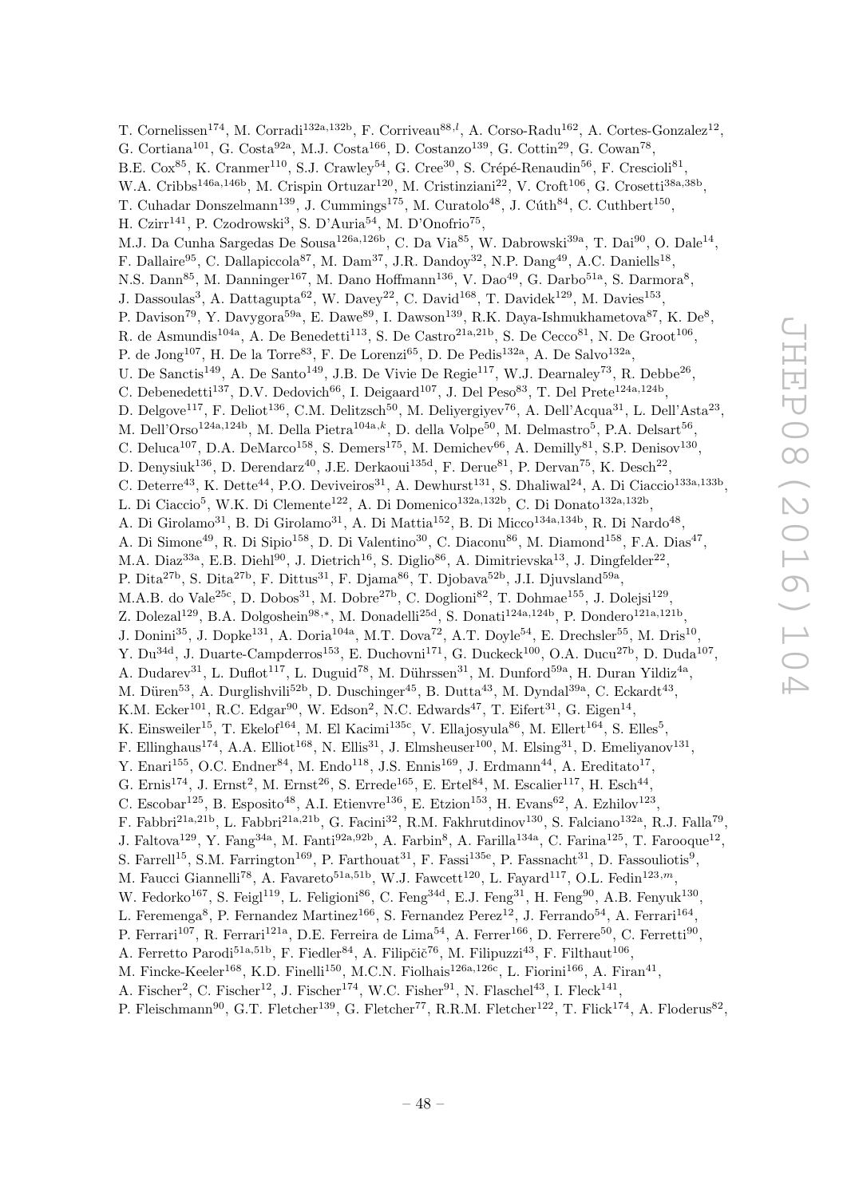T. Cornelissen[174], M. Corradi[132a,132b], F. Corriveau[88,l], A. Corso-Radu[162], A. Cortes-Gonzalez[12], G. Cortiana[101], G. Costa[92a], M.J. Costa[166], D. Costanzo[139], G. Cottin[29], G. Cowan[78], B.E. Cox[85], K. Cranmer[110], S.J. Crawley[54], G. Cree[30], S. Crépé-Renaudin[56], F. Crescioli[81], W.A. Cribbs[146a,146b], M. Crispin Ortuzar[120], M. Cristinziani[22], V. Croft[106], G. Crosetti[38a,38b], T. Cuhadar Donszelmann[139], J. Cummings[175], M. Curatolo[48], J. Cúth[84], C. Cuthbert[150], H. Czirr[141], P. Czodrowski[3], S. D'Auria[54], M. D'Onofrio[75], M.J. Da Cunha Sargedas De Sousa[126a,126b], C. Da Via[85], W. Dabrowski[39a], T. Dai[90], O. Dale[14], F. Dallaire[95], C. Dallapiccola[87], M. Dam[37], J.R. Dandoy[32], N.P. Dang[49], A.C. Daniells[18], N.S. Dann[85], M. Danninger[167], M. Dano Hoffmann[136], V. Dao[49], G. Darbo[51a], S. Darmora[8], J. Dassoulas[3], A. Dattagupta[62], W. Davey[22], C. David[168], T. Davidek[129], M. Davies[153], P. Davison[79], Y. Davygora[59a], E. Dawe[89], I. Dawson[139], R.K. Daya-Ishmukhametova[87], K. De[8], R. de Asmundis[104a], A. De Benedetti[113], S. De Castro[21a,21b], S. De Cecco[81], N. De Groot[106], P. de Jong[107], H. De la Torre[83], F. De Lorenzi[65], D. De Pedis[132a], A. De Salvo[132a], U. De Sanctis[149], A. De Santo[149], J.B. De Vivie De Regie[117], W.J. Dearnaley[73], R. Debbe[26], C. Debenedetti[137], D.V. Dedovich[66], I. Deigaard[107], J. Del Peso[83], T. Del Prete[124a,124b], D. Delgove[117], F. Deliot[136], C.M. Delitzsch[50], M. Deliyergiyev[76], A. Dell'Acqua[31], L. Dell'Asta[23], M. Dell'Orso[124a,124b], M. Della Pietra[104a,k], D. della Volpe[50], M. Delmastro[5], P.A. Delsart[56], C. Deluca[107], D.A. DeMarco[158], S. Demers[175], M. Demichev[66], A. Demilly[81], S.P. Denisov[130], D. Denysiuk[136], D. Derendarz[40], J.E. Derkaoui[135d], F. Derue[81], P. Dervan[75], K. Desch[22], C. Deterre[43], K. Dette[44], P.O. Deviveiros[31], A. Dewhurst[131], S. Dhaliwal[24], A. Di Ciaccio[133a,133b], L. Di Ciaccio[5], W.K. Di Clemente[122], A. Di Domenico[132a,132b], C. Di Donato[132a,132b], A. Di Girolamo[31], B. Di Girolamo[31], A. Di Mattia[152], B. Di Micco[134a,134b], R. Di Nardo[48], A. Di Simone[49], R. Di Sipio[158], D. Di Valentino[30], C. Diaconu[86], M. Diamond[158], F.A. Dias[47], M.A. Diaz[33a], E.B. Diehl[90], J. Dietrich[16], S. Diglio[86], A. Dimitrievska[13], J. Dingfelder[22], P. Dita[27b], S. Dita[27b], F. Dittus[31], F. Djama[86], T. Djobava[52b], J.I. Djuvsland[59a], M.A.B. do Vale[25c], D. Dobos[31], M. Dobre[27b], C. Doglioni[82], T. Dohmae[155], J. Dolejsi[129], Z. Dolezal[129], B.A. Dolgoshein[98,*], M. Donadelli[25d], S. Donati[124a,124b], P. Dondero[121a,121b], J. Donini[35], J. Dopke[131], A. Doria[104a], M.T. Dova[72], A.T. Doyle[54], E. Drechsler[55], M. Dris[10], Y. Du[34d], J. Duarte-Campderros[153], E. Duchovni[171], G. Duckeck[100], O.A. Ducu[27b], D. Duda[107], A. Dudarev[31], L. Duflot[117], L. Duguid[78], M. Dührssen[31], M. Dunford[59a], H. Duran Yildiz[4a], M. Düren[53], A. Durglishvili[52b], D. Duschinger[45], B. Dutta[43], M. Dyndal[39a], C. Eckardt[43], K.M. Ecker[101], R.C. Edgar[90], W. Edson[2], N.C. Edwards[47], T. Eifert[31], G. Eigen[14], K. Einsweiler[15], T. Ekelof[164], M. El Kacimi[135c], V. Ellajosyula[86], M. Ellert[164], S. Elles[5], F. Ellinghaus[174], A.A. Elliot[168], N. Ellis[31], J. Elmsheuser[100], M. Elsing[31], D. Emeliyanov[131], Y. Enari[155], O.C. Endner[84], M. Endo[118], J.S. Ennis[169], J. Erdmann[44], A. Ereditato[17], G. Ernis[174], J. Ernst[2], M. Ernst[26], S. Errede[165], E. Ertel[84], M. Escalier[117], H. Esch[44], C. Escobar[125], B. Esposito[48], A.I. Etienvre[136], E. Etzion[153], H. Evans[62], A. Ezhilov[123], F. Fabbri[21a,21b], L. Fabbri[21a,21b], G. Facini[32], R.M. Fakhrutdinov[130], S. Falciano[132a], R.J. Falla[79], J. Faltova[129], Y. Fang[34a], M. Fanti[92a,92b], A. Farbin[8], A. Farilla[134a], C. Farina[125], T. Farooque[12], S. Farrell[15], S.M. Farrington[169], P. Farthouat[31], F. Fassi[135e], P. Fassnacht[31], D. Fassouliotis[9], M. Faucci Giannelli[78], A. Favareto[51a,51b], W.J. Fawcett[120], L. Fayard[117], O.L. Fedin[123,m], W. Fedorko[167], S. Feigl[119], L. Feligioni[86], C. Feng[34d], E.J. Feng[31], H. Feng[90], A.B. Fenyuk[130], L. Feremenga[8], P. Fernandez Martinez[166], S. Fernandez Perez[12], J. Ferrando[54], A. Ferrari[164], P. Ferrari[107], R. Ferrari[121a], D.E. Ferreira de Lima[54], A. Ferrer[166], D. Ferrere[50], C. Ferretti[90], A. Ferretto Parodi[51a,51b], F. Fiedler[84], A. Filipčič[76], M. Filipuzzi[43], F. Filthaut[106], M. Fincke-Keeler[168], K.D. Finelli[150], M.C.N. Fiolhais[126a,126c], L. Fiorini[166], A. Firan[41], A. Fischer[2], C. Fischer[12], J. Fischer[174], W.C. Fisher[91], N. Flaschel[43], I. Fleck[141], P. Fleischmann[90], G.T. Fletcher[139], G. Fletcher[77], R.R.M. Fletcher[122], T. Flick[174], A. Floderus[82],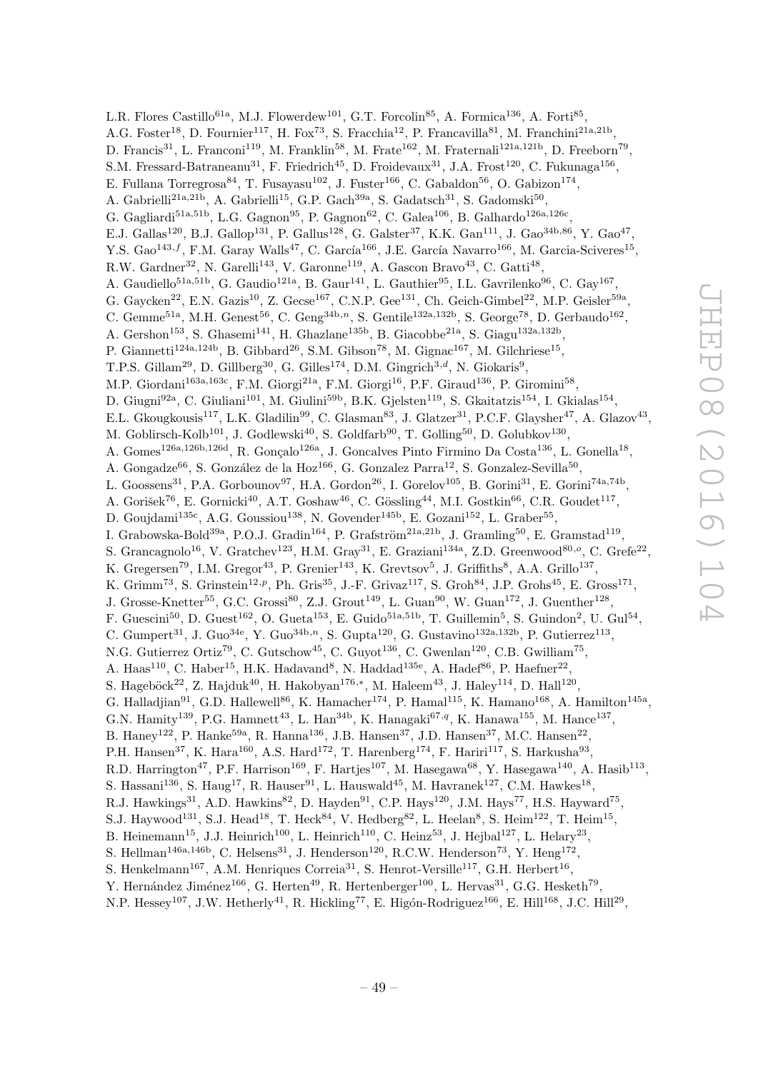L.R. Flores Castillo[61a], M.J. Flowerdew[101], G.T. Forcolin[85], A. Formica[136], A. Forti[85], A.G. Foster[18], D. Fournier[117], H. Fox[73], S. Fracchia[12], P. Francavilla[81], M. Franchini[21a,21b], D. Francis[31], L. Franconi[119], M. Franklin[58], M. Frate[162], M. Fraternali[121a,121b], D. Freeborn[79], S.M. Fressard-Batraneanu[31], F. Friedrich[45], D. Froidevaux[31], J.A. Frost[120], C. Fukunaga[156], E. Fullana Torregrosa[84], T. Fusayasu[102], J. Fuster[166], C. Gabaldon[56], O. Gabizon[174], A. Gabrielli[21a,21b], A. Gabrielli[15], G.P. Gach[39a], S. Gadatsch[31], S. Gadomski[50], G. Gagliardi[51a,51b], L.G. Gagnon[95], P. Gagnon[62], C. Galea[106], B. Galhardo[126a,126c], E.J. Gallas[120], B.J. Gallop[131], P. Gallus[128], G. Galster[37], K.K. Gan[111], J. Gao[34b,86], Y. Gao[47], Y.S. Gao[143,f], F.M. Garay Walls[47], C. García[166], J.E. García Navarro[166], M. Garcia-Sciveres[15], R.W. Gardner[32], N. Garelli[143], V. Garonne[119], A. Gascon Bravo[43], C. Gatti[48], A. Gaudiello[51a,51b], G. Gaudio[121a], B. Gaur[141], L. Gauthier[95], I.L. Gavrilenko[96], C. Gay[167], G. Gaycken[22], E.N. Gazis[10], Z. Gecse[167], C.N.P. Gee[131], Ch. Geich-Gimbel[22], M.P. Geisler[59a], C. Gemme[51a], M.H. Genest[56], C. Geng[34b,n], S. Gentile[132a,132b], S. George[78], D. Gerbaudo[162], A. Gershon[153], S. Ghasemi[141], H. Ghazlane[135b], B. Giacobbe[21a], S. Giagu[132a,132b], P. Giannetti[124a,124b], B. Gibbard[26], S.M. Gibson[78], M. Gignac[167], M. Gilchriese[15], T.P.S. Gillam[29], D. Gillberg[30], G. Gilles[174], D.M. Gingrich[3,d], N. Giokaris[9], M.P. Giordani[163a,163c], F.M. Giorgi[21a], F.M. Giorgi[16], P.F. Giraud[136], P. Giromini[58], D. Giugni[92a], C. Giuliani[101], M. Giulini[59b], B.K. Gjelsten[119], S. Gkaitatzis[154], I. Gkialas[154], E.L. Gkougkousis[117], L.K. Gladilin[99], C. Glasman[83], J. Glatzer[31], P.C.F. Glaysher[47], A. Glazov[43], M. Goblirsch-Kolb[101], J. Godlewski[40], S. Goldfarb[90], T. Golling[50], D. Golubkov[130], A. Gomes[126a,126b,126d], R. Gonçalo[126a], J. Goncalves Pinto Firmino Da Costa[136], L. Gonella[18], A. Gongadze[66], S. González de la Hoz[166], G. Gonzalez Parra[12], S. Gonzalez-Sevilla[50], L. Goossens[31], P.A. Gorbounov[97], H.A. Gordon[26], I. Gorelov[105], B. Gorini[31], E. Gorini[74a,74b], A. Gorišek[76], E. Gornicki[40], A.T. Goshaw[46], C. Gössling[44], M.I. Gostkin[66], C.R. Goudet[117], D. Goujdami[135c], A.G. Goussiou[138], N. Govender[145b], E. Gozani[152], L. Graber[55], I. Grabowska-Bold[39a], P.O.J. Gradin[164], P. Grafström[21a,21b], J. Gramling[50], E. Gramstad[119], S. Grancagnolo[16], V. Gratchev[123], H.M. Gray[31], E. Graziani[134a], Z.D. Greenwood[80,o], C. Grefe[22], K. Gregersen[79], I.M. Gregor[43], P. Grenier[143], K. Grevtsov[5], J. Griffiths[8], A.A. Grillo[137], K. Grimm[73], S. Grinstein[12,p], Ph. Gris[35], J.-F. Grivaz[117], S. Groh[84], J.P. Grohs[45], E. Gross[171], J. Grosse-Knetter[55], G.C. Grossi[80], Z.J. Grout[149], L. Guan[90], W. Guan[172], J. Guenther[128], F. Guescini[50], D. Guest[162], O. Gueta[153], E. Guido[51a,51b], T. Guillemin[5], S. Guindon[2], U. Gul[54], C. Gumpert[31], J. Guo[34e], Y. Guo[34b,n], S. Gupta[120], G. Gustavino[132a,132b], P. Gutierrez[113], N.G. Gutierrez Ortiz[79], C. Gutschow[45], C. Guyot[136], C. Gwenlan[120], C.B. Gwilliam[75], A. Haas[110], C. Haber[15], H.K. Hadavand[8], N. Haddad[135e], A. Hadef[86], P. Haefner[22], S. Hageböck[22], Z. Hajduk[40], H. Hakobyan[176,*], M. Haleem[43], J. Haley[114], D. Hall[120], G. Halladjian[91], G.D. Hallewell[86], K. Hamacher[174], P. Hamal[115], K. Hamano[168], A. Hamilton[145a], G.N. Hamity[139], P.G. Hamnett[43], L. Han[34b], K. Hanagaki[67,q], K. Hanawa[155], M. Hance[137], B. Haney[122], P. Hanke[59a], R. Hanna[136], J.B. Hansen[37], J.D. Hansen[37], M.C. Hansen[22], P.H. Hansen[37], K. Hara[160], A.S. Hard[172], T. Harenberg[174], F. Hariri[117], S. Harkusha[93], R.D. Harrington[47], P.F. Harrison[169], F. Hartjes[107], M. Hasegawa[68], Y. Hasegawa[140], A. Hasib[113], S. Hassani[136], S. Haug[17], R. Hauser[91], L. Hauswald[45], M. Havranek[127], C.M. Hawkes[18], R.J. Hawkings[31], A.D. Hawkins[82], D. Hayden[91], C.P. Hays[120], J.M. Hays[77], H.S. Hayward[75], S.J. Haywood[131], S.J. Head[18], T. Heck[84], V. Hedberg[82], L. Heelan[8], S. Heim[122], T. Heim[15], B. Heinemann[15], J.J. Heinrich[100], L. Heinrich[110], C. Heinz[53], J. Hejbal[127], L. Helary[23], S. Hellman[146a,146b], C. Helsens[31], J. Henderson[120], R.C.W. Henderson[73], Y. Heng[172], S. Henkelmann[167], A.M. Henriques Correia[31], S. Henrot-Versille[117], G.H. Herbert[16], Y. Hernández Jiménez[166], G. Herten[49], R. Hertenberger[100], L. Hervas[31], G.G. Hesketh[79], N.P. Hessey[107], J.W. Hetherly[41], R. Hickling[77], E. Higón-Rodriguez[166], E. Hill[168], J.C. Hill[29],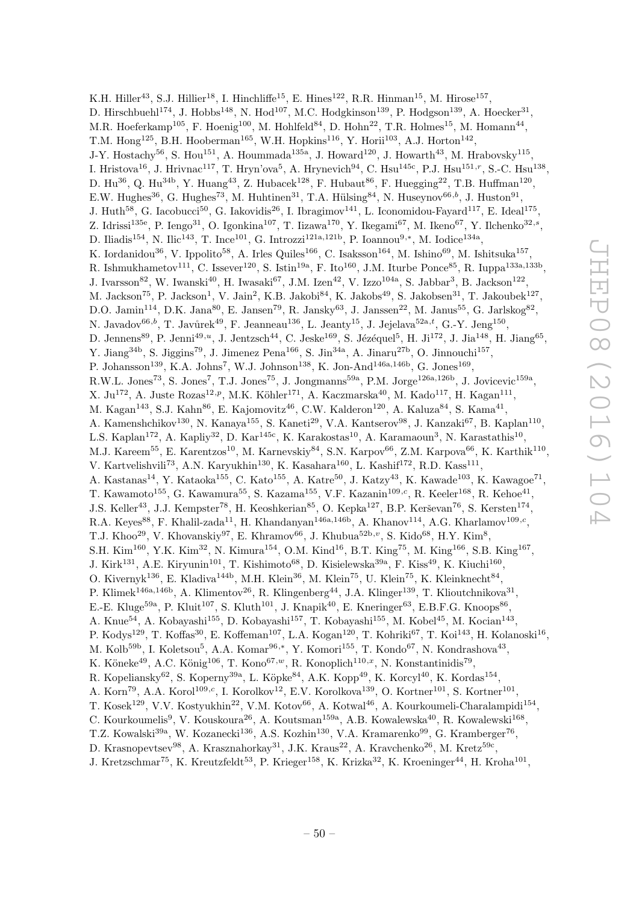K.H. Hiller[43], S.J. Hillier[18], I. Hinchliffe[15], E. Hines[122], R.R. Hinman[15], M. Hirose[157], D. Hirschbuehl[174], J. Hobbs[148], N. Hod[107], M.C. Hodgkinson[139], P. Hodgson[139], A. Hoecker[31], M.R. Hoeferkamp[105], F. Hoenig[100], M. Hohlfeld[84], D. Hohn[22], T.R. Holmes[15], M. Homann[44], T.M. Hong[125], B.H. Hooberman[165], W.H. Hopkins[116], Y. Horii[103], A.J. Horton[142], J-Y. Hostachy[56], S. Hou[151], A. Hoummada[135a], J. Howard[120], J. Howarth[43], M. Hrabovsky[115], I. Hristova[16], J. Hrivnac[117], T. Hryn'ova[5], A. Hrynevich[94], C. Hsu[145c], P.J. Hsu[151,r], S.-C. Hsu[138], D. Hu[36], Q. Hu[34b], Y. Huang[43], Z. Hubacek[128], F. Hubaut[86], F. Huegging[22], T.B. Huffman[120], E.W. Hughes[36], G. Hughes[73], M. Huhtinen[31], T.A. Hülsing[84], N. Huseynov[66,b], J. Huston[91], J. Huth[58], G. Iacobucci[50], G. Iakovidis[26], I. Ibragimov[141], L. Iconomidou-Fayard[117], E. Ideal[175], Z. Idrissi[135e], P. Iengo[31], O. Igonkina[107], T. Iizawa[170], Y. Ikegami[67], M. Ikeno[67], Y. Ilchenko[32,s], D. Iliadis[154], N. Ilic[143], T. Ince[101], G. Introzzi[121a,121b], P. Ioannou[9,*], M. Iodice[134a], K. Iordanidou[36], V. Ippolito[58], A. Irles Quiles[166], C. Isaksson[164], M. Ishino[69], M. Ishitsuka[157], R. Ishmukhametov[111], C. Issever[120], S. Istin[19a], F. Ito[160], J.M. Iturbe Ponce[85], R. Iuppa[133a,133b], J. Ivarsson[82], W. Iwanski[40], H. Iwasaki[67], J.M. Izen[42], V. Izzo[104a], S. Jabbar[3], B. Jackson[122], M. Jackson[75], P. Jackson[1], V. Jain[2], K.B. Jakobi[84], K. Jakobs[49], S. Jakobsen[31], T. Jakoubek[127], D.O. Jamin[114], D.K. Jana[80], E. Jansen[79], R. Jansky[63], J. Janssen[22], M. Janus[55], G. Jarlskog[82], N. Javadov[66,b], T. Javůrek[49], F. Jeanneau[136], L. Jeanty[15], J. Jejelava[52a,t], G.-Y. Jeng[150], D. Jennens[89], P. Jenni[49,u], J. Jentzsch[44], C. Jeske[169], S. Jézéquel[5], H. Ji[172], J. Jia[148], H. Jiang[65], Y. Jiang[34b], S. Jiggins[79], J. Jimenez Pena[166], S. Jin[34a], A. Jinaru[27b], O. Jinnouchi[157], P. Johansson[139], K.A. Johns[7], W.J. Johnson[138], K. Jon-And[146a,146b], G. Jones[169], R.W.L. Jones[73], S. Jones[7], T.J. Jones[75], J. Jongmanns[59a], P.M. Jorge[126a,126b], J. Jovicevic[159a], X. Ju[172], A. Juste Rozas[12,p], M.K. Köhler[171], A. Kaczmarska[40], M. Kado[117], H. Kagan[111], M. Kagan[143], S.J. Kahn[86], E. Kajomovitz[46], C.W. Kalderon[120], A. Kaluza[84], S. Kama[41], A. Kamenshchikov[130], N. Kanaya[155], S. Kaneti[29], V.A. Kantserov[98], J. Kanzaki[67], B. Kaplan[110], L.S. Kaplan[172], A. Kapliy[32], D. Kar[145c], K. Karakostas[10], A. Karamaoun[3], N. Karastathis[10], M.J. Kareem[55], E. Karentzos[10], M. Karnevskiy[84], S.N. Karpov[66], Z.M. Karpova[66], K. Karthik[110], V. Kartvelishvili[73], A.N. Karyukhin[130], K. Kasahara[160], L. Kashif[172], R.D. Kass[111], A. Kastanas[14], Y. Kataoka[155], C. Kato[155], A. Katre[50], J. Katzy[43], K. Kawade[103], K. Kawagoe[71], T. Kawamoto[155], G. Kawamura[55], S. Kazama[155], V.F. Kazanin[109,c], R. Keeler[168], R. Kehoe[41], J.S. Keller[43], J.J. Kempster[78], H. Keoshkerian[85], O. Kepka[127], B.P. Kerševan[76], S. Kersten[174], R.A. Keyes[88], F. Khalil-zada[11], H. Khandanyan[146a,146b], A. Khanov[114], A.G. Kharlamov[109,c], T.J. Khoo[29], V. Khovanskiy[97], E. Khramov[66], J. Khubua[52b,v], S. Kido[68], H.Y. Kim[8], S.H. Kim[160], Y.K. Kim[32], N. Kimura[154], O.M. Kind[16], B.T. King[75], M. King[166], S.B. King[167], J. Kirk[131], A.E. Kiryunin[101], T. Kishimoto[68], D. Kisielewska[39a], F. Kiss[49], K. Kiuchi[160], O. Kivernyk[136], E. Kladiva[144b], M.H. Klein[36], M. Klein[75], U. Klein[75], K. Kleinknecht[84], P. Klimek[146a,146b], A. Klimentov[26], R. Klingenberg[44], J.A. Klinger[139], T. Klioutchnikova[31], E.-E. Kluge[59a], P. Kluit[107], S. Kluth[101], J. Knapik[40], E. Kneringer[63], E.B.F.G. Knoops[86], A. Knue[54], A. Kobayashi[155], D. Kobayashi[157], T. Kobayashi[155], M. Kobel[45], M. Kocian[143], P. Kodys[129], T. Koffas[30], E. Koffeman[107], L.A. Kogan[120], T. Kohriki[67], T. Koi[143], H. Kolanoski[16], M. Kolb[59b], I. Koletsou[5], A.A. Komar[96,*], Y. Komori[155], T. Kondo[67], N. Kondrashova[43], K. Köneke[49], A.C. König[106], T. Kono[67,w], R. Konoplich[110,x], N. Konstantinidis[79], R. Kopeliansky[62], S. Koperny[39a], L. Köpke[84], A.K. Kopp[49], K. Korcyl[40], K. Kordas[154], A. Korn[79], A.A. Korol[109,c], I. Korolkov[12], E.V. Korolkova[139], O. Kortner[101], S. Kortner[101], T. Kosek[129], V.V. Kostyukhin[22], V.M. Kotov[66], A. Kotwal[46], A. Kourkoumeli-Charalampidi[154], C. Kourkoumelis[9], V. Kouskoura[26], A. Koutsman[159a], A.B. Kowalewska[40], R. Kowalewski[168], T.Z. Kowalski[39a], W. Kozanecki[136], A.S. Kozhin[130], V.A. Kramarenko[99], G. Kramberger[76], D. Krasnopevtsev[98], A. Krasznahorkay[31], J.K. Kraus[22], A. Kravchenko[26], M. Kretz[59c], J. Kretzschmar[75], K. Kreutzfeldt[53], P. Krieger[158], K. Krizka[32], K. Kroeninger[44], H. Kroha[101],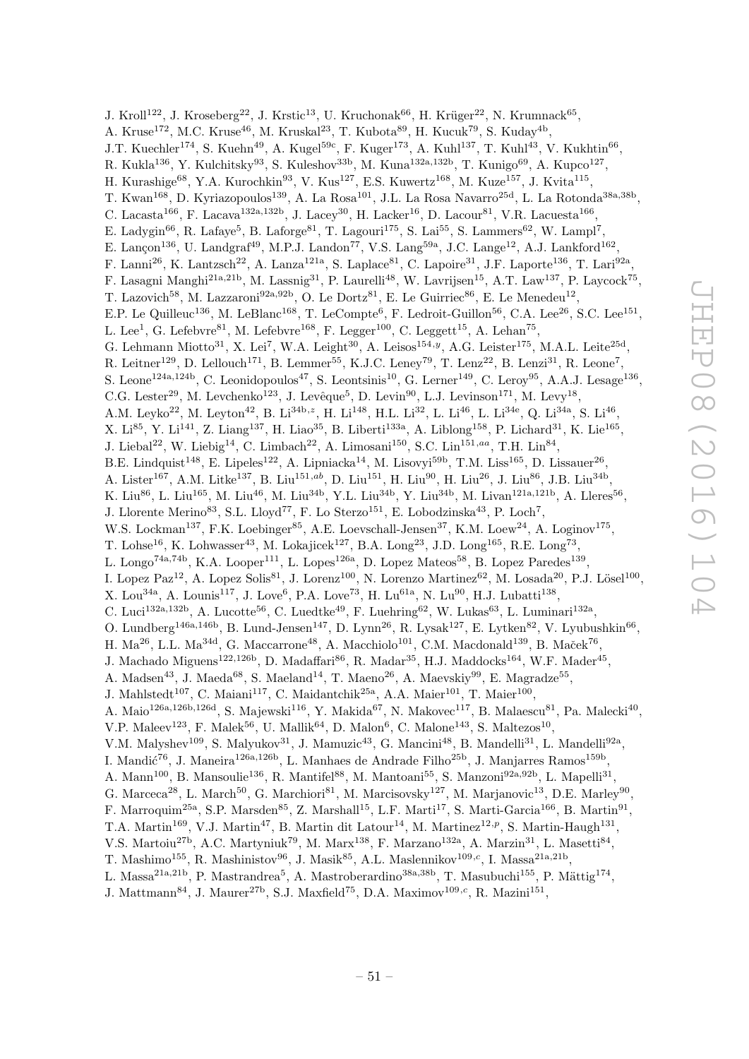J. Kroll[122], J. Kroseberg[22], J. Krstic[13], U. Kruchonak[66], H. Krüger[22], N. Krumnack[65], A. Kruse[172], M.C. Kruse[46], M. Kruskal[23], T. Kubota[89], H. Kucuk[79], S. Kuday[4b], J.T. Kuechler[174], S. Kuehn[49], A. Kugel[59c], F. Kuger[173], A. Kuhl[137], T. Kuhl[43], V. Kukhtin[66], R. Kukla[136], Y. Kulchitsky[93], S. Kuleshov[33b], M. Kuna[132a,132b], T. Kunigo[69], A. Kupco[127], H. Kurashige[68], Y.A. Kurochkin[93], V. Kus[127], E.S. Kuwertz[168], M. Kuze[157], J. Kvita[115], T. Kwan[168], D. Kyriazopoulos[139], A. La Rosa[101], J.L. La Rosa Navarro[25d], L. La Rotonda[38a,38b], C. Lacasta[166], F. Lacava[132a,132b], J. Lacey[30], H. Lacker[16], D. Lacour[81], V.R. Lacuesta[166], E. Ladygin[66], R. Lafaye[5], B. Laforge[81], T. Lagouri[175], S. Lai[55], S. Lammers[62], W. Lampl[7], E. Lançon[136], U. Landgraf[49], M.P.J. Landon[77], V.S. Lang[59a], J.C. Lange[12], A.J. Lankford[162], F. Lanni[26], K. Lantzsch[22], A. Lanza[121a], S. Laplace[81], C. Lapoire[31], J.F. Laporte[136], T. Lari[92a], F. Lasagni Manghi[21a,21b], M. Lassnig[31], P. Laurelli[48], W. Lavrijsen[15], A.T. Law[137], P. Laycock[75], T. Lazovich[58], M. Lazzaroni[92a,92b], O. Le Dortz[81], E. Le Guirriec[86], E. Le Menedeu[12], E.P. Le Quilleuc[136], M. LeBlanc[168], T. LeCompte[6], F. Ledroit-Guillon[56], C.A. Lee[26], S.C. Lee[151], L. Lee[1], G. Lefebvre[81], M. Lefebvre[168], F. Legger[100], C. Leggett[15], A. Lehan[75], G. Lehmann Miotto[31], X. Lei[7], W.A. Leight[30], A. Leisos[154,y], A.G. Leister[175], M.A.L. Leite[25d], R. Leitner[129], D. Lellouch[171], B. Lemmer[55], K.J.C. Leney[79], T. Lenz[22], B. Lenzi[31], R. Leone[7], S. Leone[124a,124b], C. Leonidopoulos[47], S. Leontsinis[10], G. Lerner[149], C. Leroy[95], A.A.J. Lesage[136], C.G. Lester[29], M. Levchenko[123], J. Levêque[5], D. Levin[90], L.J. Levinson[171], M. Levy[18], A.M. Leyko[22], M. Leyton[42], B. Li[34b,z], H. Li[148], H.L. Li[32], L. Li[46], L. Li[34e], Q. Li[34a], S. Li[46], X. Li[85], Y. Li[141], Z. Liang[137], H. Liao[35], B. Liberti[133a], A. Liblong[158], P. Lichard[31], K. Lie[165], J. Liebal[22], W. Liebig[14], C. Limbach[22], A. Limosani[150], S.C. Lin[151,aa], T.H. Lin[84], B.E. Lindquist[148], E. Lipeles[122], A. Lipniacka[14], M. Lisovyi[59b], T.M. Liss[165], D. Lissauer[26], A. Lister[167], A.M. Litke[137], B. Liu[151,ab], D. Liu[151], H. Liu[90], H. Liu[26], J. Liu[86], J.B. Liu[34b], K. Liu[86], L. Liu[165], M. Liu[46], M. Liu[34b], Y.L. Liu[34b], Y. Liu[34b], M. Livan[121a,121b], A. Lleres[56], J. Llorente Merino[83], S.L. Lloyd[77], F. Lo Sterzo[151], E. Lobodzinska[43], P. Loch[7], W.S. Lockman[137], F.K. Loebinger[85], A.E. Loevschall-Jensen[37], K.M. Loew[24], A. Loginov[175], T. Lohse[16], K. Lohwasser[43], M. Lokajicek[127], B.A. Long[23], J.D. Long[165], R.E. Long[73], L. Longo[74a,74b], K.A. Looper[111], L. Lopes[126a], D. Lopez Mateos[58], B. Lopez Paredes[139], I. Lopez Paz[12], A. Lopez Solis[81], J. Lorenz[100], N. Lorenzo Martinez[62], M. Losada[20], P.J. Lösel[100], X. Lou[34a], A. Lounis[117], J. Love[6], P.A. Love[73], H. Lu[61a], N. Lu[90], H.J. Lubatti[138], C. Luci[132a,132b], A. Lucotte[56], C. Luedtke[49], F. Luehring[62], W. Lukas[63], L. Luminari[132a], O. Lundberg[146a,146b], B. Lund-Jensen[147], D. Lynn[26], R. Lysak[127], E. Lytken[82], V. Lyubushkin[66], H. Ma[26], L.L. Ma[34d], G. Maccarrone[48], A. Macchiolo[101], C.M. Macdonald[139], B. Maček[76], J. Machado Miguens[122,126b], D. Madaffari[86], R. Madar[35], H.J. Maddocks[164], W.F. Mader[45], A. Madsen[43], J. Maeda[68], S. Maeland[14], T. Maeno[26], A. Maevskiy[99], E. Magradze[55], J. Mahlstedt[107], C. Maiani[117], C. Maidantchik[25a], A.A. Maier[101], T. Maier[100], A. Maio[126a,126b,126d], S. Majewski[116], Y. Makida[67], N. Makovec[117], B. Malaescu[81], Pa. Malecki[40], V.P. Maleev[123], F. Malek[56], U. Mallik[64], D. Malon[6], C. Malone[143], S. Maltezos[10], V.M. Malyshev[109], S. Malyukov[31], J. Mamuzic[43], G. Mancini[48], B. Mandelli[31], L. Mandelli[92a], I. Mandić[76], J. Maneira[126a,126b], L. Manhaes de Andrade Filho[25b], J. Manjarres Ramos[159b], A. Mann[100], B. Mansoulie[136], R. Mantifel[88], M. Mantoani[55], S. Manzoni[92a,92b], L. Mapelli[31], G. Marceca[28], L. March[50], G. Marchiori[81], M. Marcisovsky[127], M. Marjanovic[13], D.E. Marley[90], F. Marroquim[25a], S.P. Marsden[85], Z. Marshall[15], L.F. Marti[17], S. Marti-Garcia[166], B. Martin[91], T.A. Martin[169], V.J. Martin[47], B. Martin dit Latour[14], M. Martinez[12,p], S. Martin-Haugh[131], V.S. Martoiu[27b], A.C. Martyniuk[79], M. Marx[138], F. Marzano[132a], A. Marzin[31], L. Masetti[84], T. Mashimo[155], R. Mashinistov[96], J. Masik[85], A.L. Maslennikov[109,c], I. Massa[21a,21b], L. Massa[21a,21b], P. Mastrandrea[5], A. Mastroberardino[38a,38b], T. Masubuchi[155], P. Mättig[174], J. Mattmann[84], J. Maurer[27b], S.J. Maxfield[75], D.A. Maximov[109,c], R. Mazini[151],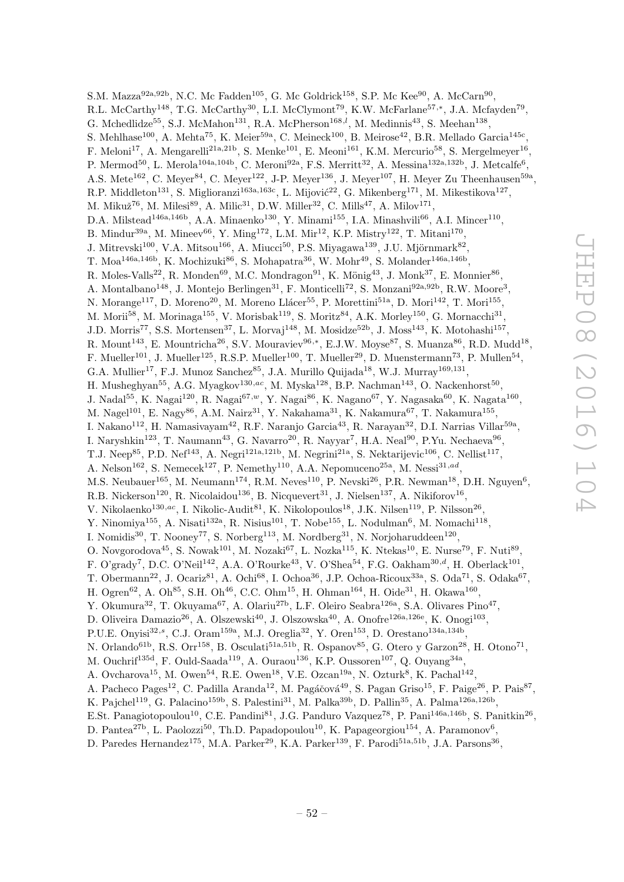S.M. Mazza[92a,92b], N.C. Mc Fadden[105], G. Mc Goldrick[158], S.P. Mc Kee[90], A. McCarn[90], R.L. McCarthy[148], T.G. McCarthy[30], L.I. McClymont[79], K.W. McFarlane[57,*], J.A. Mcfayden[79], G. Mchedlidze[55], S.J. McMahon[131], R.A. McPherson[168,l], M. Medinnis[43], S. Meehan[138], S. Mehlhase[100], A. Mehta[75], K. Meier[59a], C. Meineck[100], B. Meirose[42], B.R. Mellado Garcia[145c], F. Meloni[17], A. Mengarelli[21a,21b], S. Menke[101], E. Meoni[161], K.M. Mercurio[58], S. Mergelmeyer[16], P. Mermod[50], L. Merola[104a,104b], C. Meroni[92a], F.S. Merritt[32], A. Messina[132a,132b], J. Metcalfe[6], A.S. Mete[162], C. Meyer[84], C. Meyer[122], J-P. Meyer[136], J. Meyer[107], H. Meyer Zu Theenhausen[59a], R.P. Middleton[131], S. Miglioranzi[163a,163c], L. Mijović[22], G. Mikenberg[171], M. Mikestikova[127], M. Mikuž[76], M. Milesi[89], A. Milic[31], D.W. Miller[32], C. Mills[47], A. Milov[171], D.A. Milstead[146a,146b], A.A. Minaenko[130], Y. Minami[155], I.A. Minashvili[66], A.I. Mincer[110], B. Mindur[39a], M. Mineev[66], Y. Ming[172], L.M. Mir[12], K.P. Mistry[122], T. Mitani[170], J. Mitrevski[100], V.A. Mitsou[166], A. Miucci[50], P.S. Miyagawa[139], J.U. Mjörnmark[82], T. Moa[146a,146b], K. Mochizuki[86], S. Mohapatra[36], W. Mohr[49], S. Molander[146a,146b], R. Moles-Valls[22], R. Monden[69], M.C. Mondragon[91], K. Mönig[43], J. Monk[37], E. Monnier[86], A. Montalbano[148], J. Montejo Berlingen[31], F. Monticelli[72], S. Monzani[92a,92b], R.W. Moore[3], N. Morange[117], D. Moreno[20], M. Moreno Llácer[55], P. Morettini[51a], D. Mori[142], T. Mori[155], M. Morii[58], M. Morinaga[155], V. Morisbak[119], S. Moritz[84], A.K. Morley[150], G. Mornacchi[31], J.D. Morris[77], S.S. Mortensen[37], L. Morvaj[148], M. Mosidze[52b], J. Moss[143], K. Motohashi[157], R. Mount[143], E. Mountricha[26], S.V. Mouraviev[96,*], E.J.W. Moyse[87], S. Muanza[86], R.D. Mudd[18], F. Mueller[101], J. Mueller[125], R.S.P. Mueller[100], T. Mueller[29], D. Muenstermann[73], P. Mullen[54], G.A. Mullier[17], F.J. Munoz Sanchez[85], J.A. Murillo Quijada[18], W.J. Murray[169,131], H. Musheghyan[55], A.G. Myagkov[130,ac], M. Myska[128], B.P. Nachman[143], O. Nackenhorst[50], J. Nadal[55], K. Nagai[120], R. Nagai[67,w], Y. Nagai[86], K. Nagano[67], Y. Nagasaka[60], K. Nagata[160], M. Nagel[101], E. Nagy[86], A.M. Nairz[31], Y. Nakahama[31], K. Nakamura[67], T. Nakamura[155], I. Nakano[112], H. Namasivayam[42], R.F. Naranjo Garcia[43], R. Narayan[32], D.I. Narrias Villar[59a], I. Naryshkin[123], T. Naumann[43], G. Navarro[20], R. Nayyar[7], H.A. Neal[90], P.Yu. Nechaeva[96], T.J. Neep[85], P.D. Nef[143], A. Negri[121a,121b], M. Negrini[21a], S. Nektarijevic[106], C. Nellist[117], A. Nelson[162], S. Nemecek[127], P. Nemethy[110], A.A. Nepomuceno[25a], M. Nessi[31,ad], M.S. Neubauer[165], M. Neumann[174], R.M. Neves[110], P. Nevski[26], P.R. Newman[18], D.H. Nguyen[6], R.B. Nickerson[120], R. Nicolaidou[136], B. Nicquevert[31], J. Nielsen[137], A. Nikiforov[16], V. Nikolaenko[130,ac], I. Nikolic-Audit[81], K. Nikolopoulos[18], J.K. Nilsen[119], P. Nilsson[26], Y. Ninomiya[155], A. Nisati[132a], R. Nisius[101], T. Nobe[155], L. Nodulman[6], M. Nomachi[118], I. Nomidis[30], T. Nooney[77], S. Norberg[113], M. Nordberg[31], N. Norjoharuddeen[120], O. Novgorodova[45], S. Nowak[101], M. Nozaki[67], L. Nozka[115], K. Ntekas[10], E. Nurse[79], F. Nuti[89], F. O'grady[7], D.C. O'Neil[142], A.A. O'Rourke[43], V. O'Shea[54], F.G. Oakham[30,d], H. Oberlack[101], T. Obermann[22], J. Ocariz[81], A. Ochi[68], I. Ochoa[36], J.P. Ochoa-Ricoux[33a], S. Oda[71], S. Odaka[67], H. Ogren[62], A. Oh[85], S.H. Oh[46], C.C. Ohm[15], H. Ohman[164], H. Oide[31], H. Okawa[160], Y. Okumura[32], T. Okuyama[67], A. Olariu[27b], L.F. Oleiro Seabra[126a], S.A. Olivares Pino[47], D. Oliveira Damazio[26], A. Olszewski[40], J. Olszowska[40], A. Onofre[126a,126e], K. Onogi[103], P.U.E. Onyisi[32,s], C.J. Oram[159a], M.J. Oreglia[32], Y. Oren[153], D. Orestano[134a,134b], N. Orlando[61b], R.S. Orr[158], B. Osculati[51a,51b], R. Ospanov[85], G. Otero y Garzon[28], H. Otono[71], M. Ouchrif[135d], F. Ould-Saada[119], A. Ouraou[136], K.P. Oussoren[107], Q. Ouyang[34a], A. Ovcharova[15], M. Owen[54], R.E. Owen[18], V.E. Ozcan[19a], N. Ozturk[8], K. Pachal[142], A. Pacheco Pages[12], C. Padilla Aranda[12], M. Pagáčová[49], S. Pagan Griso[15], F. Paige[26], P. Pais[87], K. Pajchel[119], G. Palacino[159b], S. Palestini[31], M. Palka[39b], D. Pallin[35], A. Palma[126a,126b], E.St. Panagiotopoulou[10], C.E. Pandini[81], J.G. Panduro Vazquez[78], P. Pani[146a,146b], S. Panitkin[26], D. Pantea[27b], L. Paolozzi[50], Th.D. Papadopoulou[10], K. Papageorgiou[154], A. Paramonov[6], D. Paredes Hernandez[175], M.A. Parker[29], K.A. Parker[139], F. Parodi[51a,51b], J.A. Parsons[36],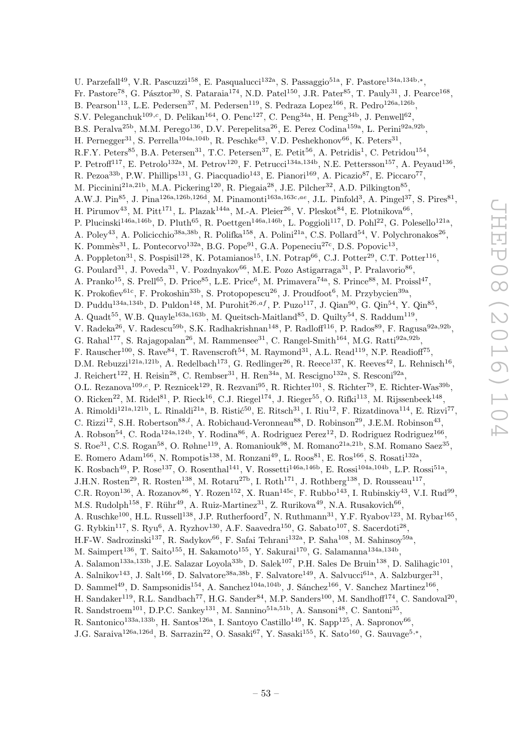U. Parzefall[49], V.R. Pascuzzi[158], E. Pasqualucci[132a], S. Passaggio[51a], F. Pastore[134a,134b,*], Fr. Pastore[78], G. Pásztor[30], S. Pataraia[174], N.D. Patel[150], J.R. Pater[85], T. Pauly[31], J. Pearce[168], B. Pearson[113], L.E. Pedersen[37], M. Pedersen[119], S. Pedraza Lopez[166], R. Pedro[126a,126b], S.V. Peleganchuk[109,c], D. Pelikan[164], O. Penc[127], C. Peng[34a], H. Peng[34b], J. Penwell[62], B.S. Peralva[25b], M.M. Perego[136], D.V. Perepelitsa[26], E. Perez Codina[159a], L. Perini[92a,92b], H. Pernegger[31], S. Perrella[104a,104b], R. Peschke[43], V.D. Peshekhonov[66], K. Peters[31], R.F.Y. Peters[85], B.A. Petersen[31], T.C. Petersen[37], E. Petit[56], A. Petridis[1], C. Petridou[154], P. Petroff[117], E. Petrolo[132a], M. Petrov[120], F. Petrucci[134a,134b], N.E. Pettersson[157], A. Peyaud[136], R. Pezoa[33b], P.W. Phillips[131], G. Piacquadio[143], E. Pianori[169], A. Picazio[87], E. Piccaro[77], M. Piccinini[21a,21b], M.A. Pickering[120], R. Piegaia[28], J.E. Pilcher[32], A.D. Pilkington[85], A.W.J. Pin[85], J. Pina[126a,126b,126d], M. Pinamonti[163a,163c,ae], J.L. Pinfold[3], A. Pingel[37], S. Pires[81], H. Pirumov[43], M. Pitt[171], L. Plazak[144a], M.-A. Pleier[26], V. Pleskot[84], E. Plotnikova[66], P. Plucinski[146a,146b], D. Pluth[65], R. Poettgen[146a,146b], L. Poggioli[117], D. Pohl[22], G. Polesello[121a], A. Poley[43], A. Policicchio[38a,38b], R. Polifka[158], A. Polini[21a], C.S. Pollard[54], V. Polychronakos[26], K. Pommès[31], L. Pontecorvo[132a], B.G. Pope[91], G.A. Popeneciu[27c], D.S. Popovic[13], A. Poppleton[31], S. Pospisil[128], K. Potamianos[15], I.N. Potrap[66], C.J. Potter[29], C.T. Potter[116], G. Poulard[31], J. Poveda[31], V. Pozdnyakov[66], M.E. Pozo Astigarraga[31], P. Pralavorio[86], A. Pranko[15], S. Prell[65], D. Price[85], L.E. Price[6], M. Primavera[74a], S. Prince[88], M. Proissl[47], K. Prokofiev[61c], F. Prokoshin[33b], S. Protopopescu[26], J. Proudfoot[6], M. Przybycien[39a], D. Puddu[134a,134b], D. Puldon[148], M. Purohit[26,af], P. Puzo[117], J. Qian[90], G. Qin[54], Y. Qin[85], A. Quadt[55], W.B. Quayle[163a,163b], M. Queitsch-Maitland[85], D. Quilty[54], S. Raddum[119], V. Radeka[26], V. Radescu[59b], S.K. Radhakrishnan[148], P. Radloff[116], P. Rados[89], F. Ragusa[92a,92b], G. Rahal[177], S. Rajagopalan[26], M. Rammensee[31], C. Rangel-Smith[164], M.G. Ratti[92a,92b], F. Rauscher[100], S. Rave[84], T. Ravenscroft[54], M. Raymond[31], A.L. Read[119], N.P. Readioff[75], D.M. Rebuzzi[121a,121b], A. Redelbach[173], G. Redlinger[26], R. Reece[137], K. Reeves[42], L. Rehnisch[16], J. Reichert[122], H. Reisin[28], C. Rembser[31], H. Ren[34a], M. Rescigno[132a], S. Resconi[92a], O.L. Rezanova[109,c], P. Reznicek[129], R. Rezvani[95], R. Richter[101], S. Richter[79], E. Richter-Was[39b], O. Ricken[22], M. Ridel[81], P. Rieck[16], C.J. Riegel[174], J. Rieger[55], O. Rifki[113], M. Rijssenbeek[148], A. Rimoldi[121a,121b], L. Rinaldi[21a], B. Ristić[50], E. Ritsch[31], I. Riu[12], F. Rizatdinova[114], E. Rizvi[77], C. Rizzi[12], S.H. Robertson[88,l], A. Robichaud-Veronneau[88], D. Robinson[29], J.E.M. Robinson[43], A. Robson[54], C. Roda[124a,124b], Y. Rodina[86], A. Rodriguez Perez[12], D. Rodriguez Rodriguez[166], S. Roe[31], C.S. Rogan[58], O. Røhne[119], A. Romaniouk[98], M. Romano[21a,21b], S.M. Romano Saez[35], E. Romero Adam[166], N. Rompotis[138], M. Ronzani[49], L. Roos[81], E. Ros[166], S. Rosati[132a], K. Rosbach[49], P. Rose[137], O. Rosenthal[141], V. Rossetti[146a,146b], E. Rossi[104a,104b], L.P. Rossi[51a], J.H.N. Rosten[29], R. Rosten[138], M. Rotaru[27b], I. Roth[171], J. Rothberg[138], D. Rousseau[117], C.R. Royon[136], A. Rozanov[86], Y. Rozen[152], X. Ruan[145c], F. Rubbo[143], I. Rubinskiy[43], V.I. Rud[99], M.S. Rudolph[158], F. Rühr[49], A. Ruiz-Martinez[31], Z. Rurikova[49], N.A. Rusakovich[66], A. Ruschke[100], H.L. Russell[138], J.P. Rutherfoord[7], N. Ruthmann[31], Y.F. Ryabov[123], M. Rybar[165], G. Rybkin[117], S. Ryu[6], A. Ryzhov[130], A.F. Saavedra[150], G. Sabato[107], S. Sacerdoti[28], H.F-W. Sadrozinski[137], R. Sadykov[66], F. Safai Tehrani[132a], P. Saha[108], M. Sahinsoy[59a], M. Saimpert[136], T. Saito[155], H. Sakamoto[155], Y. Sakurai[170], G. Salamanna[134a,134b], A. Salamon[133a,133b], J.E. Salazar Loyola[33b], D. Salek[107], P.H. Sales De Bruin[138], D. Salihagic[101], A. Salnikov[143], J. Salt[166], D. Salvatore[38a,38b], F. Salvatore[149], A. Salvucci[61a], A. Salzburger[31], D. Sammel[49], D. Sampsonidis[154], A. Sanchez[104a,104b], J. Sánchez[166], V. Sanchez Martinez[166], H. Sandaker[119], R.L. Sandbach[77], H.G. Sander[84], M.P. Sanders[100], M. Sandhoff[174], C. Sandoval[20], R. Sandstroem[101], D.P.C. Sankey[131], M. Sannino[51a,51b], A. Sansoni[48], C. Santoni[35], R. Santonico[133a,133b], H. Santos[126a], I. Santoyo Castillo[149], K. Sapp[125], A. Sapronov[66], J.G. Saraiva[126a,126d], B. Sarrazin[22], O. Sasaki[67], Y. Sasaki[155], K. Sato[160], G. Sauvage[5,*],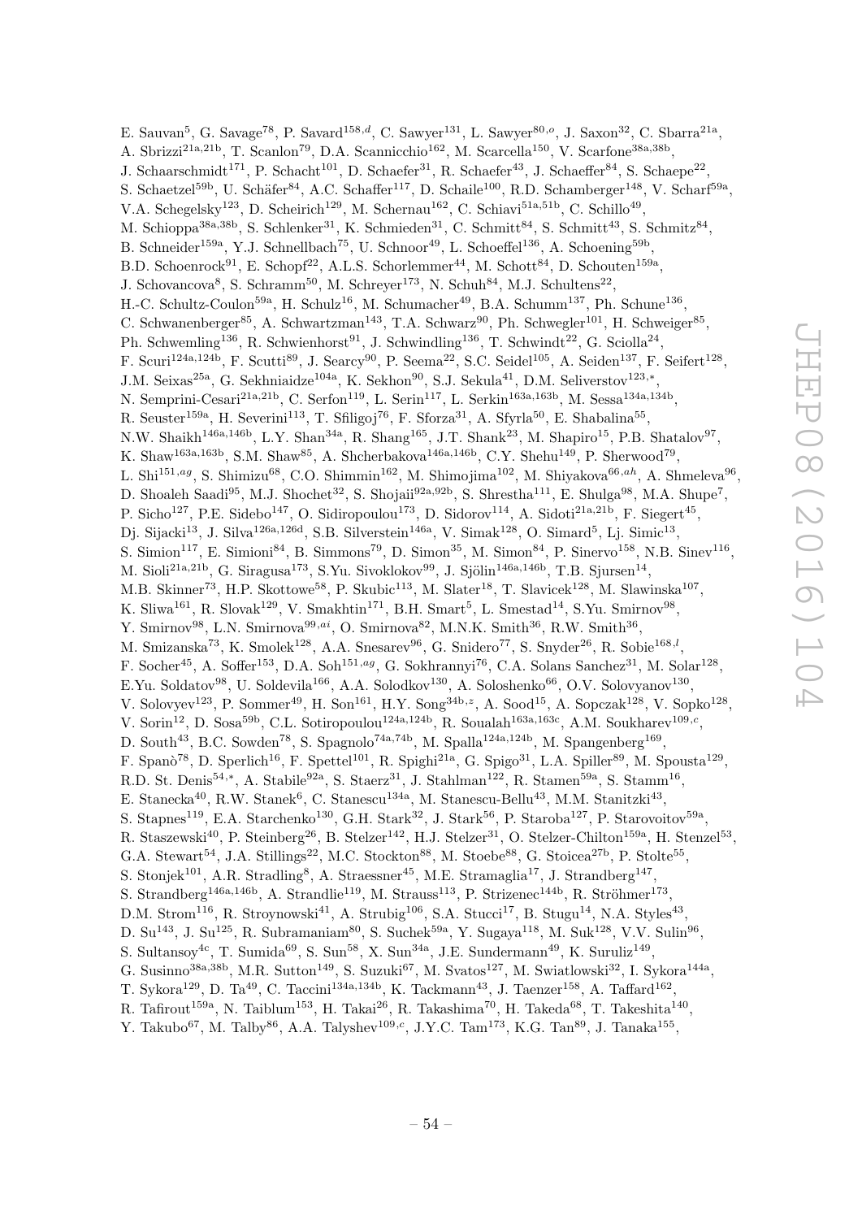E. Sauvan[5], G. Savage[78], P. Savard[158,d], C. Sawyer[131], L. Sawyer[80,o], J. Saxon[32], C. Sbarra[21a], A. Sbrizzi[21a,21b], T. Scanlon[79], D.A. Scannicchio[162], M. Scarcella[150], V. Scarfone[38a,38b], J. Schaarschmidt[171], P. Schacht[101], D. Schaefer[31], R. Schaefer[43], J. Schaeffer[84], S. Schaepe[22], S. Schaetzel[59b], U. Schäfer[84], A.C. Schaffer[117], D. Schaile[100], R.D. Schamberger[148], V. Scharf[59a], V.A. Schegelsky[123], D. Scheirich[129], M. Schernau[162], C. Schiavi[51a,51b], C. Schillo[49], M. Schioppa[38a,38b], S. Schlenker[31], K. Schmieden[31], C. Schmitt[84], S. Schmitt[43], S. Schmitz[84], B. Schneider[159a], Y.J. Schnellbach[75], U. Schnoor[49], L. Schoeffel[136], A. Schoening[59b], B.D. Schoenrock[91], E. Schopf[22], A.L.S. Schorlemmer[44], M. Schott[84], D. Schouten[159a], J. Schovancova[8], S. Schramm[50], M. Schreyer[173], N. Schuh[84], M.J. Schultens[22], H.-C. Schultz-Coulon[59a], H. Schulz[16], M. Schumacher[49], B.A. Schumm[137], Ph. Schune[136], C. Schwanenberger[85], A. Schwartzman[143], T.A. Schwarz[90], Ph. Schwegler[101], H. Schweiger[85], Ph. Schwemling[136], R. Schwienhorst[91], J. Schwindling[136], T. Schwindt[22], G. Sciolla[24], F. Scuri[124a,124b], F. Scutti[89], J. Searcy[90], P. Seema[22], S.C. Seidel[105], A. Seiden[137], F. Seifert[128], J.M. Seixas[25a], G. Sekhniaidze[104a], K. Sekhon[90], S.J. Sekula[41], D.M. Seliverstov[123,*], N. Semprini-Cesari[21a,21b], C. Serfon[119], L. Serin[117], L. Serkin[163a,163b], M. Sessa[134a,134b], R. Seuster[159a], H. Severini[113], T. Sfiligoj[76], F. Sforza[31], A. Sfyrla[50], E. Shabalina[55], N.W. Shaikh[146a,146b], L.Y. Shan[34a], R. Shang[165], J.T. Shank[23], M. Shapiro[15], P.B. Shatalov[97], K. Shaw[163a,163b], S.M. Shaw[85], A. Shcherbakova[146a,146b], C.Y. Shehu[149], P. Sherwood[79], L. Shi[151,ag], S. Shimizu[68], C.O. Shimmin[162], M. Shimojima[102], M. Shiyakova[66,ah], A. Shmeleva[96], D. Shoaleh Saadi[95], M.J. Shochet[32], S. Shojaii[92a,92b], S. Shrestha[111], E. Shulga[98], M.A. Shupe[7], P. Sicho[127], P.E. Sidebo[147], O. Sidiropoulou[173], D. Sidorov[114], A. Sidoti[21a,21b], F. Siegert[45], Dj. Sijacki[13], J. Silva[126a,126d], S.B. Silverstein[146a], V. Simak[128], O. Simard[5], Lj. Simic[13], S. Simion[117], E. Simioni[84], B. Simmons[79], D. Simon[35], M. Simon[84], P. Sinervo[158], N.B. Sinev[116], M. Sioli[21a,21b], G. Siragusa[173], S.Yu. Sivoklokov[99], J. Sjölin[146a,146b], T.B. Sjursen[14], M.B. Skinner[73], H.P. Skottowe[58], P. Skubic[113], M. Slater[18], T. Slavicek[128], M. Slawinska[107], K. Sliwa[161], R. Slovak[129], V. Smakhtin[171], B.H. Smart[5], L. Smestad[14], S.Yu. Smirnov[98], Y. Smirnov[98], L.N. Smirnova[99,ai], O. Smirnova[82], M.N.K. Smith[36], R.W. Smith[36], M. Smizanska[73], K. Smolek[128], A.A. Snesarev[96], G. Snidero[77], S. Snyder[26], R. Sobie[168,l], F. Socher[45], A. Soffer[153], D.A. Soh[151,ag], G. Sokhrannyi[76], C.A. Solans Sanchez[31], M. Solar[128], E.Yu. Soldatov[98], U. Soldevila[166], A.A. Solodkov[130], A. Soloshenko[66], O.V. Solovyanov[130], V. Solovyev[123], P. Sommer[49], H. Son[161], H.Y. Song[34b,z], A. Sood[15], A. Sopczak[128], V. Sopko[128], V. Sorin[12], D. Sosa[59b], C.L. Sotiropoulou[124a,124b], R. Soualah[163a,163c], A.M. Soukharev[109,c], D. South[43], B.C. Sowden[78], S. Spagnolo[74a,74b], M. Spalla[124a,124b], M. Spangenberg[169], F. Spanò[78], D. Sperlich[16], F. Spettel[101], R. Spighi[21a], G. Spigo[31], L.A. Spiller[89], M. Spousta[129], R.D. St. Denis[54,*], A. Stabile[92a], S. Staerz[31], J. Stahlman[122], R. Stamen[59a], S. Stamm[16], E. Stanecka[40], R.W. Stanek[6], C. Stanescu[134a], M. Stanescu-Bellu[43], M.M. Stanitzki[43], S. Stapnes[119], E.A. Starchenko[130], G.H. Stark[32], J. Stark[56], P. Staroba[127], P. Starovoitov[59a], R. Staszewski[40], P. Steinberg[26], B. Stelzer[142], H.J. Stelzer[31], O. Stelzer-Chilton[159a], H. Stenzel[53], G.A. Stewart[54], J.A. Stillings[22], M.C. Stockton[88], M. Stoebe[88], G. Stoicea[27b], P. Stolte[55], S. Stonjek[101], A.R. Stradling[8], A. Straessner[45], M.E. Stramaglia[17], J. Strandberg[147], S. Strandberg[146a,146b], A. Strandlie[119], M. Strauss[113], P. Strizenec[144b], R. Ströhmer[173], D.M. Strom[116], R. Stroynowski[41], A. Strubig[106], S.A. Stucci[17], B. Stugu[14], N.A. Styles[43], D. Su[143], J. Su[125], R. Subramaniam[80], S. Suchek[59a], Y. Sugaya[118], M. Suk[128], V.V. Sulin[96], S. Sultansoy[4c], T. Sumida[69], S. Sun[58], X. Sun[34a], J.E. Sundermann[49], K. Suruliz[149], G. Susinno[38a,38b], M.R. Sutton[149], S. Suzuki[67], M. Svatos[127], M. Swiatlowski[32], I. Sykora[144a], T. Sykora[129], D. Ta[49], C. Taccini[134a,134b], K. Tackmann[43], J. Taenzer[158], A. Taffard[162], R. Tafirout[159a], N. Taiblum[153], H. Takai[26], R. Takashima[70], H. Takeda[68], T. Takeshita[140], Y. Takubo[67], M. Talby[86], A.A. Talyshev[109,c], J.Y.C. Tam[173], K.G. Tan[89], J. Tanaka[155],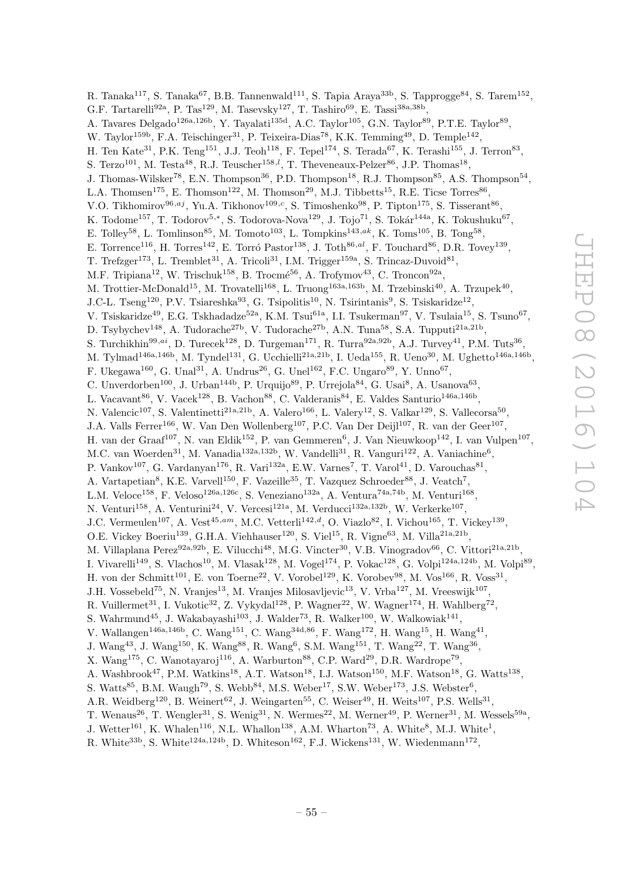R. Tanaka[117], S. Tanaka[67], B.B. Tannenwald[111], S. Tapia Araya[33b], S. Tapprogge[84], S. Tarem[152], G.F. Tartarelli[92a], P. Tas[129], M. Tasevsky[127], T. Tashiro[69], E. Tassi[38a,38b], A. Tavares Delgado[126a,126b], Y. Tayalati[135d], A.C. Taylor[105], G.N. Taylor[89], P.T.E. Taylor[89], W. Taylor[159b], F.A. Teischinger[31], P. Teixeira-Dias[78], K.K. Temming[49], D. Temple[142], H. Ten Kate[31], P.K. Teng[151], J.J. Teoh[118], F. Tepel[174], S. Terada[67], K. Terashi[155], J. Terron[83], S. Terzo[101], M. Testa[48], R.J. Teuscher[158,l], T. Theveneaux-Pelzer[86], J.P. Thomas[18], J. Thomas-Wilsker[78], E.N. Thompson[36], P.D. Thompson[18], R.J. Thompson[85], A.S. Thompson[54], L.A. Thomsen[175], E. Thomson[122], M. Thomson[29], M.J. Tibbetts[15], R.E. Ticse Torres[86], V.O. Tikhomirov[96,aj], Yu.A. Tikhonov[109,c], S. Timoshenko[98], P. Tipton[175], S. Tisserant[86], K. Todome[157], T. Todorov[5,*], S. Todorova-Nova[129], J. Tojo[71], S. Tokár[144a], K. Tokushuku[67], E. Tolley[58], L. Tomlinson[85], M. Tomoto[103], L. Tompkins[143,ak], K. Toms[105], B. Tong[58], E. Torrence[116], H. Torres[142], E. Torró Pastor[138], J. Toth[86,al], F. Touchard[86], D.R. Tovey[139], T. Trefzger[173], L. Tremblet[31], A. Tricoli[31], I.M. Trigger[159a], S. Trincaz-Duvoid[81], M.F. Tripiana[12], W. Trischuk[158], B. Trocmé[56], A. Trofymov[43], C. Troncon[92a], M. Trottier-McDonald[15], M. Trovatelli[168], L. Truong[163a,163b], M. Trzebinski[40], A. Trzupek[40], J.C-L. Tseng[120], P.V. Tsiareshka[93], G. Tsipolitis[10], N. Tsirintanis[9], S. Tsiskaridze[12], V. Tsiskaridze[49], E.G. Tskhadadze[52a], K.M. Tsui[61a], I.I. Tsukerman[97], V. Tsulaia[15], S. Tsuno[67], D. Tsybychev[148], A. Tudorache[27b], V. Tudorache[27b], A.N. Tuna[58], S.A. Tupputi[21a,21b], S. Turchikhin[99,ai], D. Turecek[128], D. Turgeman[171], R. Turra[92a,92b], A.J. Turvey[41], P.M. Tuts[36], M. Tylmad[146a,146b], M. Tyndel[131], G. Ucchielli[21a,21b], I. Ueda[155], R. Ueno[30], M. Ughetto[146a,146b], F. Ukegawa[160], G. Unal[31], A. Undrus[26], G. Unel[162], F.C. Ungaro[89], Y. Unno[67], C. Unverdorben[100], J. Urban[144b], P. Urquijo[89], P. Urrejola[84], G. Usai[8], A. Usanova[63], L. Vacavant[86], V. Vacek[128], B. Vachon[88], C. Valderanis[84], E. Valdes Santurio[146a,146b], N. Valencic[107], S. Valentinetti[21a,21b], A. Valero[166], L. Valery[12], S. Valkar[129], S. Vallecorsa[50], J.A. Valls Ferrer[166], W. Van Den Wollenberg[107], P.C. Van Der Deijl[107], R. van der Geer[107], H. van der Graaf[107], N. van Eldik[152], P. van Gemmeren[6], J. Van Nieuwkoop[142], I. van Vulpen[107], M.C. van Woerden[31], M. Vanadia[132a,132b], W. Vandelli[31], R. Vanguri[122], A. Vaniachine[6], P. Vankov[107], G. Vardanyan[176], R. Vari[132a], E.W. Varnes[7], T. Varol[41], D. Varouchas[81], A. Vartapetian[8], K.E. Varvell[150], F. Vazeille[35], T. Vazquez Schroeder[88], J. Veatch[7], L.M. Veloce[158], F. Veloso[126a,126c], S. Veneziano[132a], A. Ventura[74a,74b], M. Venturi[168], N. Venturi[158], A. Venturini[24], V. Vercesi[121a], M. Verducci[132a,132b], W. Verkerke[107], J.C. Vermeulen[107], A. Vest[45,am], M.C. Vetterli[142,d], O. Viazlo[82], I. Vichou[165], T. Vickey[139], O.E. Vickey Boeriu[139], G.H.A. Viehhauser[120], S. Viel[15], R. Vigne[63], M. Villa[21a,21b], M. Villaplana Perez[92a,92b], E. Vilucchi[48], M.G. Vincter[30], V.B. Vinogradov[66], C. Vittori[21a,21b], I. Vivarelli[149], S. Vlachos[10], M. Vlasak[128], M. Vogel[174], P. Vokac[128], G. Volpi[124a,124b], M. Volpi[89], H. von der Schmitt[101], E. von Toerne[22], V. Vorobel[129], K. Vorobev[98], M. Vos[166], R. Voss[31], J.H. Vossebeld[75], N. Vranjes[13], M. Vranjes Milosavljevic[13], V. Vrba[127], M. Vreeswijk[107], R. Vuillermet[31], I. Vukotic[32], Z. Vykydal[128], P. Wagner[22], W. Wagner[174], H. Wahlberg[72], S. Wahrmund[45], J. Wakabayashi[103], J. Walder[73], R. Walker[100], W. Walkowiak[141], V. Wallangen[146a,146b], C. Wang[151], C. Wang[34d,86], F. Wang[172], H. Wang[15], H. Wang[41], J. Wang[43], J. Wang[150], K. Wang[88], R. Wang[6], S.M. Wang[151], T. Wang[22], T. Wang[36], X. Wang[175], C. Wanotayaroj[116], A. Warburton[88], C.P. Ward[29], D.R. Wardrope[79], A. Washbrook[47], P.M. Watkins[18], A.T. Watson[18], I.J. Watson[150], M.F. Watson[18], G. Watts[138], S. Watts[85], B.M. Waugh[79], S. Webb[84], M.S. Weber[17], S.W. Weber[173], J.S. Webster[6], A.R. Weidberg[120], B. Weinert[62], J. Weingarten[55], C. Weiser[49], H. Weits[107], P.S. Wells[31], T. Wenaus[26], T. Wengler[31], S. Wenig[31], N. Wermes[22], M. Werner[49], P. Werner[31], M. Wessels[59a], J. Wetter[161], K. Whalen[116], N.L. Whallon[138], A.M. Wharton[73], A. White[8], M.J. White[1], R. White[33b], S. White[124a,124b], D. Whiteson[162], F.J. Wickens[131], W. Wiedenmann[172],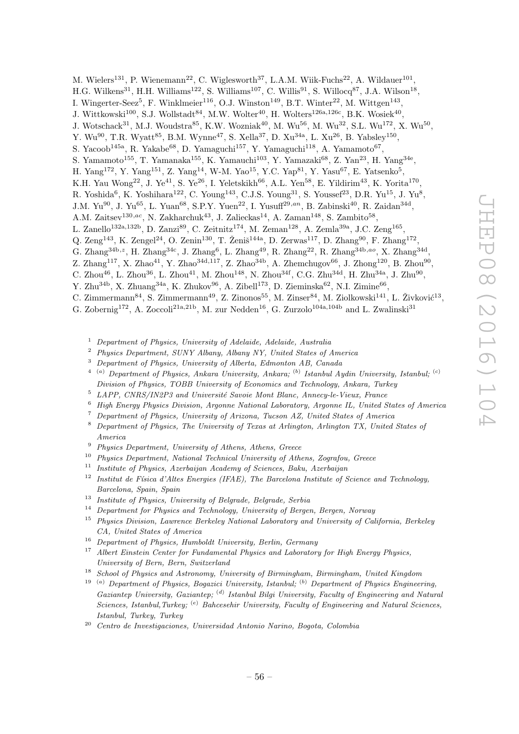M. Wielers[131], P. Wienemann[22], C. Wiglesworth[37], L.A.M. Wiik-Fuchs[22], A. Wildauer[101], H.G. Wilkens[31], H.H. Williams[122], S. Williams[107], C. Willis[91], S. Willocq[87], J.A. Wilson[18], I. Wingerter-Seez[5], F. Winklmeier[116], O.J. Winston[149], B.T. Winter[22], M. Wittgen[143], J. Wittkowski[100], S.J. Wollstadt[84], M.W. Wolter[40], H. Wolters[126a,126c], B.K. Wosiek[40], J. Wotschack[31], M.J. Woudstra[85], K.W. Wozniak[40], M. Wu[56], M. Wu[32], S.L. Wu[172], X. Wu[50], Y. Wu[90], T.R. Wyatt[85], B.M. Wynne[47], S. Xella[37], D. Xu[34a], L. Xu[26], B. Yabsley[150], S. Yacoob[145a], R. Yakabe[68], D. Yamaguchi[157], Y. Yamaguchi[118], A. Yamamoto[67], S. Yamamoto[155], T. Yamanaka[155], K. Yamauchi[103], Y. Yamazaki[68], Z. Yan[23], H. Yang[34e], H. Yang[172], Y. Yang[151], Z. Yang[14], W-M. Yao[15], Y.C. Yap[81], Y. Yasu[67], E. Yatsenko[5], K.H. Yau Wong[22], J. Ye[41], S. Ye[26], I. Yeletskikh[66], A.L. Yen[58], E. Yildirim[43], K. Yorita[170], R. Yoshida[6], K. Yoshihara[122], C. Young[143], C.J.S. Young[31], S. Youssef[23], D.R. Yu[15], J. Yu[8], J.M. Yu[90], J. Yu[65], L. Yuan[68], S.P.Y. Yuen[22], I. Yusuff[29,an], B. Zabinski[40], R. Zaidan[34d], A.M. Zaitsev[130,ac], N. Zakharchuk[43], J. Zalieckas[14], A. Zaman[148], S. Zambito[58], L. Zanello[132a,132b], D. Zanzi[89], C. Zeitnitz[174], M. Zeman[128], A. Zemla[39a], J.C. Zeng[165], Q. Zeng[143], K. Zengel[24], O. Zenin[130], T. Ženiš[144a], D. Zerwas[117], D. Zhang[90], F. Zhang[172], G. Zhang[34b,z], H. Zhang[34c], J. Zhang[6], L. Zhang[49], R. Zhang[22], R. Zhang[34b,ao], X. Zhang[34d], Z. Zhang[117], X. Zhao[41], Y. Zhao[34d,117], Z. Zhao[34b], A. Zhemchugov[66], J. Zhong[120], B. Zhou[90], C. Zhou[46], L. Zhou[36], L. Zhou[41], M. Zhou[148], N. Zhou[34f], C.G. Zhu[34d], H. Zhu[34a], J. Zhu[90], Y. Zhu[34b], X. Zhuang[34a], K. Zhukov[96], A. Zibell[173], D. Zieminska[62], N.I. Zimine[66], C. Zimmermann[84], S. Zimmermann[49], Z. Zinonos[55], M. Zinser[84], M. Ziolkowski[141], L. Živković[13], G. Zobernig[172], A. Zoccoli[21a,21b], M. zur Nedden[16], G. Zurzolo[104a,104b] and L. Zwalinski[31]

[1] *Department of Physics, University of Adelaide, Adelaide, Australia*

[2] *Physics Department, SUNY Albany, Albany NY, United States of America*

[3] *Department of Physics, University of Alberta, Edmonton AB, Canada*

[4] [(a)] *Department of Physics, Ankara University, Ankara;* [(b)] *Istanbul Aydin University, Istanbul;* [(c)] *Division of Physics, TOBB University of Economics and Technology, Ankara, Turkey*

[5] *LAPP, CNRS/IN2P3 and Université Savoie Mont Blanc, Annecy-le-Vieux, France*

[6] *High Energy Physics Division, Argonne National Laboratory, Argonne IL, United States of America*

[7] *Department of Physics, University of Arizona, Tucson AZ, United States of America*

[8] *Department of Physics, The University of Texas at Arlington, Arlington TX, United States of America*

[9] *Physics Department, University of Athens, Athens, Greece*

[10] *Physics Department, National Technical University of Athens, Zografou, Greece*

[11] *Institute of Physics, Azerbaijan Academy of Sciences, Baku, Azerbaijan*

[12] *Institut de Física d'Altes Energies (IFAE), The Barcelona Institute of Science and Technology, Barcelona, Spain, Spain*

[13] *Institute of Physics, University of Belgrade, Belgrade, Serbia*

[14] *Department for Physics and Technology, University of Bergen, Bergen, Norway*

[15] *Physics Division, Lawrence Berkeley National Laboratory and University of California, Berkeley CA, United States of America*

[16] *Department of Physics, Humboldt University, Berlin, Germany*

[17] *Albert Einstein Center for Fundamental Physics and Laboratory for High Energy Physics, University of Bern, Bern, Switzerland*

[18] *School of Physics and Astronomy, University of Birmingham, Birmingham, United Kingdom*

[19] [(a)] *Department of Physics, Bogazici University, Istanbul;* [(b)] *Department of Physics Engineering, Gaziantep University, Gaziantep;* [(d)] *Istanbul Bilgi University, Faculty of Engineering and Natural Sciences, Istanbul,Turkey;* [(e)] *Bahcesehir University, Faculty of Engineering and Natural Sciences, Istanbul, Turkey, Turkey*

[20] *Centro de Investigaciones, Universidad Antonio Narino, Bogota, Colombia*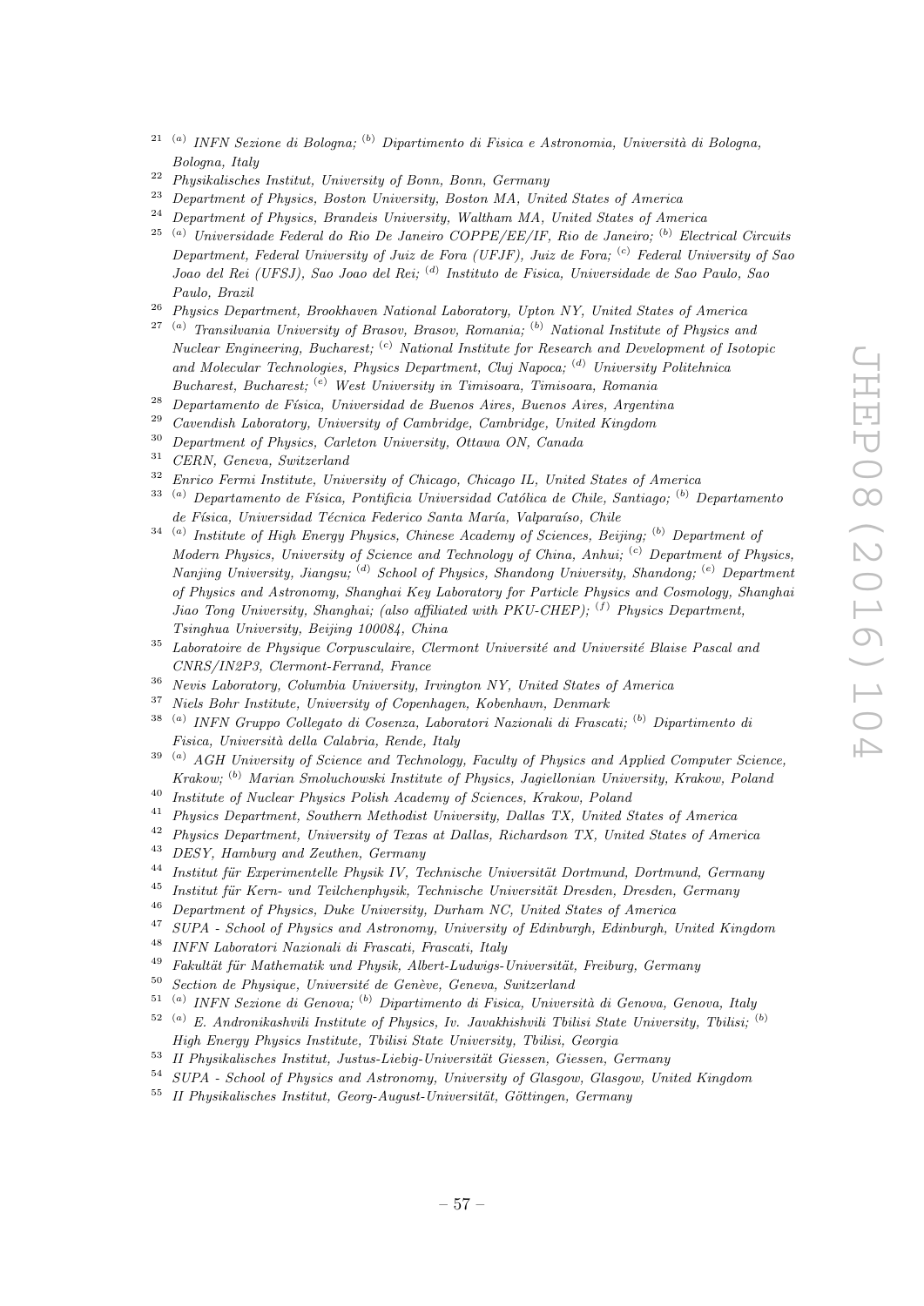[21] [(a)] *INFN Sezione di Bologna;* [(b)] *Dipartimento di Fisica e Astronomia, Università di Bologna, Bologna, Italy*

[22] *Physikalisches Institut, University of Bonn, Bonn, Germany*

[23] *Department of Physics, Boston University, Boston MA, United States of America*

[24] *Department of Physics, Brandeis University, Waltham MA, United States of America*

[25] [(a)] *Universidade Federal do Rio De Janeiro COPPE/EE/IF, Rio de Janeiro;* [(b)] *Electrical Circuits Department, Federal University of Juiz de Fora (UFJF), Juiz de Fora;* [(c)] *Federal University of Sao Joao del Rei (UFSJ), Sao Joao del Rei;* [(d)] *Instituto de Fisica, Universidade de Sao Paulo, Sao Paulo, Brazil*

[26] *Physics Department, Brookhaven National Laboratory, Upton NY, United States of America*

[27] [(a)] *Transilvania University of Brasov, Brasov, Romania;* [(b)] *National Institute of Physics and Nuclear Engineering, Bucharest;* [(c)] *National Institute for Research and Development of Isotopic and Molecular Technologies, Physics Department, Cluj Napoca;* [(d)] *University Politehnica Bucharest, Bucharest;* [(e)] *West University in Timisoara, Timisoara, Romania*

[28] *Departamento de Física, Universidad de Buenos Aires, Buenos Aires, Argentina*

[29] *Cavendish Laboratory, University of Cambridge, Cambridge, United Kingdom*

[30] *Department of Physics, Carleton University, Ottawa ON, Canada*

[31] *CERN, Geneva, Switzerland*

[32] *Enrico Fermi Institute, University of Chicago, Chicago IL, United States of America*

[33] [(a)] *Departamento de Física, Pontificia Universidad Católica de Chile, Santiago;* [(b)] *Departamento de Física, Universidad Técnica Federico Santa María, Valparaíso, Chile*

[34] [(a)] *Institute of High Energy Physics, Chinese Academy of Sciences, Beijing;* [(b)] *Department of Modern Physics, University of Science and Technology of China, Anhui;* [(c)] *Department of Physics, Nanjing University, Jiangsu;* [(d)] *School of Physics, Shandong University, Shandong;* [(e)] *Department of Physics and Astronomy, Shanghai Key Laboratory for Particle Physics and Cosmology, Shanghai Jiao Tong University, Shanghai; (also affiliated with PKU-CHEP);* [(f)] *Physics Department, Tsinghua University, Beijing 100084, China*

[35] *Laboratoire de Physique Corpusculaire, Clermont Université and Université Blaise Pascal and CNRS/IN2P3, Clermont-Ferrand, France*

[36] *Nevis Laboratory, Columbia University, Irvington NY, United States of America*

[37] *Niels Bohr Institute, University of Copenhagen, Kobenhavn, Denmark*

[38] [(a)] *INFN Gruppo Collegato di Cosenza, Laboratori Nazionali di Frascati;* [(b)] *Dipartimento di Fisica, Università della Calabria, Rende, Italy*

[39] [(a)] *AGH University of Science and Technology, Faculty of Physics and Applied Computer Science, Krakow;* [(b)] *Marian Smoluchowski Institute of Physics, Jagiellonian University, Krakow, Poland*

[40] *Institute of Nuclear Physics Polish Academy of Sciences, Krakow, Poland*

[41] *Physics Department, Southern Methodist University, Dallas TX, United States of America*

[42] *Physics Department, University of Texas at Dallas, Richardson TX, United States of America*

[43] *DESY, Hamburg and Zeuthen, Germany*

[44] *Institut für Experimentelle Physik IV, Technische Universität Dortmund, Dortmund, Germany*

[45] *Institut für Kern- und Teilchenphysik, Technische Universität Dresden, Dresden, Germany*

[46] *Department of Physics, Duke University, Durham NC, United States of America*

[47] *SUPA - School of Physics and Astronomy, University of Edinburgh, Edinburgh, United Kingdom*

[48] *INFN Laboratori Nazionali di Frascati, Frascati, Italy*

[49] *Fakultät für Mathematik und Physik, Albert-Ludwigs-Universität, Freiburg, Germany*

[50] *Section de Physique, Université de Genève, Geneva, Switzerland*

[51] [(a)] *INFN Sezione di Genova;* [(b)] *Dipartimento di Fisica, Università di Genova, Genova, Italy*

[52] [(a)] *E. Andronikashvili Institute of Physics, Iv. Javakhishvili Tbilisi State University, Tbilisi;* [(b)] *High Energy Physics Institute, Tbilisi State University, Tbilisi, Georgia*

[53] *II Physikalisches Institut, Justus-Liebig-Universität Giessen, Giessen, Germany*

[54] *SUPA - School of Physics and Astronomy, University of Glasgow, Glasgow, United Kingdom*

[55] *II Physikalisches Institut, Georg-August-Universität, Göttingen, Germany*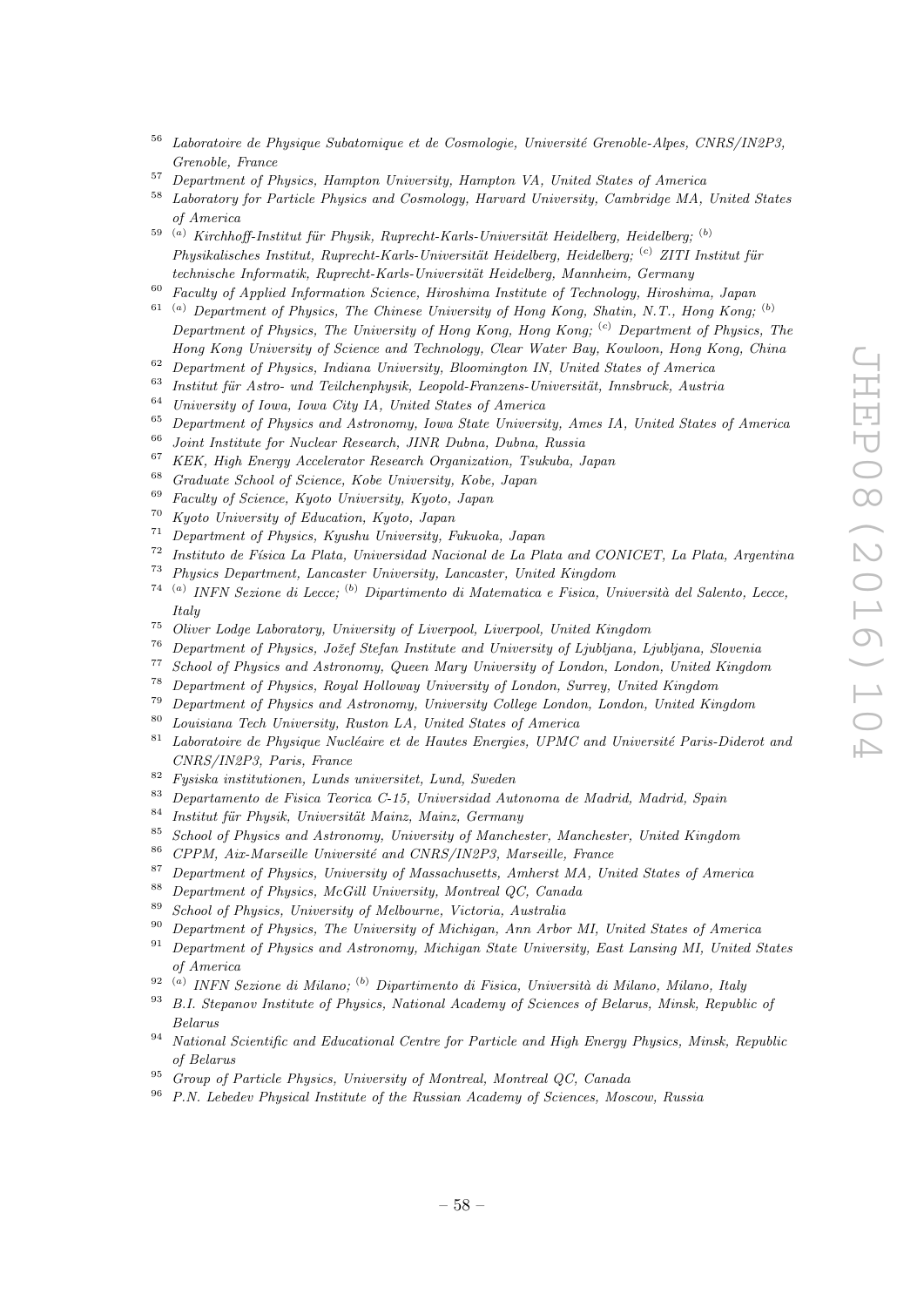[56] *Laboratoire de Physique Subatomique et de Cosmologie, Université Grenoble-Alpes, CNRS/IN2P3, Grenoble, France*

[57] *Department of Physics, Hampton University, Hampton VA, United States of America*

[58] *Laboratory for Particle Physics and Cosmology, Harvard University, Cambridge MA, United States of America*

[59] [(a)] *Kirchhoff-Institut für Physik, Ruprecht-Karls-Universität Heidelberg, Heidelberg;* [(b)] *Physikalisches Institut, Ruprecht-Karls-Universität Heidelberg, Heidelberg;* [(c)] *ZITI Institut für technische Informatik, Ruprecht-Karls-Universität Heidelberg, Mannheim, Germany*

[60] *Faculty of Applied Information Science, Hiroshima Institute of Technology, Hiroshima, Japan*

[61] [(a)] *Department of Physics, The Chinese University of Hong Kong, Shatin, N.T., Hong Kong;* [(b)] *Department of Physics, The University of Hong Kong, Hong Kong;* [(c)] *Department of Physics, The Hong Kong University of Science and Technology, Clear Water Bay, Kowloon, Hong Kong, China*

[62] *Department of Physics, Indiana University, Bloomington IN, United States of America*

[63] *Institut für Astro- und Teilchenphysik, Leopold-Franzens-Universität, Innsbruck, Austria*

[64] *University of Iowa, Iowa City IA, United States of America*

[65] *Department of Physics and Astronomy, Iowa State University, Ames IA, United States of America*

[66] *Joint Institute for Nuclear Research, JINR Dubna, Dubna, Russia*

[67] *KEK, High Energy Accelerator Research Organization, Tsukuba, Japan*

[68] *Graduate School of Science, Kobe University, Kobe, Japan*

[69] *Faculty of Science, Kyoto University, Kyoto, Japan*

[70] *Kyoto University of Education, Kyoto, Japan*

[71] *Department of Physics, Kyushu University, Fukuoka, Japan*

[72] *Instituto de Física La Plata, Universidad Nacional de La Plata and CONICET, La Plata, Argentina*

[73] *Physics Department, Lancaster University, Lancaster, United Kingdom*

[74] [(a)] *INFN Sezione di Lecce;* [(b)] *Dipartimento di Matematica e Fisica, Università del Salento, Lecce, Italy*

[75] *Oliver Lodge Laboratory, University of Liverpool, Liverpool, United Kingdom*

[76] *Department of Physics, Jožef Stefan Institute and University of Ljubljana, Ljubljana, Slovenia*

[77] *School of Physics and Astronomy, Queen Mary University of London, London, United Kingdom*

[78] *Department of Physics, Royal Holloway University of London, Surrey, United Kingdom*

[79] *Department of Physics and Astronomy, University College London, London, United Kingdom*

[80] *Louisiana Tech University, Ruston LA, United States of America*

[81] *Laboratoire de Physique Nucléaire et de Hautes Energies, UPMC and Université Paris-Diderot and CNRS/IN2P3, Paris, France*

[82] *Fysiska institutionen, Lunds universitet, Lund, Sweden*

[83] *Departamento de Fisica Teorica C-15, Universidad Autonoma de Madrid, Madrid, Spain*

[84] *Institut für Physik, Universität Mainz, Mainz, Germany*

[85] *School of Physics and Astronomy, University of Manchester, Manchester, United Kingdom*

[86] *CPPM, Aix-Marseille Université and CNRS/IN2P3, Marseille, France*

[87] *Department of Physics, University of Massachusetts, Amherst MA, United States of America*

[88] *Department of Physics, McGill University, Montreal QC, Canada*

[89] *School of Physics, University of Melbourne, Victoria, Australia*

[90] *Department of Physics, The University of Michigan, Ann Arbor MI, United States of America*

[91] *Department of Physics and Astronomy, Michigan State University, East Lansing MI, United States of America*

[92] [(a)] *INFN Sezione di Milano;* [(b)] *Dipartimento di Fisica, Università di Milano, Milano, Italy*

[93] *B.I. Stepanov Institute of Physics, National Academy of Sciences of Belarus, Minsk, Republic of Belarus*

[94] *National Scientific and Educational Centre for Particle and High Energy Physics, Minsk, Republic of Belarus*

[95] *Group of Particle Physics, University of Montreal, Montreal QC, Canada*

[96] *P.N. Lebedev Physical Institute of the Russian Academy of Sciences, Moscow, Russia*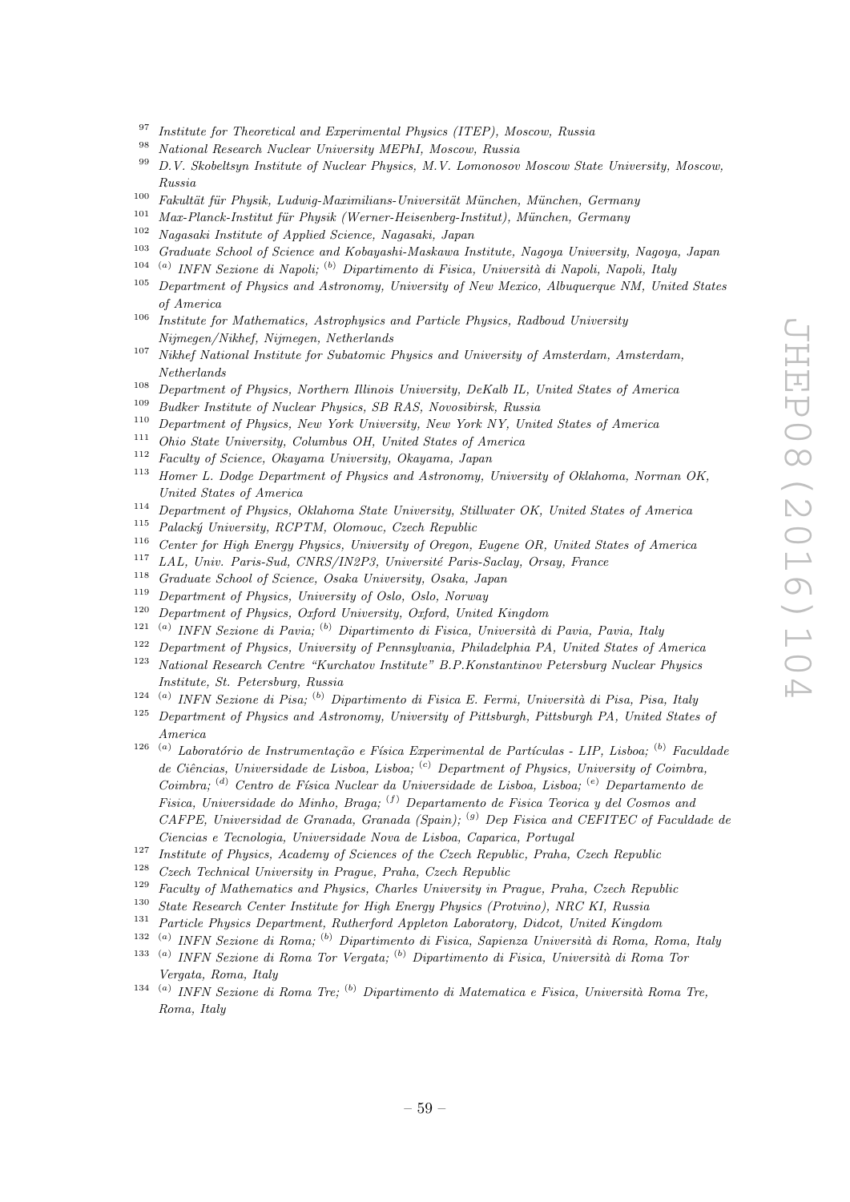[97] *Institute for Theoretical and Experimental Physics (ITEP), Moscow, Russia*
[98] *National Research Nuclear University MEPhI, Moscow, Russia*
[99] *D.V. Skobeltsyn Institute of Nuclear Physics, M.V. Lomonosov Moscow State University, Moscow, Russia*
[100] *Fakultät für Physik, Ludwig-Maximilians-Universität München, München, Germany*
[101] *Max-Planck-Institut für Physik (Werner-Heisenberg-Institut), München, Germany*
[102] *Nagasaki Institute of Applied Science, Nagasaki, Japan*
[103] *Graduate School of Science and Kobayashi-Maskawa Institute, Nagoya University, Nagoya, Japan*
[104] [(a)] *INFN Sezione di Napoli;* [(b)] *Dipartimento di Fisica, Università di Napoli, Napoli, Italy*
[105] *Department of Physics and Astronomy, University of New Mexico, Albuquerque NM, United States of America*
[106] *Institute for Mathematics, Astrophysics and Particle Physics, Radboud University Nijmegen/Nikhef, Nijmegen, Netherlands*
[107] *Nikhef National Institute for Subatomic Physics and University of Amsterdam, Amsterdam, Netherlands*
[108] *Department of Physics, Northern Illinois University, DeKalb IL, United States of America*
[109] *Budker Institute of Nuclear Physics, SB RAS, Novosibirsk, Russia*
[110] *Department of Physics, New York University, New York NY, United States of America*
[111] *Ohio State University, Columbus OH, United States of America*
[112] *Faculty of Science, Okayama University, Okayama, Japan*
[113] *Homer L. Dodge Department of Physics and Astronomy, University of Oklahoma, Norman OK, United States of America*
[114] *Department of Physics, Oklahoma State University, Stillwater OK, United States of America*
[115] *Palacký University, RCPTM, Olomouc, Czech Republic*
[116] *Center for High Energy Physics, University of Oregon, Eugene OR, United States of America*
[117] *LAL, Univ. Paris-Sud, CNRS/IN2P3, Université Paris-Saclay, Orsay, France*
[118] *Graduate School of Science, Osaka University, Osaka, Japan*
[119] *Department of Physics, University of Oslo, Oslo, Norway*
[120] *Department of Physics, Oxford University, Oxford, United Kingdom*
[121] [(a)] *INFN Sezione di Pavia;* [(b)] *Dipartimento di Fisica, Università di Pavia, Pavia, Italy*
[122] *Department of Physics, University of Pennsylvania, Philadelphia PA, United States of America*
[123] *National Research Centre "Kurchatov Institute" B.P.Konstantinov Petersburg Nuclear Physics Institute, St. Petersburg, Russia*
[124] [(a)] *INFN Sezione di Pisa;* [(b)] *Dipartimento di Fisica E. Fermi, Università di Pisa, Pisa, Italy*
[125] *Department of Physics and Astronomy, University of Pittsburgh, Pittsburgh PA, United States of America*
[126] [(a)] *Laboratório de Instrumentação e Física Experimental de Partículas - LIP, Lisboa;* [(b)] *Faculdade de Ciências, Universidade de Lisboa, Lisboa;* [(c)] *Department of Physics, University of Coimbra, Coimbra;* [(d)] *Centro de Física Nuclear da Universidade de Lisboa, Lisboa;* [(e)] *Departamento de Fisica, Universidade do Minho, Braga;* [(f)] *Departamento de Fisica Teorica y del Cosmos and CAFPE, Universidad de Granada, Granada (Spain);* [(g)] *Dep Fisica and CEFITEC of Faculdade de Ciencias e Tecnologia, Universidade Nova de Lisboa, Caparica, Portugal*
[127] *Institute of Physics, Academy of Sciences of the Czech Republic, Praha, Czech Republic*
[128] *Czech Technical University in Prague, Praha, Czech Republic*
[129] *Faculty of Mathematics and Physics, Charles University in Prague, Praha, Czech Republic*
[130] *State Research Center Institute for High Energy Physics (Protvino), NRC KI, Russia*
[131] *Particle Physics Department, Rutherford Appleton Laboratory, Didcot, United Kingdom*
[132] [(a)] *INFN Sezione di Roma;* [(b)] *Dipartimento di Fisica, Sapienza Università di Roma, Roma, Italy*
[133] [(a)] *INFN Sezione di Roma Tor Vergata;* [(b)] *Dipartimento di Fisica, Università di Roma Tor Vergata, Roma, Italy*
[134] [(a)] *INFN Sezione di Roma Tre;* [(b)] *Dipartimento di Matematica e Fisica, Università Roma Tre, Roma, Italy*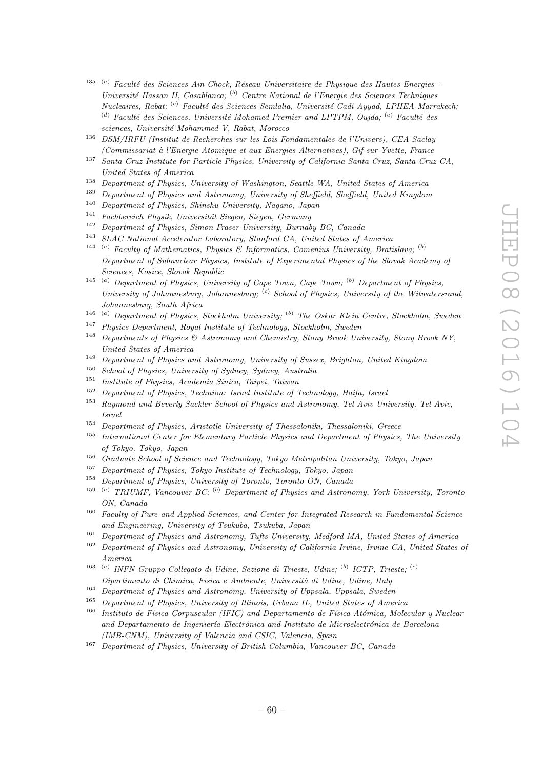[135] [(a)] *Faculté des Sciences Ain Chock, Réseau Universitaire de Physique des Hautes Energies - Université Hassan II, Casablanca;* [(b)] *Centre National de l'Energie des Sciences Techniques Nucleaires, Rabat;* [(c)] *Faculté des Sciences Semlalia, Université Cadi Ayyad, LPHEA-Marrakech;* [(d)] *Faculté des Sciences, Université Mohamed Premier and LPTPM, Oujda;* [(e)] *Faculté des sciences, Université Mohammed V, Rabat, Morocco*

[136] *DSM/IRFU (Institut de Recherches sur les Lois Fondamentales de l'Univers), CEA Saclay (Commissariat à l'Energie Atomique et aux Energies Alternatives), Gif-sur-Yvette, France*

[137] *Santa Cruz Institute for Particle Physics, University of California Santa Cruz, Santa Cruz CA, United States of America*

[138] *Department of Physics, University of Washington, Seattle WA, United States of America*

[139] *Department of Physics and Astronomy, University of Sheffield, Sheffield, United Kingdom*

[140] *Department of Physics, Shinshu University, Nagano, Japan*

[141] *Fachbereich Physik, Universität Siegen, Siegen, Germany*

[142] *Department of Physics, Simon Fraser University, Burnaby BC, Canada*

[143] *SLAC National Accelerator Laboratory, Stanford CA, United States of America*

[144] [(a)] *Faculty of Mathematics, Physics & Informatics, Comenius University, Bratislava;* [(b)] *Department of Subnuclear Physics, Institute of Experimental Physics of the Slovak Academy of Sciences, Kosice, Slovak Republic*

[145] [(a)] *Department of Physics, University of Cape Town, Cape Town;* [(b)] *Department of Physics, University of Johannesburg, Johannesburg;* [(c)] *School of Physics, University of the Witwatersrand, Johannesburg, South Africa*

[146] [(a)] *Department of Physics, Stockholm University;* [(b)] *The Oskar Klein Centre, Stockholm, Sweden*

[147] *Physics Department, Royal Institute of Technology, Stockholm, Sweden*

[148] *Departments of Physics & Astronomy and Chemistry, Stony Brook University, Stony Brook NY, United States of America*

[149] *Department of Physics and Astronomy, University of Sussex, Brighton, United Kingdom*

[150] *School of Physics, University of Sydney, Sydney, Australia*

[151] *Institute of Physics, Academia Sinica, Taipei, Taiwan*

[152] *Department of Physics, Technion: Israel Institute of Technology, Haifa, Israel*

[153] *Raymond and Beverly Sackler School of Physics and Astronomy, Tel Aviv University, Tel Aviv, Israel*

[154] *Department of Physics, Aristotle University of Thessaloniki, Thessaloniki, Greece*

[155] *International Center for Elementary Particle Physics and Department of Physics, The University of Tokyo, Tokyo, Japan*

[156] *Graduate School of Science and Technology, Tokyo Metropolitan University, Tokyo, Japan*

[157] *Department of Physics, Tokyo Institute of Technology, Tokyo, Japan*

[158] *Department of Physics, University of Toronto, Toronto ON, Canada*

[159] [(a)] *TRIUMF, Vancouver BC;* [(b)] *Department of Physics and Astronomy, York University, Toronto ON, Canada*

[160] *Faculty of Pure and Applied Sciences, and Center for Integrated Research in Fundamental Science and Engineering, University of Tsukuba, Tsukuba, Japan*

[161] *Department of Physics and Astronomy, Tufts University, Medford MA, United States of America*

[162] *Department of Physics and Astronomy, University of California Irvine, Irvine CA, United States of America*

[163] [(a)] *INFN Gruppo Collegato di Udine, Sezione di Trieste, Udine;* [(b)] *ICTP, Trieste;* [(c)] *Dipartimento di Chimica, Fisica e Ambiente, Università di Udine, Udine, Italy*

[164] *Department of Physics and Astronomy, University of Uppsala, Uppsala, Sweden*

[165] *Department of Physics, University of Illinois, Urbana IL, United States of America*

[166] *Instituto de Física Corpuscular (IFIC) and Departamento de Física Atómica, Molecular y Nuclear and Departamento de Ingeniería Electrónica and Instituto de Microelectrónica de Barcelona (IMB-CNM), University of Valencia and CSIC, Valencia, Spain*

[167] *Department of Physics, University of British Columbia, Vancouver BC, Canada*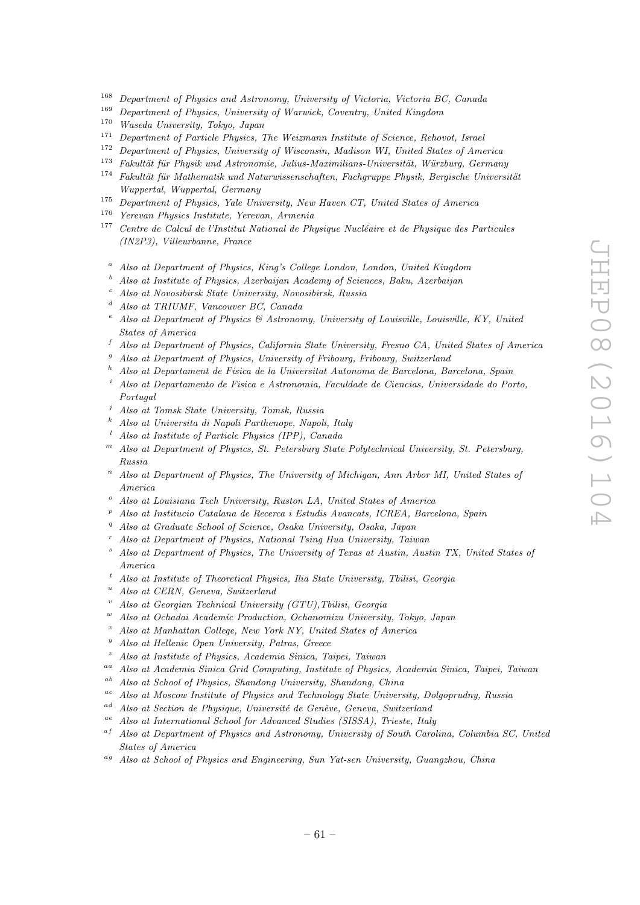[168] Department of Physics and Astronomy, University of Victoria, Victoria BC, Canada
[169] Department of Physics, University of Warwick, Coventry, United Kingdom
[170] Waseda University, Tokyo, Japan
[171] Department of Particle Physics, The Weizmann Institute of Science, Rehovot, Israel
[172] Department of Physics, University of Wisconsin, Madison WI, United States of America
[173] Fakultät für Physik und Astronomie, Julius-Maximilians-Universität, Würzburg, Germany
[174] Fakultät für Mathematik und Naturwissenschaften, Fachgruppe Physik, Bergische Universität Wuppertal, Wuppertal, Germany
[175] Department of Physics, Yale University, New Haven CT, United States of America
[176] Yerevan Physics Institute, Yerevan, Armenia
[177] Centre de Calcul de l'Institut National de Physique Nucléaire et de Physique des Particules (IN2P3), Villeurbanne, France

[a] Also at Department of Physics, King's College London, London, United Kingdom
[b] Also at Institute of Physics, Azerbaijan Academy of Sciences, Baku, Azerbaijan
[c] Also at Novosibirsk State University, Novosibirsk, Russia
[d] Also at TRIUMF, Vancouver BC, Canada
[e] Also at Department of Physics & Astronomy, University of Louisville, Louisville, KY, United States of America
[f] Also at Department of Physics, California State University, Fresno CA, United States of America
[g] Also at Department of Physics, University of Fribourg, Fribourg, Switzerland
[h] Also at Departament de Fisica de la Universitat Autonoma de Barcelona, Barcelona, Spain
[i] Also at Departamento de Fisica e Astronomia, Faculdade de Ciencias, Universidade do Porto, Portugal
[j] Also at Tomsk State University, Tomsk, Russia
[k] Also at Universita di Napoli Parthenope, Napoli, Italy
[l] Also at Institute of Particle Physics (IPP), Canada
[m] Also at Department of Physics, St. Petersburg State Polytechnical University, St. Petersburg, Russia
[n] Also at Department of Physics, The University of Michigan, Ann Arbor MI, United States of America
[o] Also at Louisiana Tech University, Ruston LA, United States of America
[p] Also at Institucio Catalana de Recerca i Estudis Avancats, ICREA, Barcelona, Spain
[q] Also at Graduate School of Science, Osaka University, Osaka, Japan
[r] Also at Department of Physics, National Tsing Hua University, Taiwan
[s] Also at Department of Physics, The University of Texas at Austin, Austin TX, United States of America
[t] Also at Institute of Theoretical Physics, Ilia State University, Tbilisi, Georgia
[u] Also at CERN, Geneva, Switzerland
[v] Also at Georgian Technical University (GTU),Tbilisi, Georgia
[w] Also at Ochadai Academic Production, Ochanomizu University, Tokyo, Japan
[x] Also at Manhattan College, New York NY, United States of America
[y] Also at Hellenic Open University, Patras, Greece
[z] Also at Institute of Physics, Academia Sinica, Taipei, Taiwan
[aa] Also at Academia Sinica Grid Computing, Institute of Physics, Academia Sinica, Taipei, Taiwan
[ab] Also at School of Physics, Shandong University, Shandong, China
[ac] Also at Moscow Institute of Physics and Technology State University, Dolgoprudny, Russia
[ad] Also at Section de Physique, Université de Genève, Geneva, Switzerland
[ae] Also at International School for Advanced Studies (SISSA), Trieste, Italy
[af] Also at Department of Physics and Astronomy, University of South Carolina, Columbia SC, United States of America
[ag] Also at School of Physics and Engineering, Sun Yat-sen University, Guangzhou, China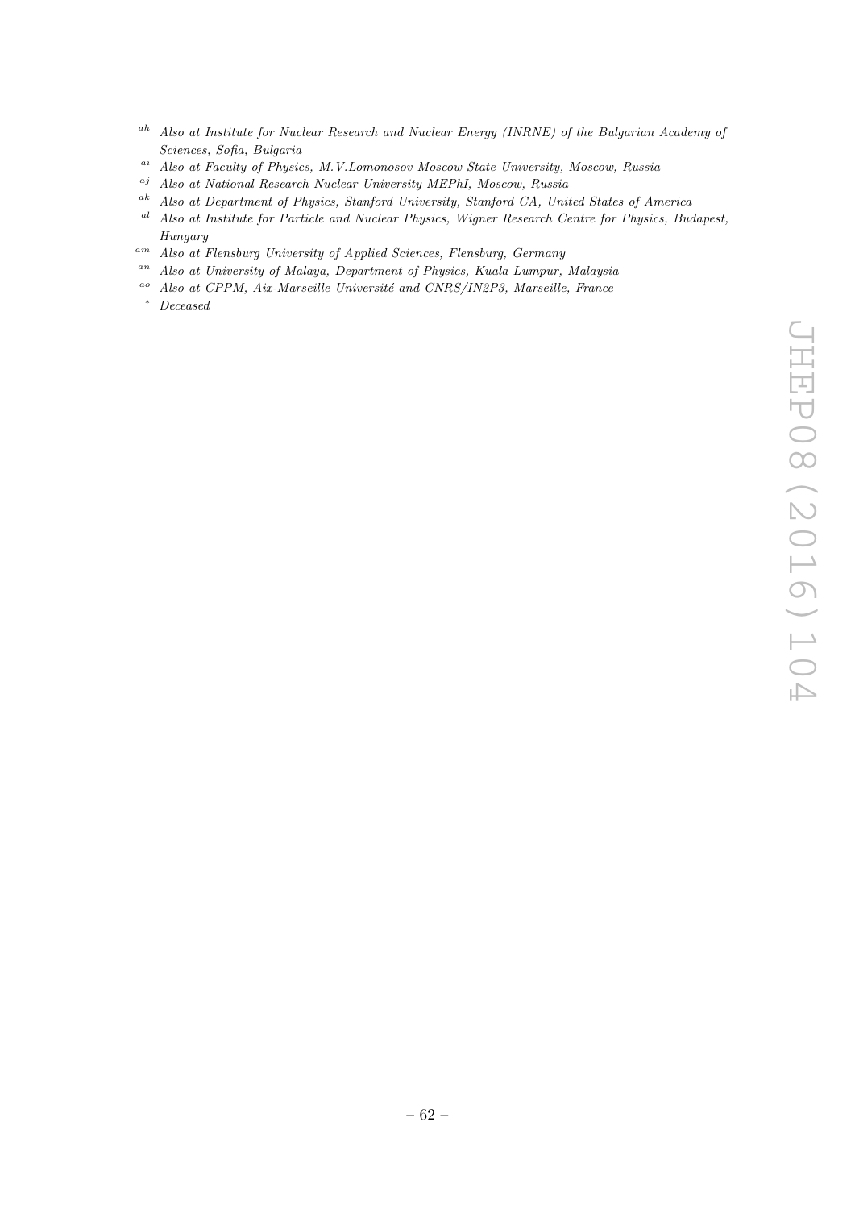[ah] *Also at Institute for Nuclear Research and Nuclear Energy (INRNE) of the Bulgarian Academy of Sciences, Sofia, Bulgaria*

[ai] *Also at Faculty of Physics, M.V.Lomonosov Moscow State University, Moscow, Russia*

[aj] *Also at National Research Nuclear University MEPhI, Moscow, Russia*

[ak] *Also at Department of Physics, Stanford University, Stanford CA, United States of America*

[al] *Also at Institute for Particle and Nuclear Physics, Wigner Research Centre for Physics, Budapest, Hungary*

[am] *Also at Flensburg University of Applied Sciences, Flensburg, Germany*

[an] *Also at University of Malaya, Department of Physics, Kuala Lumpur, Malaysia*

[ao] *Also at CPPM, Aix-Marseille Université and CNRS/IN2P3, Marseille, France*

[*] *Deceased*